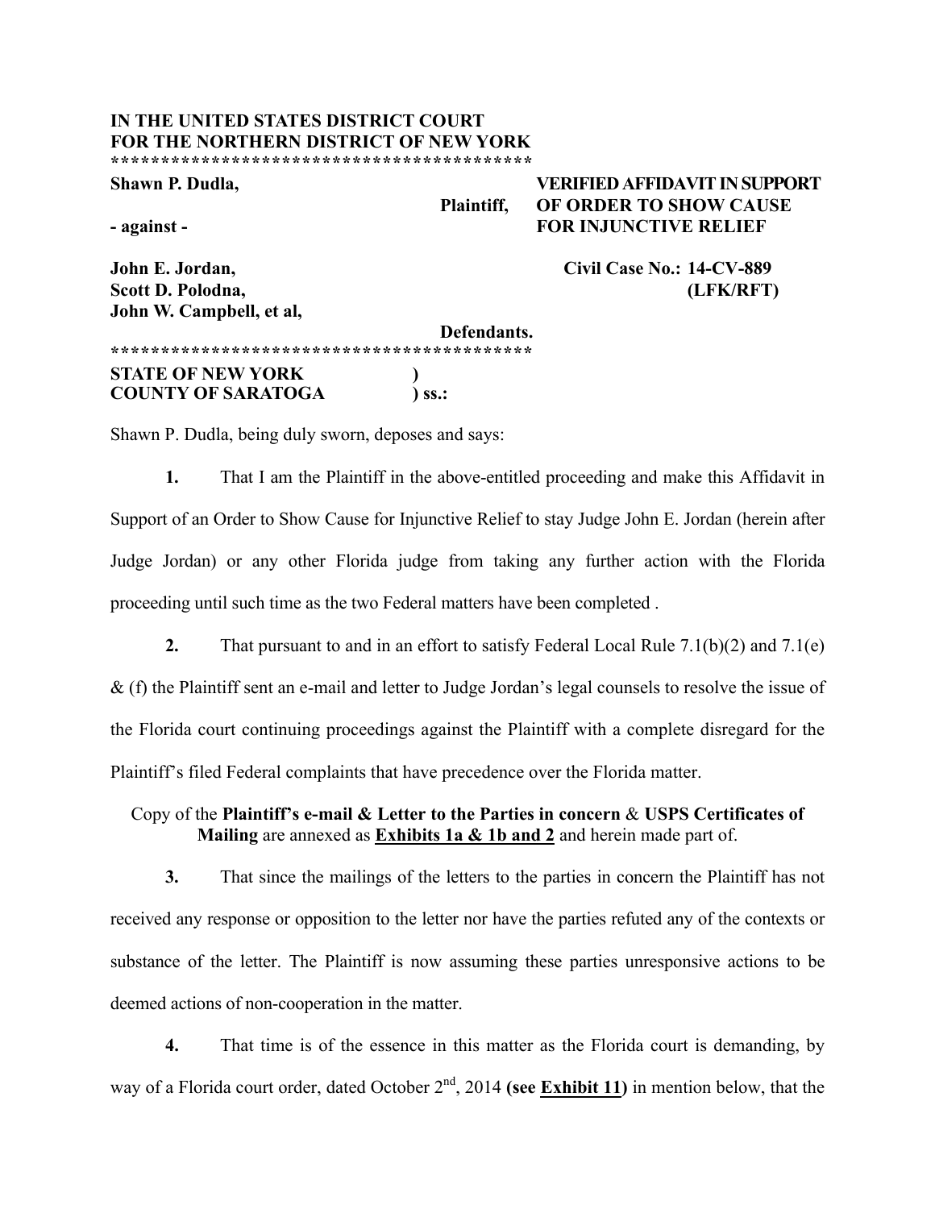**IN THE UNITED STATES DISTRICT COURT**
**FOR THE NORTHERN DISTRICT OF NEW YORK**
******************************************

**Shawn P. Dudla,**

**Plaintiff,**

**- against -**

**John E. Jordan,**
**Scott D. Polodna,**
**John W. Campbell, et al,**

**Defendants.**
******************************************

**VERIFIED AFFIDAVIT IN SUPPORT OF ORDER TO SHOW CAUSE FOR INJUNCTIVE RELIEF**

**Civil Case No.: 14-CV-889 (LFK/RFT)**

**STATE OF NEW YORK** )
**COUNTY OF SARATOGA** ) **ss.:**

Shawn P. Dudla, being duly sworn, deposes and says:

**1.** That I am the Plaintiff in the above-entitled proceeding and make this Affidavit in Support of an Order to Show Cause for Injunctive Relief to stay Judge John E. Jordan (herein after Judge Jordan) or any other Florida judge from taking any further action with the Florida proceeding until such time as the two Federal matters have been completed .

**2.** That pursuant to and in an effort to satisfy Federal Local Rule 7.1(b)(2) and 7.1(e) & (f) the Plaintiff sent an e-mail and letter to Judge Jordan's legal counsels to resolve the issue of the Florida court continuing proceedings against the Plaintiff with a complete disregard for the Plaintiff's filed Federal complaints that have precedence over the Florida matter.

Copy of the **Plaintiff's e-mail & Letter to the Parties in concern** & **USPS Certificates of Mailing** are annexed as **Exhibits 1a & 1b and 2** and herein made part of.

**3.** That since the mailings of the letters to the parties in concern the Plaintiff has not received any response or opposition to the letter nor have the parties refuted any of the contexts or substance of the letter. The Plaintiff is now assuming these parties unresponsive actions to be deemed actions of non-cooperation in the matter.

**4.** That time is of the essence in this matter as the Florida court is demanding, by way of a Florida court order, dated October 2nd, 2014 **(see Exhibit 11)** in mention below, that the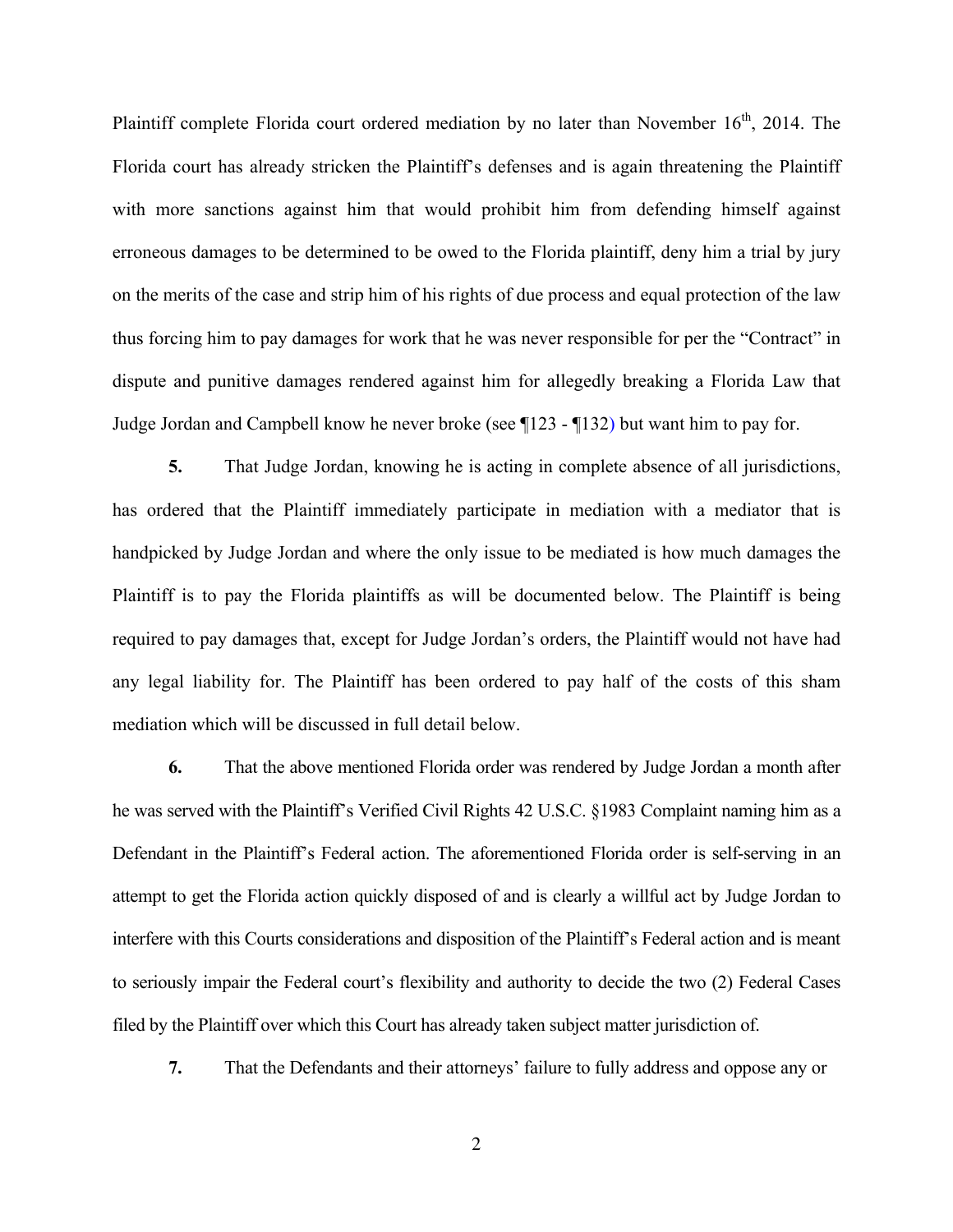Plaintiff complete Florida court ordered mediation by no later than November 16th, 2014. The Florida court has already stricken the Plaintiff's defenses and is again threatening the Plaintiff with more sanctions against him that would prohibit him from defending himself against erroneous damages to be determined to be owed to the Florida plaintiff, deny him a trial by jury on the merits of the case and strip him of his rights of due process and equal protection of the law thus forcing him to pay damages for work that he was never responsible for per the "Contract" in dispute and punitive damages rendered against him for allegedly breaking a Florida Law that Judge Jordan and Campbell know he never broke (see ¶123 - ¶132) but want him to pay for.

**5.** That Judge Jordan, knowing he is acting in complete absence of all jurisdictions, has ordered that the Plaintiff immediately participate in mediation with a mediator that is handpicked by Judge Jordan and where the only issue to be mediated is how much damages the Plaintiff is to pay the Florida plaintiffs as will be documented below. The Plaintiff is being required to pay damages that, except for Judge Jordan's orders, the Plaintiff would not have had any legal liability for. The Plaintiff has been ordered to pay half of the costs of this sham mediation which will be discussed in full detail below.

**6.** That the above mentioned Florida order was rendered by Judge Jordan a month after he was served with the Plaintiff's Verified Civil Rights 42 U.S.C. §1983 Complaint naming him as a Defendant in the Plaintiff's Federal action. The aforementioned Florida order is self-serving in an attempt to get the Florida action quickly disposed of and is clearly a willful act by Judge Jordan to interfere with this Courts considerations and disposition of the Plaintiff's Federal action and is meant to seriously impair the Federal court's flexibility and authority to decide the two (2) Federal Cases filed by the Plaintiff over which this Court has already taken subject matter jurisdiction of.

**7.** That the Defendants and their attorneys' failure to fully address and oppose any or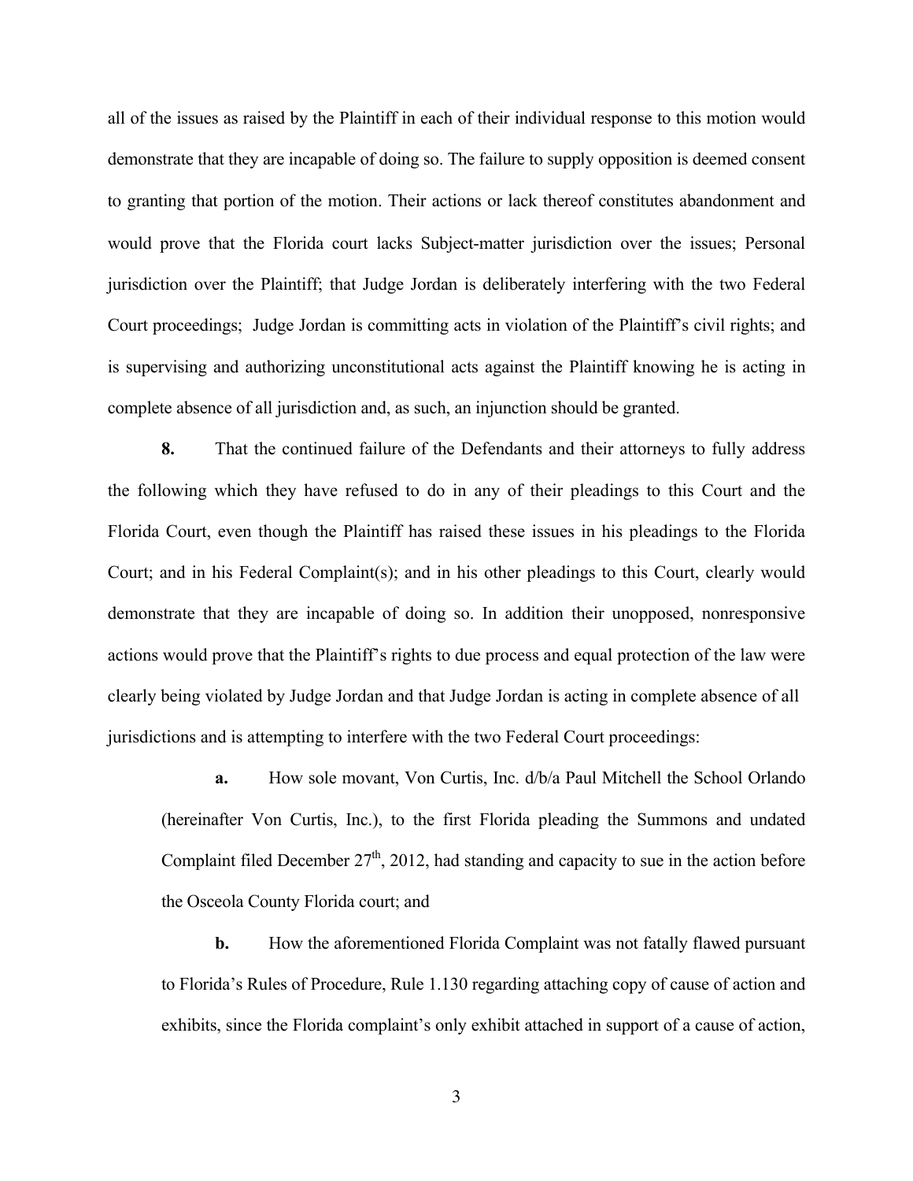all of the issues as raised by the Plaintiff in each of their individual response to this motion would demonstrate that they are incapable of doing so. The failure to supply opposition is deemed consent to granting that portion of the motion. Their actions or lack thereof constitutes abandonment and would prove that the Florida court lacks Subject-matter jurisdiction over the issues; Personal jurisdiction over the Plaintiff; that Judge Jordan is deliberately interfering with the two Federal Court proceedings; Judge Jordan is committing acts in violation of the Plaintiff's civil rights; and is supervising and authorizing unconstitutional acts against the Plaintiff knowing he is acting in complete absence of all jurisdiction and, as such, an injunction should be granted.

**8.** That the continued failure of the Defendants and their attorneys to fully address the following which they have refused to do in any of their pleadings to this Court and the Florida Court, even though the Plaintiff has raised these issues in his pleadings to the Florida Court; and in his Federal Complaint(s); and in his other pleadings to this Court, clearly would demonstrate that they are incapable of doing so. In addition their unopposed, nonresponsive actions would prove that the Plaintiff's rights to due process and equal protection of the law were clearly being violated by Judge Jordan and that Judge Jordan is acting in complete absence of all jurisdictions and is attempting to interfere with the two Federal Court proceedings:

> **a.** How sole movant, Von Curtis, Inc. d/b/a Paul Mitchell the School Orlando (hereinafter Von Curtis, Inc.), to the first Florida pleading the Summons and undated Complaint filed December 27th, 2012, had standing and capacity to sue in the action before the Osceola County Florida court; and
>
> **b.** How the aforementioned Florida Complaint was not fatally flawed pursuant to Florida's Rules of Procedure, Rule 1.130 regarding attaching copy of cause of action and exhibits, since the Florida complaint's only exhibit attached in support of a cause of action,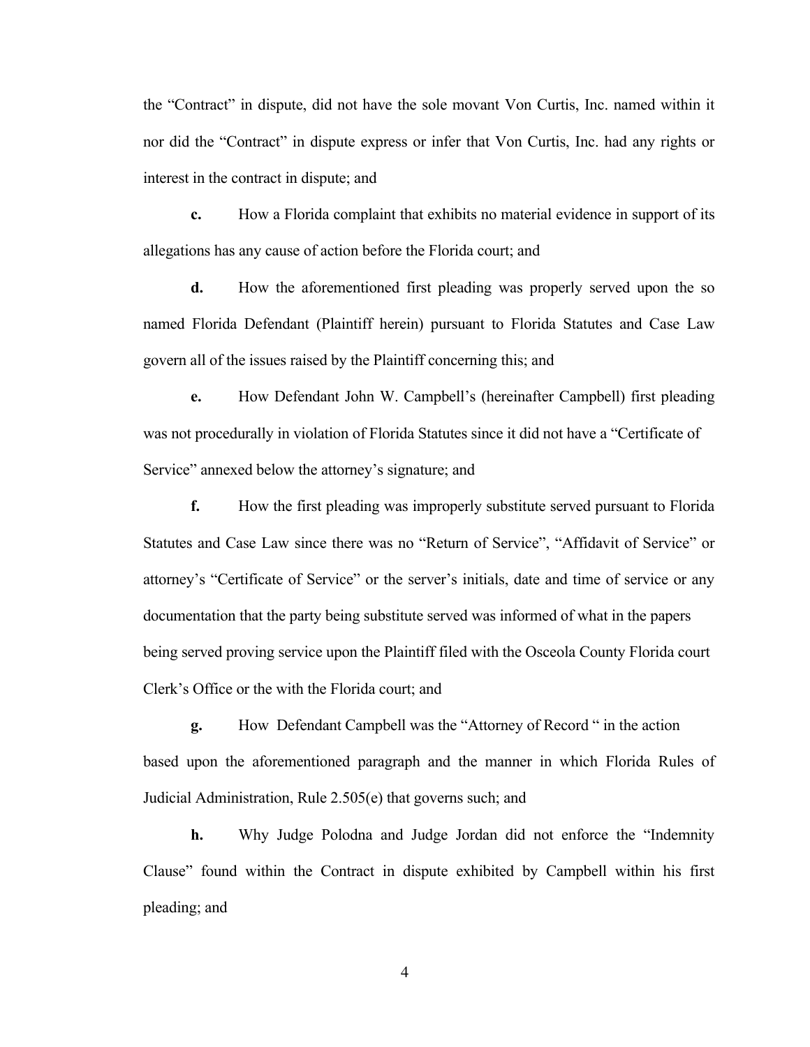the "Contract" in dispute, did not have the sole movant Von Curtis, Inc. named within it nor did the "Contract" in dispute express or infer that Von Curtis, Inc. had any rights or interest in the contract in dispute; and

**c.** How a Florida complaint that exhibits no material evidence in support of its allegations has any cause of action before the Florida court; and

**d.** How the aforementioned first pleading was properly served upon the so named Florida Defendant (Plaintiff herein) pursuant to Florida Statutes and Case Law govern all of the issues raised by the Plaintiff concerning this; and

**e.** How Defendant John W. Campbell's (hereinafter Campbell) first pleading was not procedurally in violation of Florida Statutes since it did not have a "Certificate of Service" annexed below the attorney's signature; and

**f.** How the first pleading was improperly substitute served pursuant to Florida Statutes and Case Law since there was no "Return of Service", "Affidavit of Service" or attorney's "Certificate of Service" or the server's initials, date and time of service or any documentation that the party being substitute served was informed of what in the papers being served proving service upon the Plaintiff filed with the Osceola County Florida court Clerk's Office or the with the Florida court; and

**g.** How Defendant Campbell was the "Attorney of Record " in the action based upon the aforementioned paragraph and the manner in which Florida Rules of Judicial Administration, Rule 2.505(e) that governs such; and

**h.** Why Judge Polodna and Judge Jordan did not enforce the "Indemnity Clause" found within the Contract in dispute exhibited by Campbell within his first pleading; and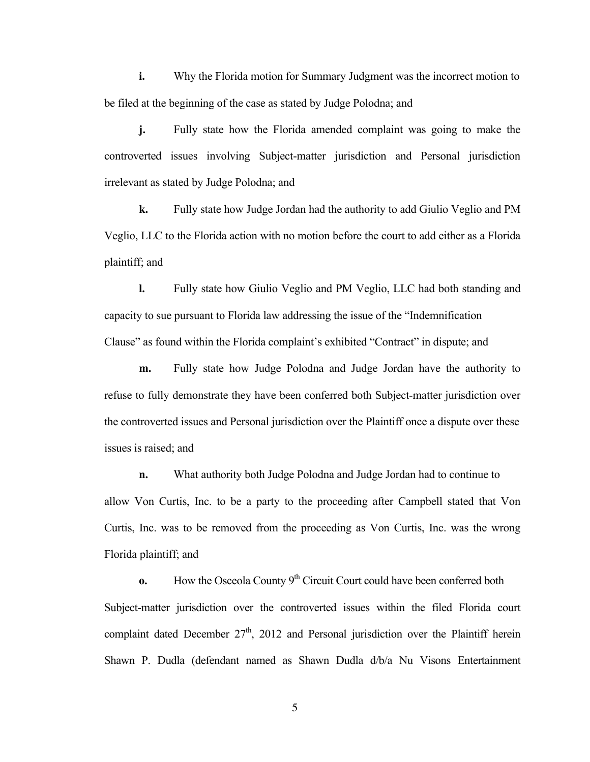**i.** Why the Florida motion for Summary Judgment was the incorrect motion to be filed at the beginning of the case as stated by Judge Polodna; and

**j.** Fully state how the Florida amended complaint was going to make the controverted issues involving Subject-matter jurisdiction and Personal jurisdiction irrelevant as stated by Judge Polodna; and

**k.** Fully state how Judge Jordan had the authority to add Giulio Veglio and PM Veglio, LLC to the Florida action with no motion before the court to add either as a Florida plaintiff; and

**l.** Fully state how Giulio Veglio and PM Veglio, LLC had both standing and capacity to sue pursuant to Florida law addressing the issue of the "Indemnification Clause" as found within the Florida complaint's exhibited "Contract" in dispute; and

**m.** Fully state how Judge Polodna and Judge Jordan have the authority to refuse to fully demonstrate they have been conferred both Subject-matter jurisdiction over the controverted issues and Personal jurisdiction over the Plaintiff once a dispute over these issues is raised; and

**n.** What authority both Judge Polodna and Judge Jordan had to continue to allow Von Curtis, Inc. to be a party to the proceeding after Campbell stated that Von Curtis, Inc. was to be removed from the proceeding as Von Curtis, Inc. was the wrong Florida plaintiff; and

**o.** How the Osceola County 9th Circuit Court could have been conferred both Subject-matter jurisdiction over the controverted issues within the filed Florida court complaint dated December 27th, 2012 and Personal jurisdiction over the Plaintiff herein Shawn P. Dudla (defendant named as Shawn Dudla d/b/a Nu Visons Entertainment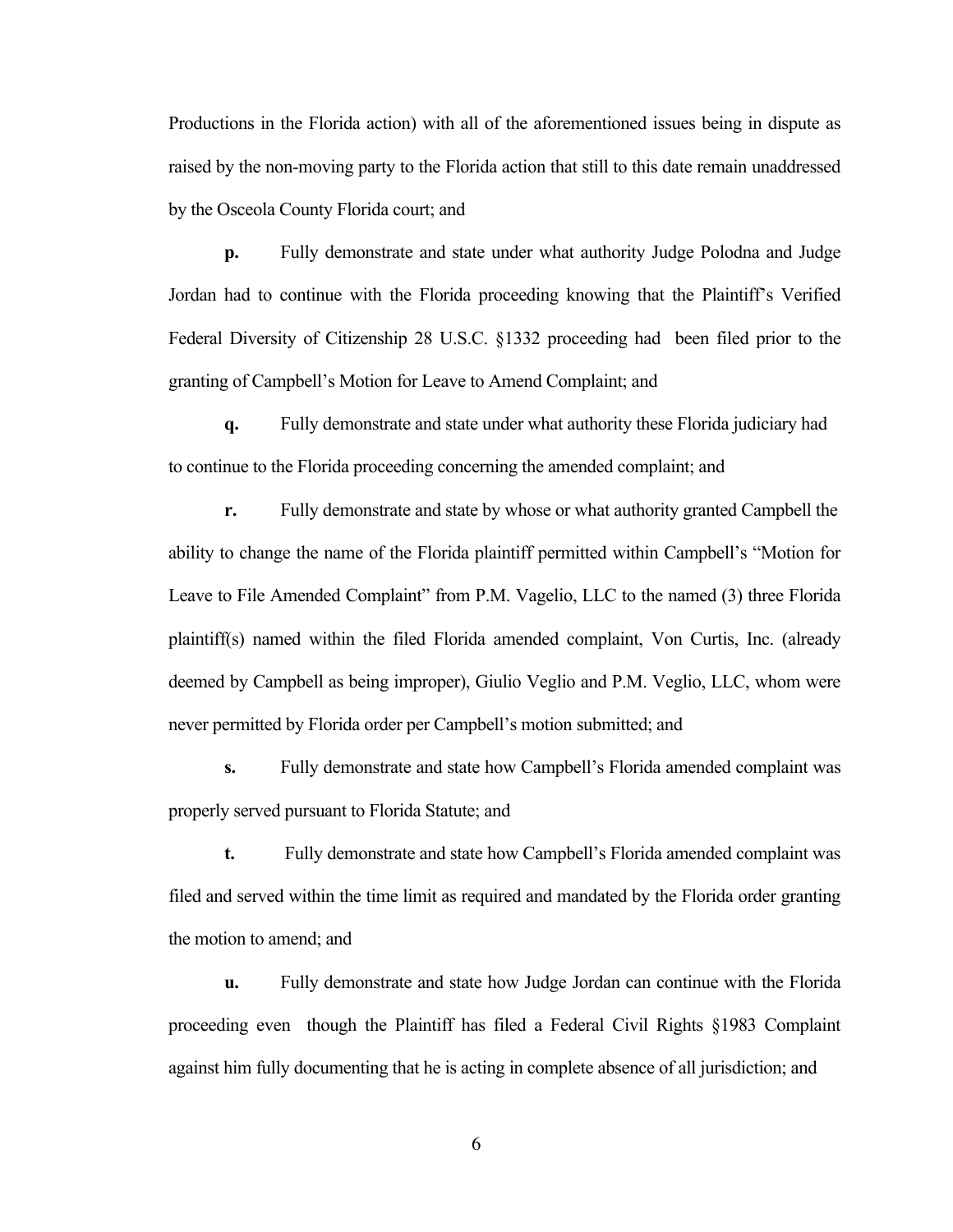Productions in the Florida action) with all of the aforementioned issues being in dispute as raised by the non-moving party to the Florida action that still to this date remain unaddressed by the Osceola County Florida court; and

**p.** Fully demonstrate and state under what authority Judge Polodna and Judge Jordan had to continue with the Florida proceeding knowing that the Plaintiff's Verified Federal Diversity of Citizenship 28 U.S.C. §1332 proceeding had been filed prior to the granting of Campbell's Motion for Leave to Amend Complaint; and

**q.** Fully demonstrate and state under what authority these Florida judiciary had to continue to the Florida proceeding concerning the amended complaint; and

**r.** Fully demonstrate and state by whose or what authority granted Campbell the ability to change the name of the Florida plaintiff permitted within Campbell's "Motion for Leave to File Amended Complaint" from P.M. Vagelio, LLC to the named (3) three Florida plaintiff(s) named within the filed Florida amended complaint, Von Curtis, Inc. (already deemed by Campbell as being improper), Giulio Veglio and P.M. Veglio, LLC, whom were never permitted by Florida order per Campbell's motion submitted; and

**s.** Fully demonstrate and state how Campbell's Florida amended complaint was properly served pursuant to Florida Statute; and

**t.** Fully demonstrate and state how Campbell's Florida amended complaint was filed and served within the time limit as required and mandated by the Florida order granting the motion to amend; and

**u.** Fully demonstrate and state how Judge Jordan can continue with the Florida proceeding even though the Plaintiff has filed a Federal Civil Rights §1983 Complaint against him fully documenting that he is acting in complete absence of all jurisdiction; and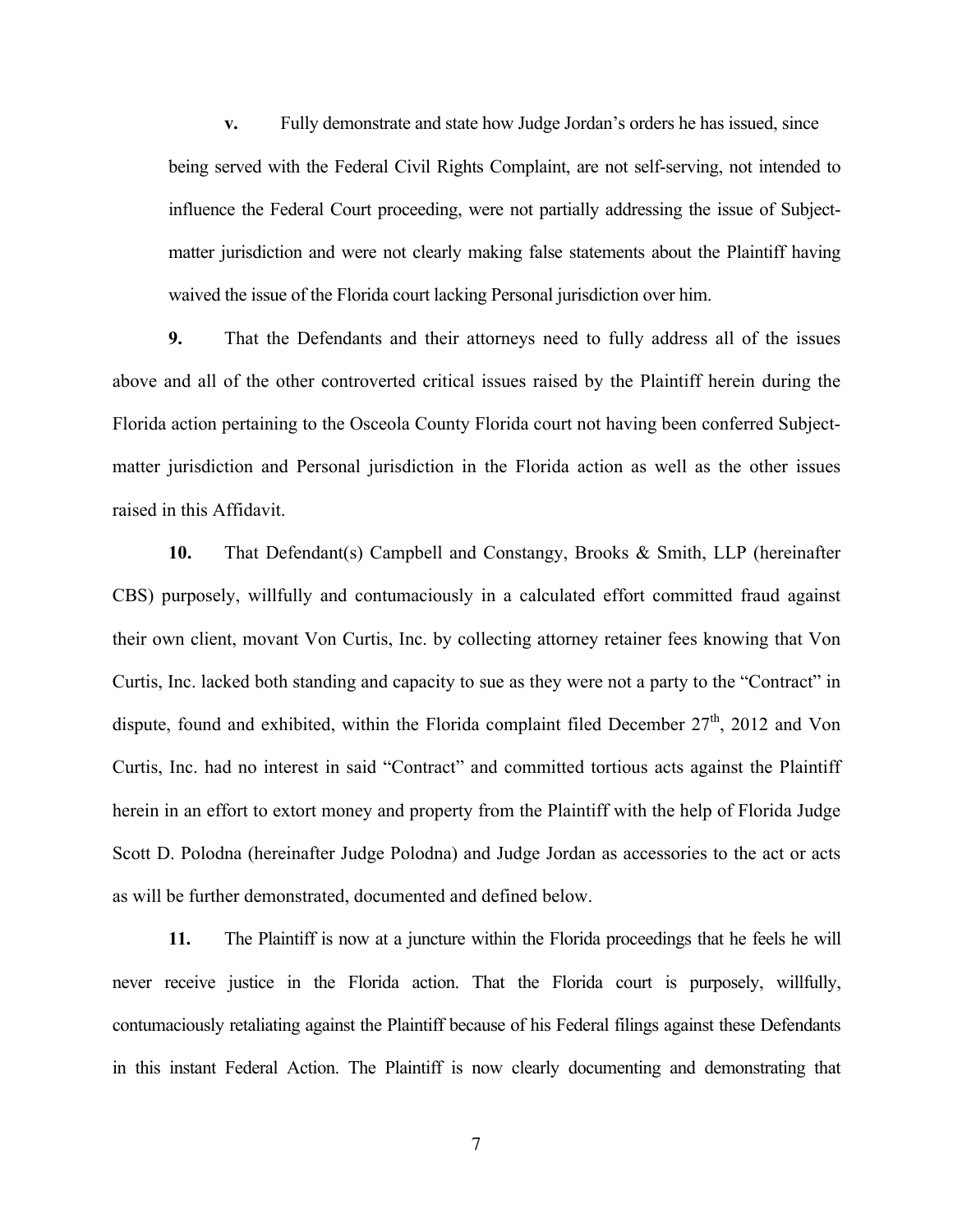**v.** Fully demonstrate and state how Judge Jordan's orders he has issued, since being served with the Federal Civil Rights Complaint, are not self-serving, not intended to influence the Federal Court proceeding, were not partially addressing the issue of Subject-matter jurisdiction and were not clearly making false statements about the Plaintiff having waived the issue of the Florida court lacking Personal jurisdiction over him.

**9.** That the Defendants and their attorneys need to fully address all of the issues above and all of the other controverted critical issues raised by the Plaintiff herein during the Florida action pertaining to the Osceola County Florida court not having been conferred Subject-matter jurisdiction and Personal jurisdiction in the Florida action as well as the other issues raised in this Affidavit.

**10.** That Defendant(s) Campbell and Constangy, Brooks & Smith, LLP (hereinafter CBS) purposely, willfully and contumaciously in a calculated effort committed fraud against their own client, movant Von Curtis, Inc. by collecting attorney retainer fees knowing that Von Curtis, Inc. lacked both standing and capacity to sue as they were not a party to the "Contract" in dispute, found and exhibited, within the Florida complaint filed December 27th, 2012 and Von Curtis, Inc. had no interest in said "Contract" and committed tortious acts against the Plaintiff herein in an effort to extort money and property from the Plaintiff with the help of Florida Judge Scott D. Polodna (hereinafter Judge Polodna) and Judge Jordan as accessories to the act or acts as will be further demonstrated, documented and defined below.

**11.** The Plaintiff is now at a juncture within the Florida proceedings that he feels he will never receive justice in the Florida action. That the Florida court is purposely, willfully, contumaciously retaliating against the Plaintiff because of his Federal filings against these Defendants in this instant Federal Action. The Plaintiff is now clearly documenting and demonstrating that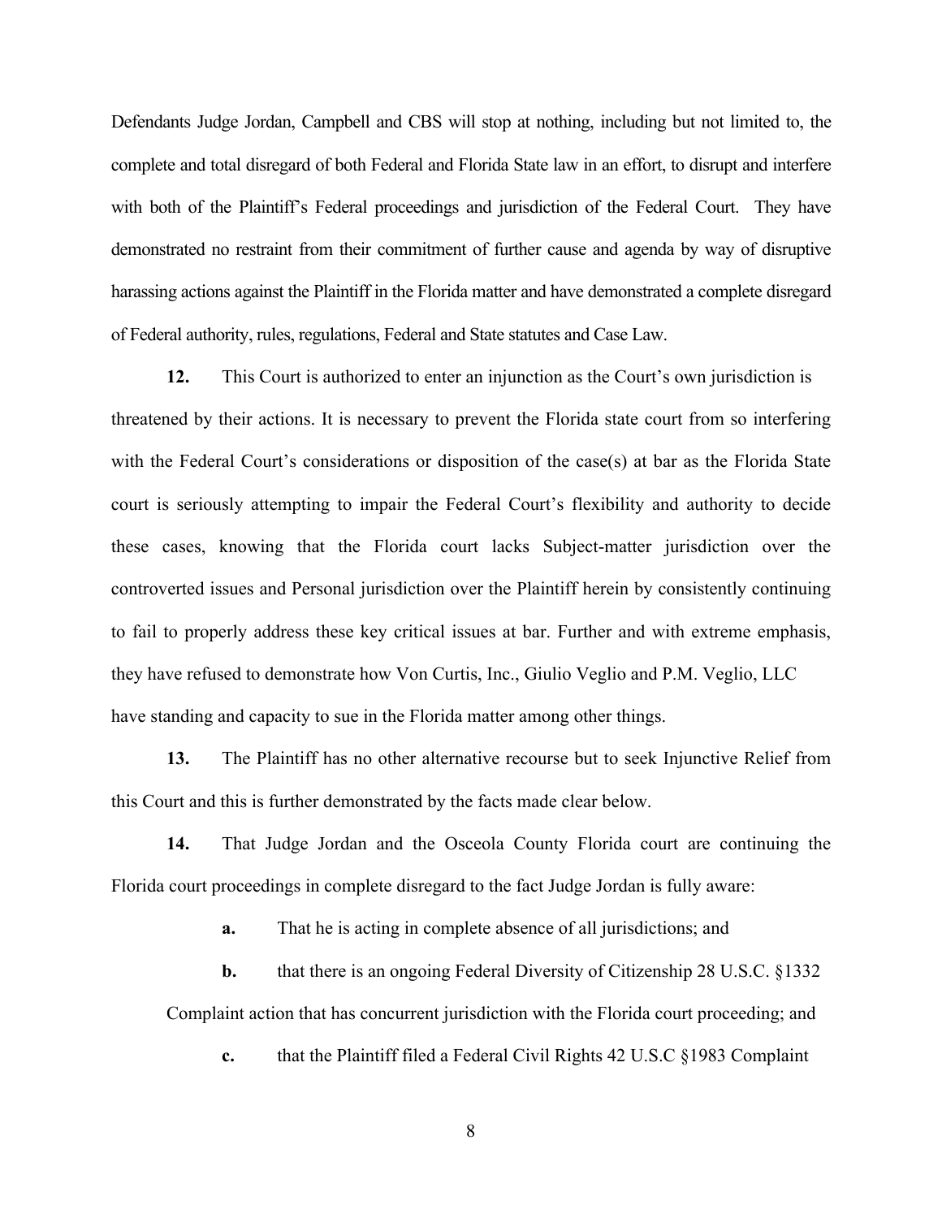Defendants Judge Jordan, Campbell and CBS will stop at nothing, including but not limited to, the complete and total disregard of both Federal and Florida State law in an effort, to disrupt and interfere with both of the Plaintiff's Federal proceedings and jurisdiction of the Federal Court. They have demonstrated no restraint from their commitment of further cause and agenda by way of disruptive harassing actions against the Plaintiff in the Florida matter and have demonstrated a complete disregard of Federal authority, rules, regulations, Federal and State statutes and Case Law.

**12.** This Court is authorized to enter an injunction as the Court's own jurisdiction is threatened by their actions. It is necessary to prevent the Florida state court from so interfering with the Federal Court's considerations or disposition of the case(s) at bar as the Florida State court is seriously attempting to impair the Federal Court's flexibility and authority to decide these cases, knowing that the Florida court lacks Subject-matter jurisdiction over the controverted issues and Personal jurisdiction over the Plaintiff herein by consistently continuing to fail to properly address these key critical issues at bar. Further and with extreme emphasis, they have refused to demonstrate how Von Curtis, Inc., Giulio Veglio and P.M. Veglio, LLC have standing and capacity to sue in the Florida matter among other things.

**13.** The Plaintiff has no other alternative recourse but to seek Injunctive Relief from this Court and this is further demonstrated by the facts made clear below.

**14.** That Judge Jordan and the Osceola County Florida court are continuing the Florida court proceedings in complete disregard to the fact Judge Jordan is fully aware:

**a.** That he is acting in complete absence of all jurisdictions; and

**b.** that there is an ongoing Federal Diversity of Citizenship 28 U.S.C. §1332 Complaint action that has concurrent jurisdiction with the Florida court proceeding; and

**c.** that the Plaintiff filed a Federal Civil Rights 42 U.S.C §1983 Complaint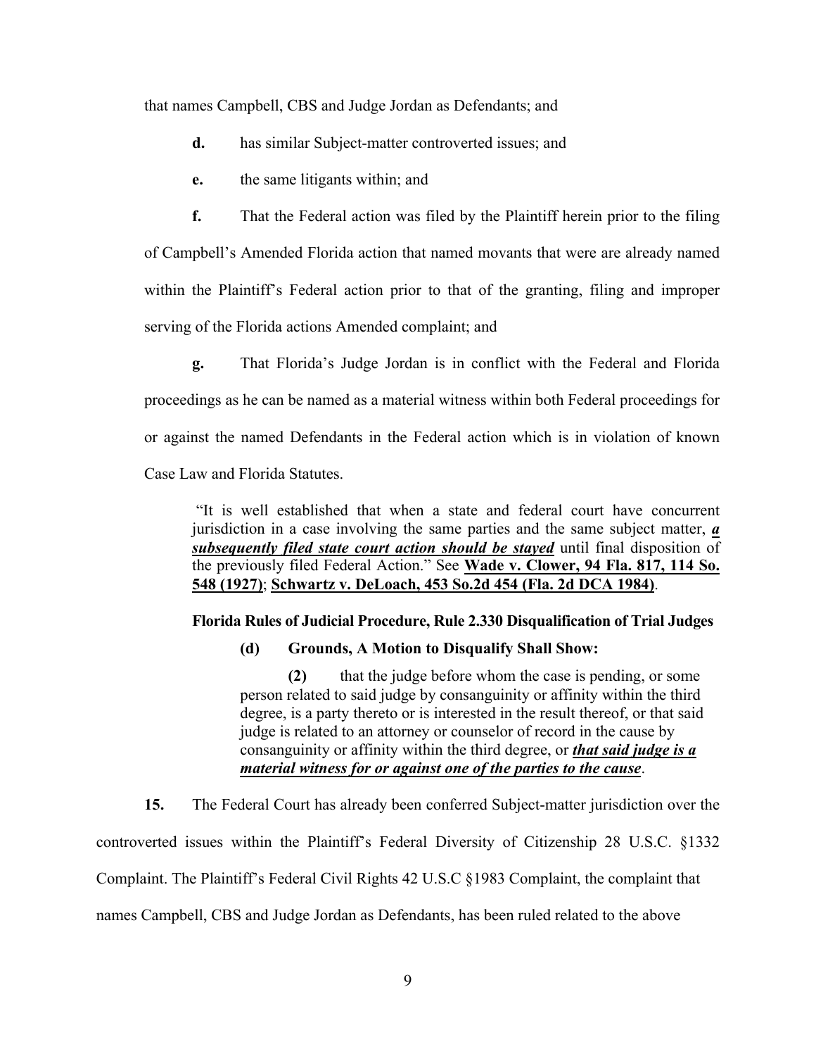that names Campbell, CBS and Judge Jordan as Defendants; and

**d.** has similar Subject-matter controverted issues; and

**e.** the same litigants within; and

**f.** That the Federal action was filed by the Plaintiff herein prior to the filing of Campbell's Amended Florida action that named movants that were are already named within the Plaintiff's Federal action prior to that of the granting, filing and improper serving of the Florida actions Amended complaint; and

**g.** That Florida's Judge Jordan is in conflict with the Federal and Florida proceedings as he can be named as a material witness within both Federal proceedings for or against the named Defendants in the Federal action which is in violation of known Case Law and Florida Statutes.

> "It is well established that when a state and federal court have concurrent jurisdiction in a case involving the same parties and the same subject matter, ***a subsequently filed state court action should be stayed*** until final disposition of the previously filed Federal Action." See **Wade v. Clower, 94 Fla. 817, 114 So. 548 (1927)**; **Schwartz v. DeLoach, 453 So.2d 454 (Fla. 2d DCA 1984)**.

**Florida Rules of Judicial Procedure, Rule 2.330 Disqualification of Trial Judges**

> **(d) Grounds, A Motion to Disqualify Shall Show:**
>
> **(2)** that the judge before whom the case is pending, or some person related to said judge by consanguinity or affinity within the third degree, is a party thereto or is interested in the result thereof, or that said judge is related to an attorney or counselor of record in the cause by consanguinity or affinity within the third degree, or ***that said judge is a material witness for or against one of the parties to the cause***.

**15.** The Federal Court has already been conferred Subject-matter jurisdiction over the controverted issues within the Plaintiff's Federal Diversity of Citizenship 28 U.S.C. §1332 Complaint. The Plaintiff's Federal Civil Rights 42 U.S.C §1983 Complaint, the complaint that names Campbell, CBS and Judge Jordan as Defendants, has been ruled related to the above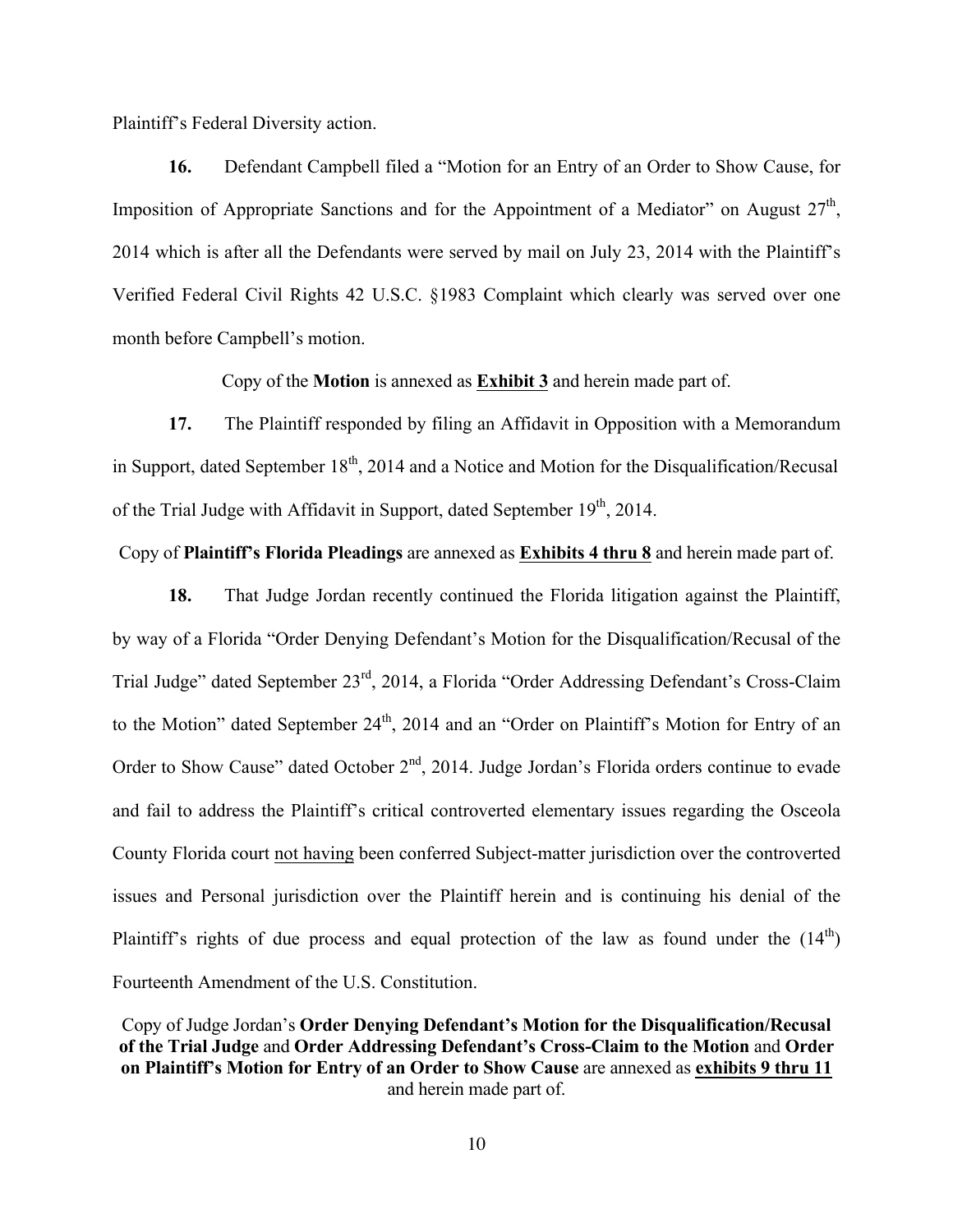Plaintiff's Federal Diversity action.

**16.** Defendant Campbell filed a "Motion for an Entry of an Order to Show Cause, for Imposition of Appropriate Sanctions and for the Appointment of a Mediator" on August 27th, 2014 which is after all the Defendants were served by mail on July 23, 2014 with the Plaintiff's Verified Federal Civil Rights 42 U.S.C. §1983 Complaint which clearly was served over one month before Campbell's motion.

Copy of the **Motion** is annexed as **Exhibit 3** and herein made part of.

**17.** The Plaintiff responded by filing an Affidavit in Opposition with a Memorandum in Support, dated September 18th, 2014 and a Notice and Motion for the Disqualification/Recusal of the Trial Judge with Affidavit in Support, dated September 19th, 2014.

Copy of **Plaintiff's Florida Pleadings** are annexed as **Exhibits 4 thru 8** and herein made part of.

**18.** That Judge Jordan recently continued the Florida litigation against the Plaintiff, by way of a Florida "Order Denying Defendant's Motion for the Disqualification/Recusal of the Trial Judge" dated September 23rd, 2014, a Florida "Order Addressing Defendant's Cross-Claim to the Motion" dated September 24th, 2014 and an "Order on Plaintiff's Motion for Entry of an Order to Show Cause" dated October 2nd, 2014. Judge Jordan's Florida orders continue to evade and fail to address the Plaintiff's critical controverted elementary issues regarding the Osceola County Florida court not having been conferred Subject-matter jurisdiction over the controverted issues and Personal jurisdiction over the Plaintiff herein and is continuing his denial of the Plaintiff's rights of due process and equal protection of the law as found under the (14th) Fourteenth Amendment of the U.S. Constitution.

Copy of Judge Jordan's **Order Denying Defendant's Motion for the Disqualification/Recusal of the Trial Judge** and **Order Addressing Defendant's Cross-Claim to the Motion** and **Order on Plaintiff's Motion for Entry of an Order to Show Cause** are annexed as **exhibits 9 thru 11** and herein made part of.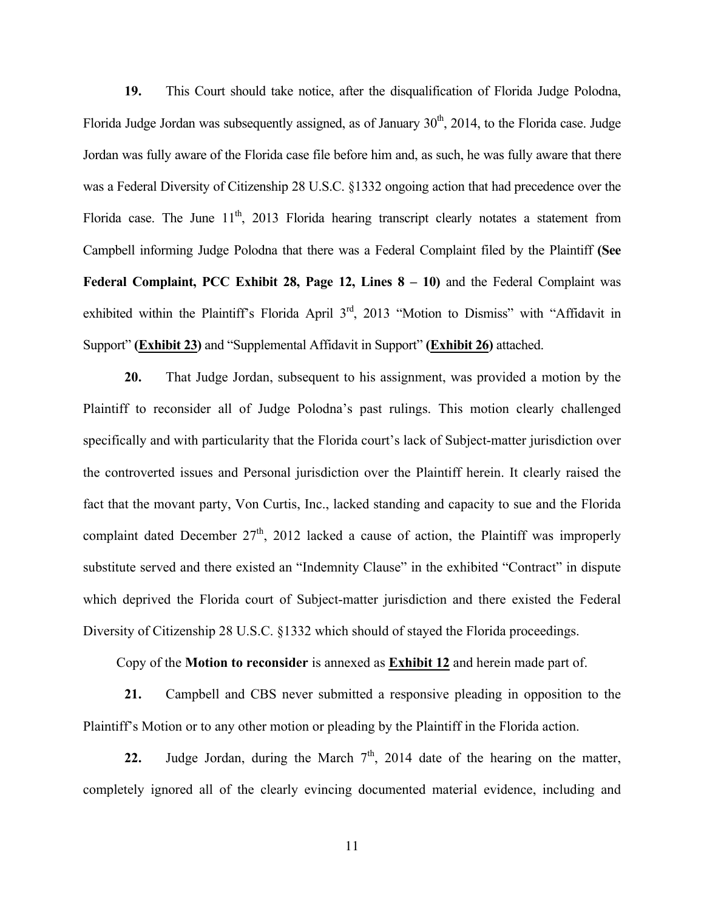**19.** This Court should take notice, after the disqualification of Florida Judge Polodna, Florida Judge Jordan was subsequently assigned, as of January 30th, 2014, to the Florida case. Judge Jordan was fully aware of the Florida case file before him and, as such, he was fully aware that there was a Federal Diversity of Citizenship 28 U.S.C. §1332 ongoing action that had precedence over the Florida case. The June 11th, 2013 Florida hearing transcript clearly notates a statement from Campbell informing Judge Polodna that there was a Federal Complaint filed by the Plaintiff **(See Federal Complaint, PCC Exhibit 28, Page 12, Lines 8 – 10)** and the Federal Complaint was exhibited within the Plaintiff's Florida April 3rd, 2013 "Motion to Dismiss" with "Affidavit in Support" **(<u>Exhibit 23</u>)** and "Supplemental Affidavit in Support" **(<u>Exhibit 26</u>)** attached.

**20.** That Judge Jordan, subsequent to his assignment, was provided a motion by the Plaintiff to reconsider all of Judge Polodna's past rulings. This motion clearly challenged specifically and with particularity that the Florida court's lack of Subject-matter jurisdiction over the controverted issues and Personal jurisdiction over the Plaintiff herein. It clearly raised the fact that the movant party, Von Curtis, Inc., lacked standing and capacity to sue and the Florida complaint dated December 27th, 2012 lacked a cause of action, the Plaintiff was improperly substitute served and there existed an "Indemnity Clause" in the exhibited "Contract" in dispute which deprived the Florida court of Subject-matter jurisdiction and there existed the Federal Diversity of Citizenship 28 U.S.C. §1332 which should of stayed the Florida proceedings.

Copy of the **Motion to reconsider** is annexed as **<u>Exhibit 12</u>** and herein made part of.

**21.** Campbell and CBS never submitted a responsive pleading in opposition to the Plaintiff's Motion or to any other motion or pleading by the Plaintiff in the Florida action.

**22.** Judge Jordan, during the March 7th, 2014 date of the hearing on the matter, completely ignored all of the clearly evincing documented material evidence, including and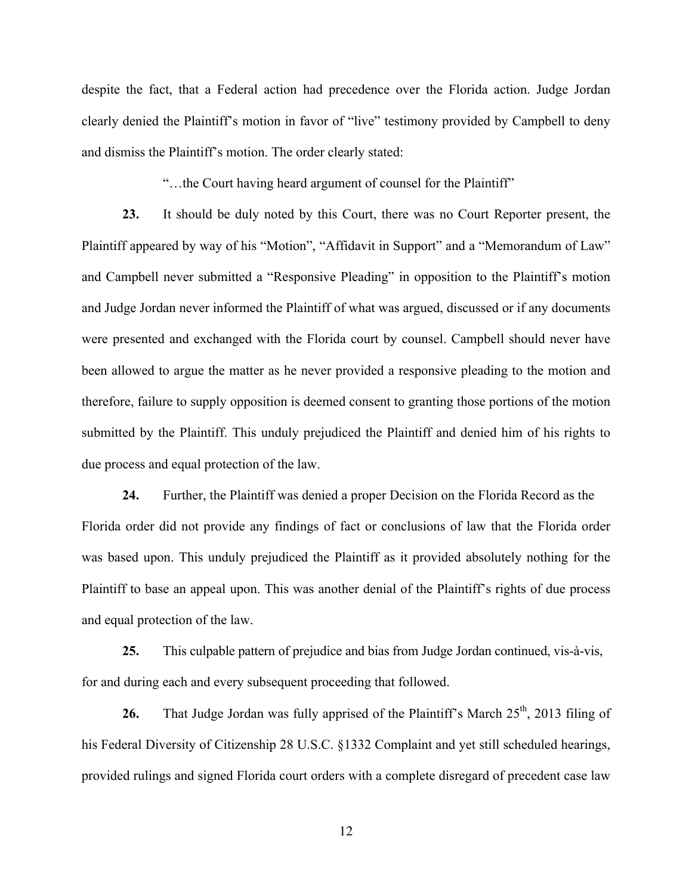despite the fact, that a Federal action had precedence over the Florida action. Judge Jordan clearly denied the Plaintiff's motion in favor of "live" testimony provided by Campbell to deny and dismiss the Plaintiff's motion. The order clearly stated:

"…the Court having heard argument of counsel for the Plaintiff"

**23.** It should be duly noted by this Court, there was no Court Reporter present, the Plaintiff appeared by way of his "Motion", "Affidavit in Support" and a "Memorandum of Law" and Campbell never submitted a "Responsive Pleading" in opposition to the Plaintiff's motion and Judge Jordan never informed the Plaintiff of what was argued, discussed or if any documents were presented and exchanged with the Florida court by counsel. Campbell should never have been allowed to argue the matter as he never provided a responsive pleading to the motion and therefore, failure to supply opposition is deemed consent to granting those portions of the motion submitted by the Plaintiff. This unduly prejudiced the Plaintiff and denied him of his rights to due process and equal protection of the law.

**24.** Further, the Plaintiff was denied a proper Decision on the Florida Record as the Florida order did not provide any findings of fact or conclusions of law that the Florida order was based upon. This unduly prejudiced the Plaintiff as it provided absolutely nothing for the Plaintiff to base an appeal upon. This was another denial of the Plaintiff's rights of due process and equal protection of the law.

**25.** This culpable pattern of prejudice and bias from Judge Jordan continued, vis-à-vis, for and during each and every subsequent proceeding that followed.

**26.** That Judge Jordan was fully apprised of the Plaintiff's March 25th, 2013 filing of his Federal Diversity of Citizenship 28 U.S.C. §1332 Complaint and yet still scheduled hearings, provided rulings and signed Florida court orders with a complete disregard of precedent case law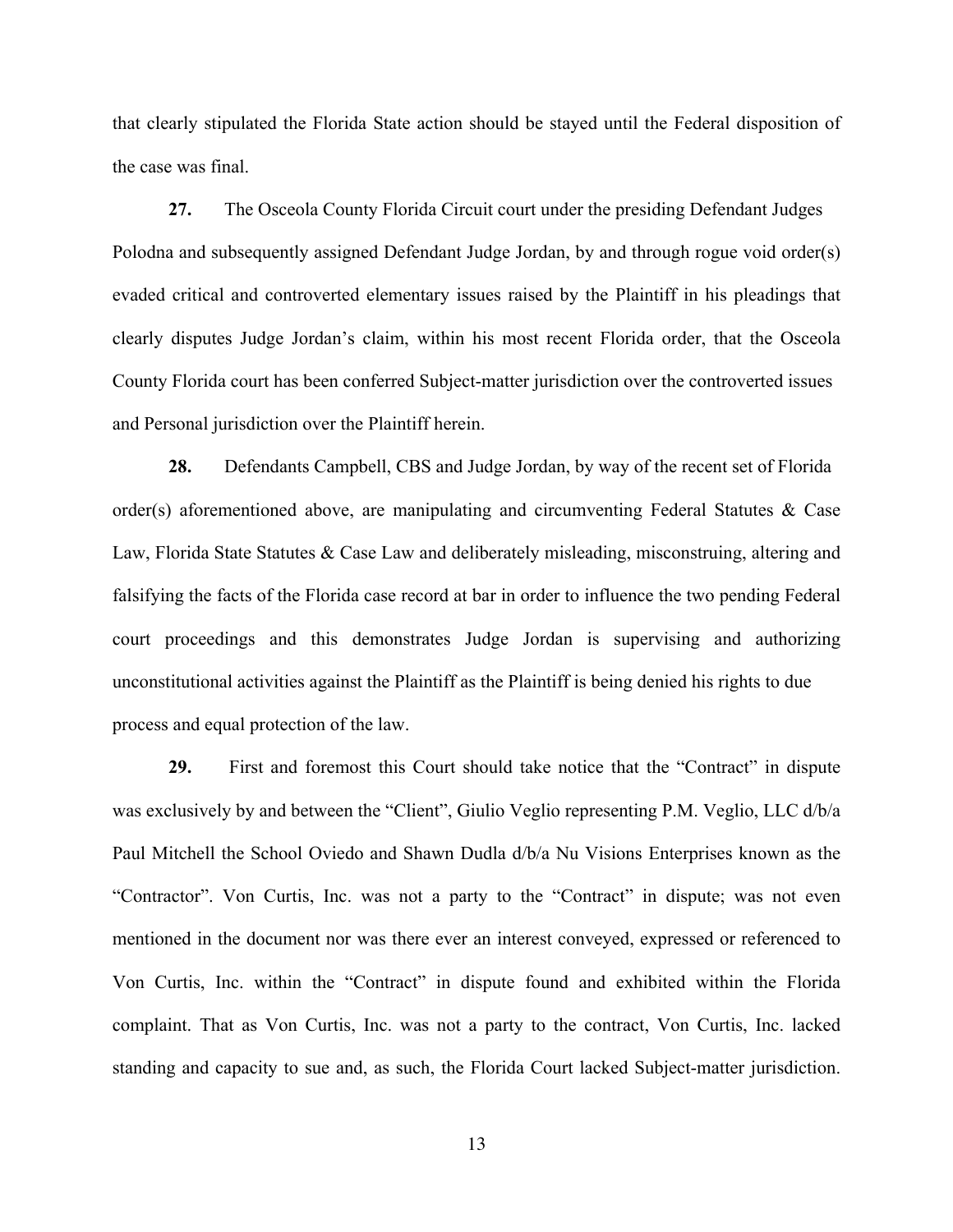that clearly stipulated the Florida State action should be stayed until the Federal disposition of the case was final.

**27.** The Osceola County Florida Circuit court under the presiding Defendant Judges Polodna and subsequently assigned Defendant Judge Jordan, by and through rogue void order(s) evaded critical and controverted elementary issues raised by the Plaintiff in his pleadings that clearly disputes Judge Jordan's claim, within his most recent Florida order, that the Osceola County Florida court has been conferred Subject-matter jurisdiction over the controverted issues and Personal jurisdiction over the Plaintiff herein.

**28.** Defendants Campbell, CBS and Judge Jordan, by way of the recent set of Florida order(s) aforementioned above, are manipulating and circumventing Federal Statutes & Case Law, Florida State Statutes & Case Law and deliberately misleading, misconstruing, altering and falsifying the facts of the Florida case record at bar in order to influence the two pending Federal court proceedings and this demonstrates Judge Jordan is supervising and authorizing unconstitutional activities against the Plaintiff as the Plaintiff is being denied his rights to due process and equal protection of the law.

**29.** First and foremost this Court should take notice that the "Contract" in dispute was exclusively by and between the "Client", Giulio Veglio representing P.M. Veglio, LLC d/b/a Paul Mitchell the School Oviedo and Shawn Dudla d/b/a Nu Visions Enterprises known as the "Contractor". Von Curtis, Inc. was not a party to the "Contract" in dispute; was not even mentioned in the document nor was there ever an interest conveyed, expressed or referenced to Von Curtis, Inc. within the "Contract" in dispute found and exhibited within the Florida complaint. That as Von Curtis, Inc. was not a party to the contract, Von Curtis, Inc. lacked standing and capacity to sue and, as such, the Florida Court lacked Subject-matter jurisdiction.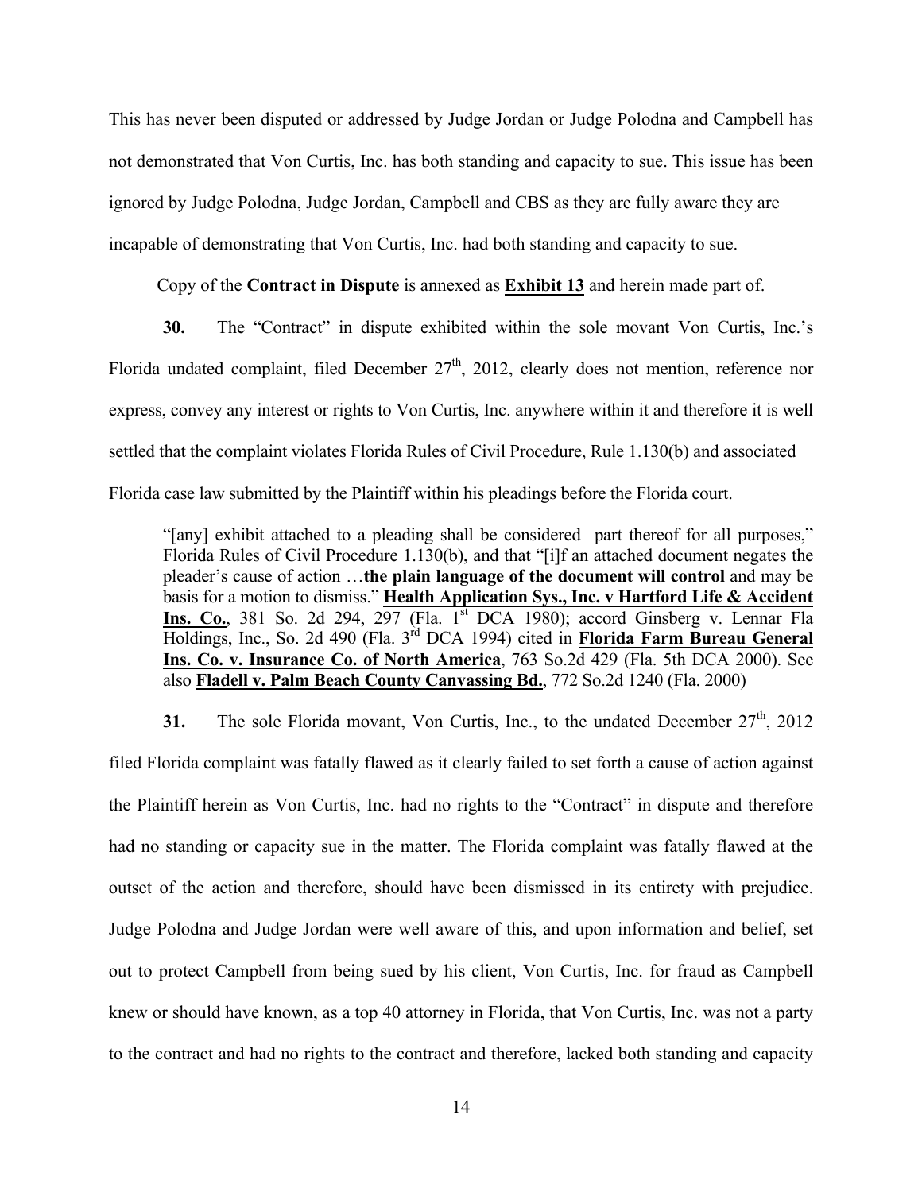This has never been disputed or addressed by Judge Jordan or Judge Polodna and Campbell has not demonstrated that Von Curtis, Inc. has both standing and capacity to sue. This issue has been ignored by Judge Polodna, Judge Jordan, Campbell and CBS as they are fully aware they are incapable of demonstrating that Von Curtis, Inc. had both standing and capacity to sue.

Copy of the **Contract in Dispute** is annexed as **Exhibit 13** and herein made part of.

**30.** The "Contract" in dispute exhibited within the sole movant Von Curtis, Inc.'s Florida undated complaint, filed December 27th, 2012, clearly does not mention, reference nor express, convey any interest or rights to Von Curtis, Inc. anywhere within it and therefore it is well settled that the complaint violates Florida Rules of Civil Procedure, Rule 1.130(b) and associated Florida case law submitted by the Plaintiff within his pleadings before the Florida court.

> "[any] exhibit attached to a pleading shall be considered part thereof for all purposes," Florida Rules of Civil Procedure 1.130(b), and that "[i]f an attached document negates the pleader's cause of action …**the plain language of the document will control** and may be basis for a motion to dismiss." **Health Application Sys., Inc. v Hartford Life & Accident Ins. Co.**, 381 So. 2d 294, 297 (Fla. 1st DCA 1980); accord Ginsberg v. Lennar Fla Holdings, Inc., So. 2d 490 (Fla. 3rd DCA 1994) cited in **Florida Farm Bureau General Ins. Co. v. Insurance Co. of North America**, 763 So.2d 429 (Fla. 5th DCA 2000). See also **Fladell v. Palm Beach County Canvassing Bd.**, 772 So.2d 1240 (Fla. 2000)

**31.** The sole Florida movant, Von Curtis, Inc., to the undated December 27th, 2012 filed Florida complaint was fatally flawed as it clearly failed to set forth a cause of action against the Plaintiff herein as Von Curtis, Inc. had no rights to the "Contract" in dispute and therefore had no standing or capacity sue in the matter. The Florida complaint was fatally flawed at the outset of the action and therefore, should have been dismissed in its entirety with prejudice. Judge Polodna and Judge Jordan were well aware of this, and upon information and belief, set out to protect Campbell from being sued by his client, Von Curtis, Inc. for fraud as Campbell knew or should have known, as a top 40 attorney in Florida, that Von Curtis, Inc. was not a party to the contract and had no rights to the contract and therefore, lacked both standing and capacity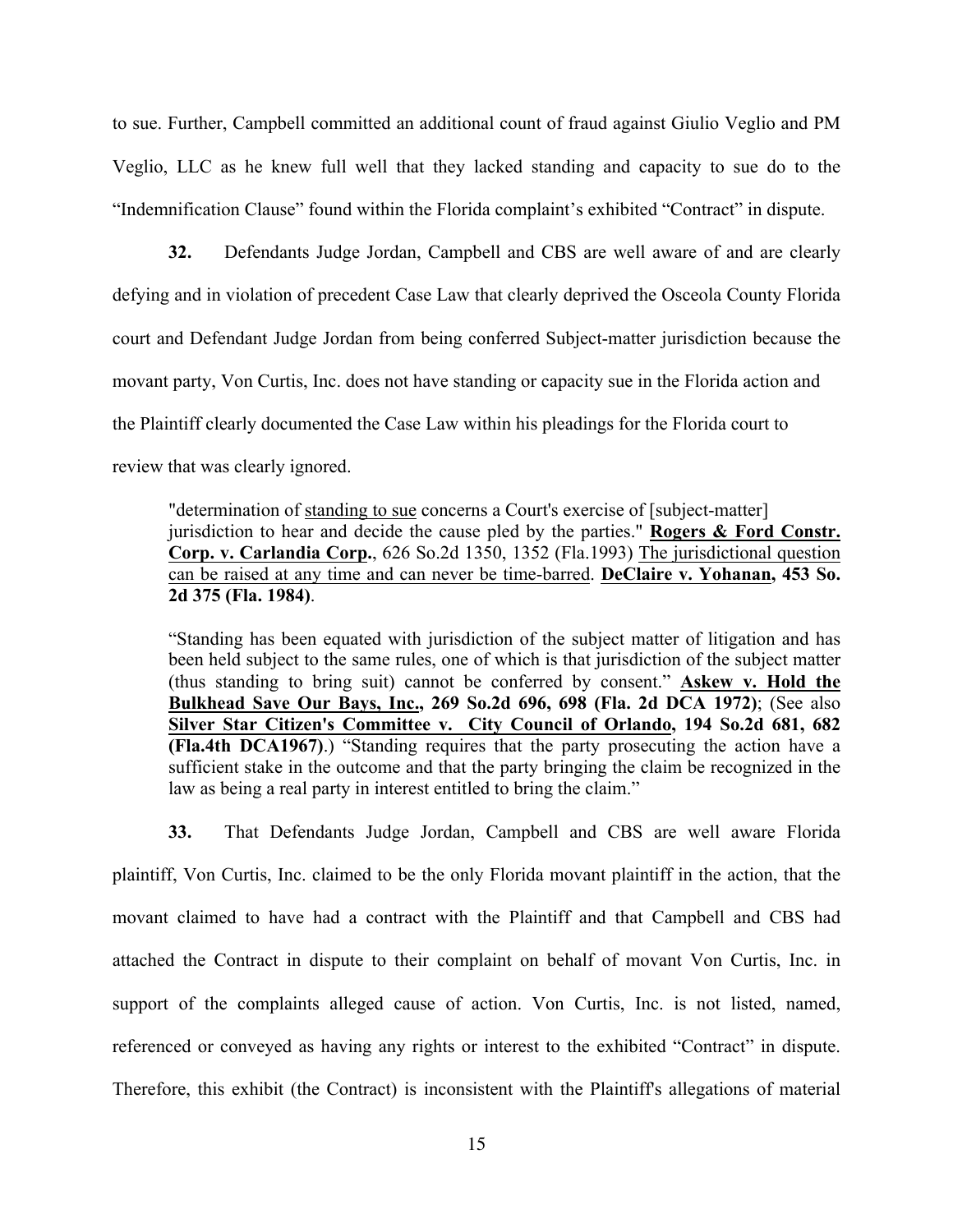to sue. Further, Campbell committed an additional count of fraud against Giulio Veglio and PM Veglio, LLC as he knew full well that they lacked standing and capacity to sue do to the "Indemnification Clause" found within the Florida complaint's exhibited "Contract" in dispute.

**32.** Defendants Judge Jordan, Campbell and CBS are well aware of and are clearly defying and in violation of precedent Case Law that clearly deprived the Osceola County Florida court and Defendant Judge Jordan from being conferred Subject-matter jurisdiction because the movant party, Von Curtis, Inc. does not have standing or capacity sue in the Florida action and the Plaintiff clearly documented the Case Law within his pleadings for the Florida court to review that was clearly ignored.

> "determination of <u>standing to sue</u> concerns a Court's exercise of [subject-matter] jurisdiction to hear and decide the cause pled by the parties." **<u>Rogers & Ford Constr. Corp. v. Carlandia Corp.</u>**, 626 So.2d 1350, 1352 (Fla.1993) <u>The jurisdictional question can be raised at any time and can never be time-barred</u>. **<u>DeClaire v. Yohanan</u>, 453 So. 2d 375 (Fla. 1984)**.
>
> "Standing has been equated with jurisdiction of the subject matter of litigation and has been held subject to the same rules, one of which is that jurisdiction of the subject matter (thus standing to bring suit) cannot be conferred by consent." **<u>Askew v. Hold the Bulkhead Save Our Bays, Inc.</u>, 269 So.2d 696, 698 (Fla. 2d DCA 1972)**; (See also **<u>Silver Star Citizen's Committee v. City Council of Orlando</u>, 194 So.2d 681, 682 (Fla.4th DCA1967)**.) "Standing requires that the party prosecuting the action have a sufficient stake in the outcome and that the party bringing the claim be recognized in the law as being a real party in interest entitled to bring the claim."

**33.** That Defendants Judge Jordan, Campbell and CBS are well aware Florida plaintiff, Von Curtis, Inc. claimed to be the only Florida movant plaintiff in the action, that the movant claimed to have had a contract with the Plaintiff and that Campbell and CBS had attached the Contract in dispute to their complaint on behalf of movant Von Curtis, Inc. in support of the complaints alleged cause of action. Von Curtis, Inc. is not listed, named, referenced or conveyed as having any rights or interest to the exhibited "Contract" in dispute. Therefore, this exhibit (the Contract) is inconsistent with the Plaintiff's allegations of material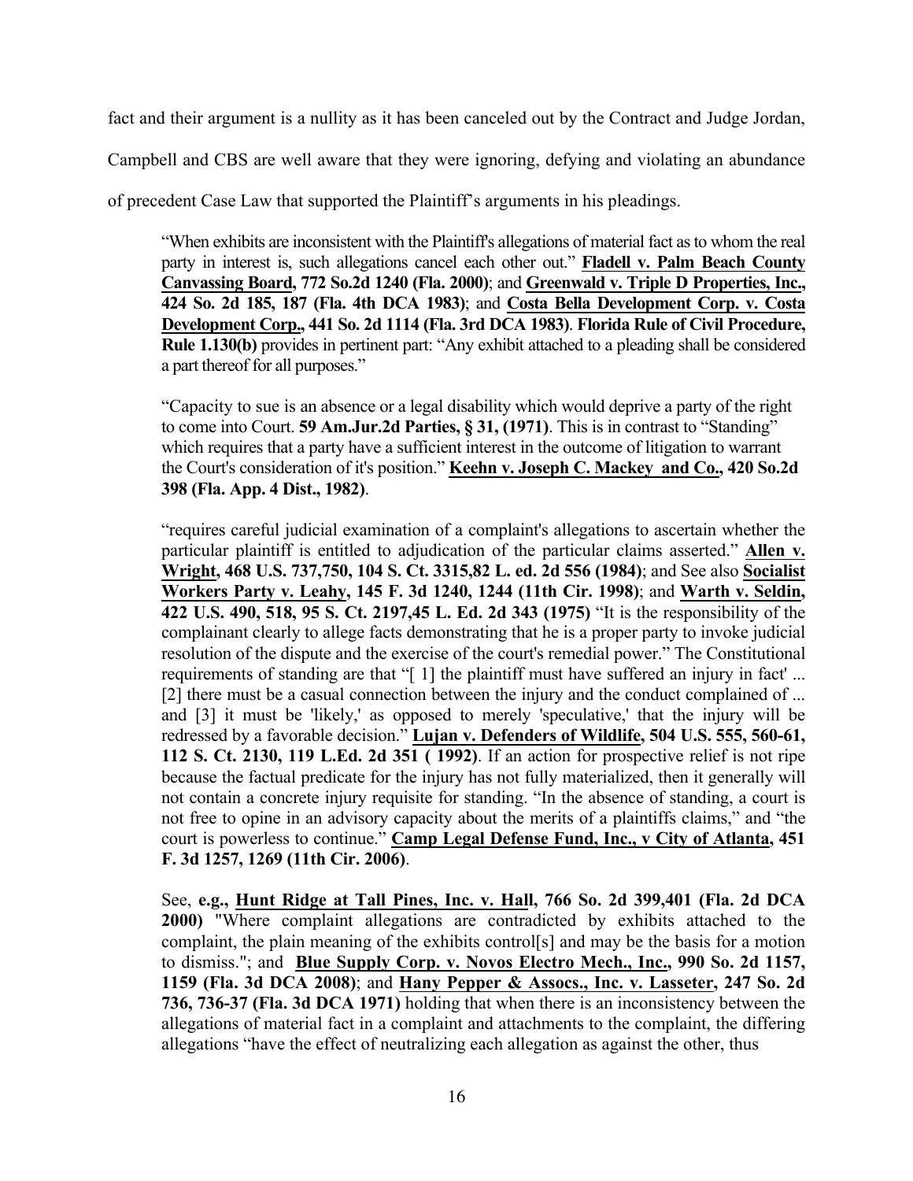fact and their argument is a nullity as it has been canceled out by the Contract and Judge Jordan, Campbell and CBS are well aware that they were ignoring, defying and violating an abundance of precedent Case Law that supported the Plaintiff's arguments in his pleadings.

> "When exhibits are inconsistent with the Plaintiff's allegations of material fact as to whom the real party in interest is, such allegations cancel each other out." **<u>Fladell v. Palm Beach County Canvassing Board</u>, 772 So.2d 1240 (Fla. 2000)**; and **<u>Greenwald v. Triple D Properties, Inc.</u>, 424 So. 2d 185, 187 (Fla. 4th DCA 1983)**; and **<u>Costa Bella Development Corp. v. Costa Development Corp.</u>, 441 So. 2d 1114 (Fla. 3rd DCA 1983)**. **Florida Rule of Civil Procedure, Rule 1.130(b)** provides in pertinent part: "Any exhibit attached to a pleading shall be considered a part thereof for all purposes."
>
> "Capacity to sue is an absence or a legal disability which would deprive a party of the right to come into Court. **59 Am.Jur.2d Parties, § 31, (1971)**. This is in contrast to "Standing" which requires that a party have a sufficient interest in the outcome of litigation to warrant the Court's consideration of it's position." **<u>Keehn v. Joseph C. Mackey and Co.</u>, 420 So.2d 398 (Fla. App. 4 Dist., 1982)**.
>
> "requires careful judicial examination of a complaint's allegations to ascertain whether the particular plaintiff is entitled to adjudication of the particular claims asserted." **<u>Allen v. Wright</u>, 468 U.S. 737,750, 104 S. Ct. 3315,82 L. ed. 2d 556 (1984)**; and See also **<u>Socialist Workers Party v. Leahy</u>, 145 F. 3d 1240, 1244 (11th Cir. 1998)**; and **<u>Warth v. Seldin</u>, 422 U.S. 490, 518, 95 S. Ct. 2197,45 L. Ed. 2d 343 (1975)** "It is the responsibility of the complainant clearly to allege facts demonstrating that he is a proper party to invoke judicial resolution of the dispute and the exercise of the court's remedial power." The Constitutional requirements of standing are that "[ 1] the plaintiff must have suffered an injury in fact' ... [2] there must be a casual connection between the injury and the conduct complained of ... and [3] it must be 'likely,' as opposed to merely 'speculative,' that the injury will be redressed by a favorable decision." **<u>Lujan v. Defenders of Wildlife</u>, 504 U.S. 555, 560-61, 112 S. Ct. 2130, 119 L.Ed. 2d 351 ( 1992)**. If an action for prospective relief is not ripe because the factual predicate for the injury has not fully materialized, then it generally will not contain a concrete injury requisite for standing. "In the absence of standing, a court is not free to opine in an advisory capacity about the merits of a plaintiffs claims," and "the court is powerless to continue." **<u>Camp Legal Defense Fund, Inc., v City of Atlanta</u>, 451 F. 3d 1257, 1269 (11th Cir. 2006)**.
>
> See, **e.g., <u>Hunt Ridge at Tall Pines, Inc. v. Hall</u>, 766 So. 2d 399,401 (Fla. 2d DCA 2000)** "Where complaint allegations are contradicted by exhibits attached to the complaint, the plain meaning of the exhibits control[s] and may be the basis for a motion to dismiss."; and **<u>Blue Supply Corp. v. Novos Electro Mech., Inc.</u>, 990 So. 2d 1157, 1159 (Fla. 3d DCA 2008)**; and **<u>Hany Pepper & Assocs., Inc. v. Lasseter</u>, 247 So. 2d 736, 736-37 (Fla. 3d DCA 1971)** holding that when there is an inconsistency between the allegations of material fact in a complaint and attachments to the complaint, the differing allegations "have the effect of neutralizing each allegation as against the other, thus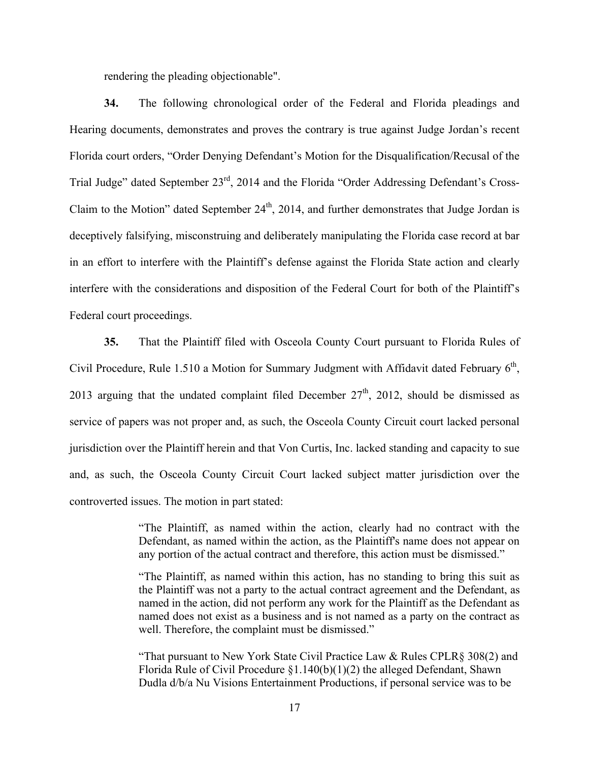rendering the pleading objectionable".

**34.** The following chronological order of the Federal and Florida pleadings and Hearing documents, demonstrates and proves the contrary is true against Judge Jordan's recent Florida court orders, "Order Denying Defendant's Motion for the Disqualification/Recusal of the Trial Judge" dated September 23rd, 2014 and the Florida "Order Addressing Defendant's Cross-Claim to the Motion" dated September 24th, 2014, and further demonstrates that Judge Jordan is deceptively falsifying, misconstruing and deliberately manipulating the Florida case record at bar in an effort to interfere with the Plaintiff's defense against the Florida State action and clearly interfere with the considerations and disposition of the Federal Court for both of the Plaintiff's Federal court proceedings.

**35.** That the Plaintiff filed with Osceola County Court pursuant to Florida Rules of Civil Procedure, Rule 1.510 a Motion for Summary Judgment with Affidavit dated February 6th, 2013 arguing that the undated complaint filed December 27th, 2012, should be dismissed as service of papers was not proper and, as such, the Osceola County Circuit court lacked personal jurisdiction over the Plaintiff herein and that Von Curtis, Inc. lacked standing and capacity to sue and, as such, the Osceola County Circuit Court lacked subject matter jurisdiction over the controverted issues. The motion in part stated:

> "The Plaintiff, as named within the action, clearly had no contract with the Defendant, as named within the action, as the Plaintiff's name does not appear on any portion of the actual contract and therefore, this action must be dismissed."
>
> "The Plaintiff, as named within this action, has no standing to bring this suit as the Plaintiff was not a party to the actual contract agreement and the Defendant, as named in the action, did not perform any work for the Plaintiff as the Defendant as named does not exist as a business and is not named as a party on the contract as well. Therefore, the complaint must be dismissed."
>
> "That pursuant to New York State Civil Practice Law & Rules CPLR§ 308(2) and Florida Rule of Civil Procedure §1.140(b)(1)(2) the alleged Defendant, Shawn Dudla d/b/a Nu Visions Entertainment Productions, if personal service was to be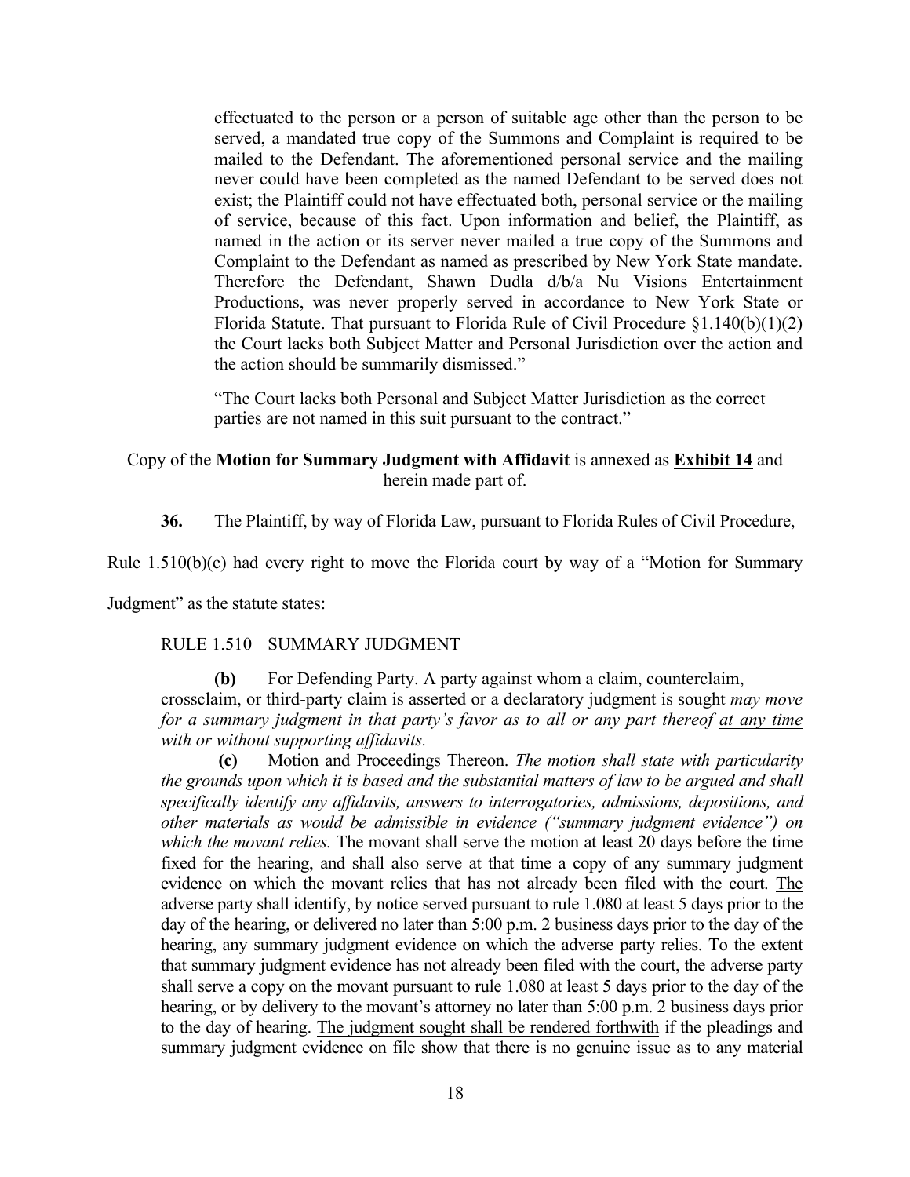> effectuated to the person or a person of suitable age other than the person to be served, a mandated true copy of the Summons and Complaint is required to be mailed to the Defendant. The aforementioned personal service and the mailing never could have been completed as the named Defendant to be served does not exist; the Plaintiff could not have effectuated both, personal service or the mailing of service, because of this fact. Upon information and belief, the Plaintiff, as named in the action or its server never mailed a true copy of the Summons and Complaint to the Defendant as named as prescribed by New York State mandate. Therefore the Defendant, Shawn Dudla d/b/a Nu Visions Entertainment Productions, was never properly served in accordance to New York State or Florida Statute. That pursuant to Florida Rule of Civil Procedure §1.140(b)(1)(2) the Court lacks both Subject Matter and Personal Jurisdiction over the action and the action should be summarily dismissed."
>
> "The Court lacks both Personal and Subject Matter Jurisdiction as the correct parties are not named in this suit pursuant to the contract."

Copy of the **Motion for Summary Judgment with Affidavit** is annexed as **Exhibit 14** and herein made part of.

**36.** The Plaintiff, by way of Florida Law, pursuant to Florida Rules of Civil Procedure, Rule 1.510(b)(c) had every right to move the Florida court by way of a "Motion for Summary Judgment" as the statute states:

RULE 1.510 SUMMARY JUDGMENT

**(b)** For Defending Party. <u>A party against whom a claim</u>, counterclaim, crossclaim, or third-party claim is asserted or a declaratory judgment is sought *may move for a summary judgment in that party's favor as to all or any part thereof* <u>*at any time*</u> *with or without supporting affidavits.*

**(c)** Motion and Proceedings Thereon. *The motion shall state with particularity the grounds upon which it is based and the substantial matters of law to be argued and shall specifically identify any affidavits, answers to interrogatories, admissions, depositions, and other materials as would be admissible in evidence ("summary judgment evidence") on which the movant relies.* The movant shall serve the motion at least 20 days before the time fixed for the hearing, and shall also serve at that time a copy of any summary judgment evidence on which the movant relies that has not already been filed with the court. <u>The adverse party shall</u> identify, by notice served pursuant to rule 1.080 at least 5 days prior to the day of the hearing, or delivered no later than 5:00 p.m. 2 business days prior to the day of the hearing, any summary judgment evidence on which the adverse party relies. To the extent that summary judgment evidence has not already been filed with the court, the adverse party shall serve a copy on the movant pursuant to rule 1.080 at least 5 days prior to the day of the hearing, or by delivery to the movant's attorney no later than 5:00 p.m. 2 business days prior to the day of hearing. <u>The judgment sought shall be rendered forthwith</u> if the pleadings and summary judgment evidence on file show that there is no genuine issue as to any material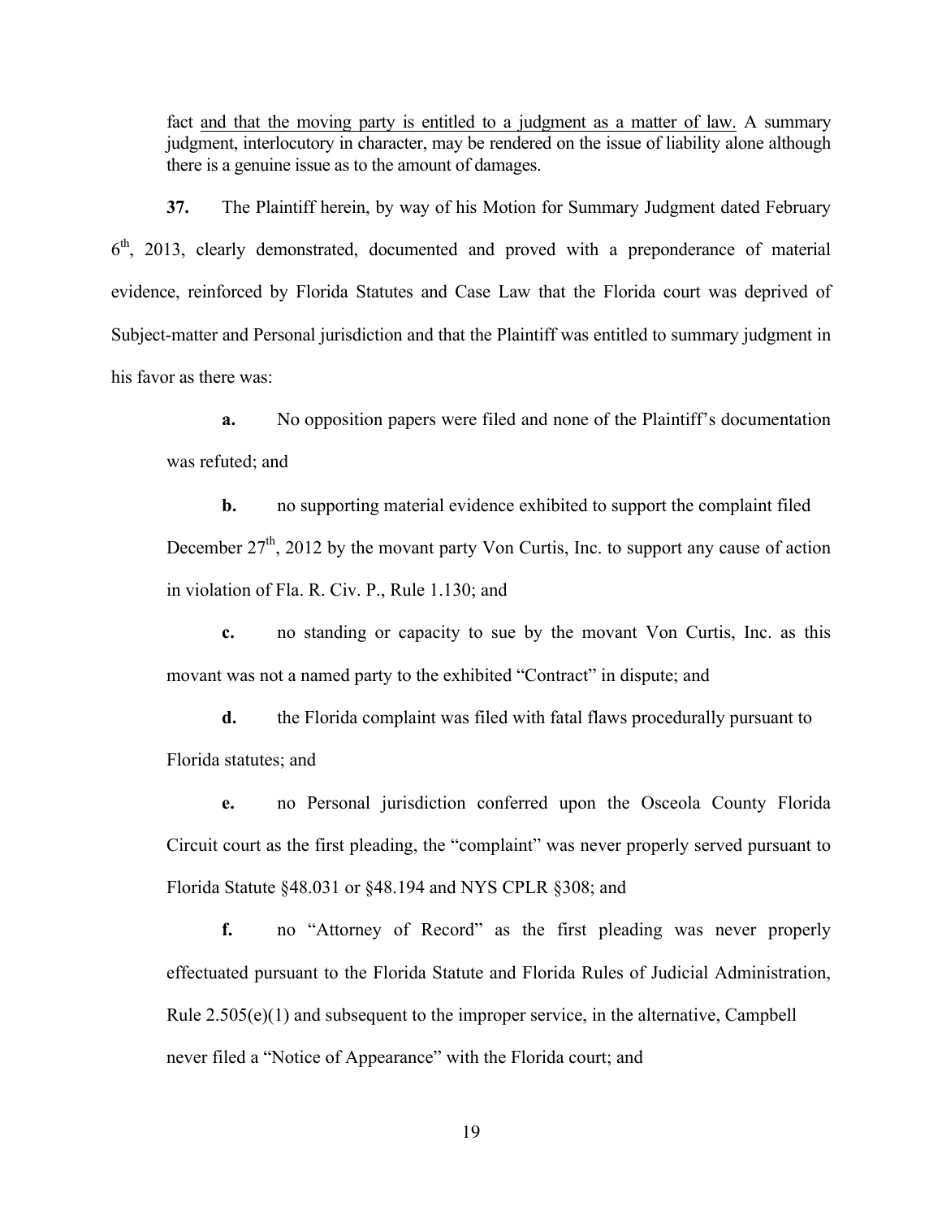fact <u>and that the moving party is entitled to a judgment as a matter of law.</u> A summary judgment, interlocutory in character, may be rendered on the issue of liability alone although there is a genuine issue as to the amount of damages.

**37.** The Plaintiff herein, by way of his Motion for Summary Judgment dated February 6th, 2013, clearly demonstrated, documented and proved with a preponderance of material evidence, reinforced by Florida Statutes and Case Law that the Florida court was deprived of Subject-matter and Personal jurisdiction and that the Plaintiff was entitled to summary judgment in his favor as there was:

**a.** No opposition papers were filed and none of the Plaintiff's documentation was refuted; and

**b.** no supporting material evidence exhibited to support the complaint filed December 27th, 2012 by the movant party Von Curtis, Inc. to support any cause of action in violation of Fla. R. Civ. P., Rule 1.130; and

**c.** no standing or capacity to sue by the movant Von Curtis, Inc. as this movant was not a named party to the exhibited "Contract" in dispute; and

**d.** the Florida complaint was filed with fatal flaws procedurally pursuant to Florida statutes; and

**e.** no Personal jurisdiction conferred upon the Osceola County Florida Circuit court as the first pleading, the "complaint" was never properly served pursuant to Florida Statute §48.031 or §48.194 and NYS CPLR §308; and

**f.** no "Attorney of Record" as the first pleading was never properly effectuated pursuant to the Florida Statute and Florida Rules of Judicial Administration, Rule 2.505(e)(1) and subsequent to the improper service, in the alternative, Campbell never filed a "Notice of Appearance" with the Florida court; and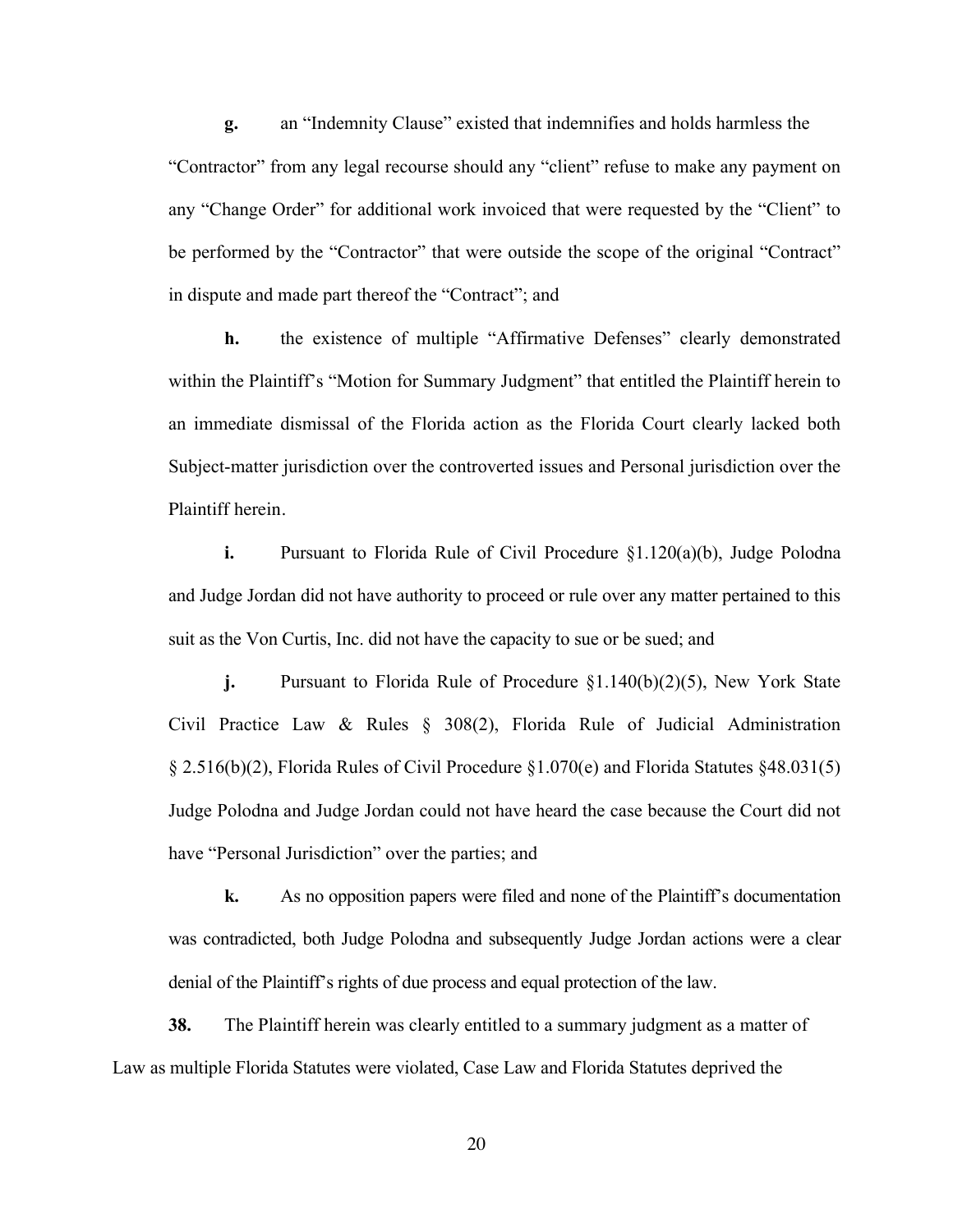**g.** an "Indemnity Clause" existed that indemnifies and holds harmless the "Contractor" from any legal recourse should any "client" refuse to make any payment on any "Change Order" for additional work invoiced that were requested by the "Client" to be performed by the "Contractor" that were outside the scope of the original "Contract" in dispute and made part thereof the "Contract"; and

**h.** the existence of multiple "Affirmative Defenses" clearly demonstrated within the Plaintiff's "Motion for Summary Judgment" that entitled the Plaintiff herein to an immediate dismissal of the Florida action as the Florida Court clearly lacked both Subject-matter jurisdiction over the controverted issues and Personal jurisdiction over the Plaintiff herein.

**i.** Pursuant to Florida Rule of Civil Procedure §1.120(a)(b), Judge Polodna and Judge Jordan did not have authority to proceed or rule over any matter pertained to this suit as the Von Curtis, Inc. did not have the capacity to sue or be sued; and

**j.** Pursuant to Florida Rule of Procedure §1.140(b)(2)(5), New York State Civil Practice Law & Rules § 308(2), Florida Rule of Judicial Administration § 2.516(b)(2), Florida Rules of Civil Procedure §1.070(e) and Florida Statutes §48.031(5) Judge Polodna and Judge Jordan could not have heard the case because the Court did not have "Personal Jurisdiction" over the parties; and

**k.** As no opposition papers were filed and none of the Plaintiff's documentation was contradicted, both Judge Polodna and subsequently Judge Jordan actions were a clear denial of the Plaintiff's rights of due process and equal protection of the law.

**38.** The Plaintiff herein was clearly entitled to a summary judgment as a matter of Law as multiple Florida Statutes were violated, Case Law and Florida Statutes deprived the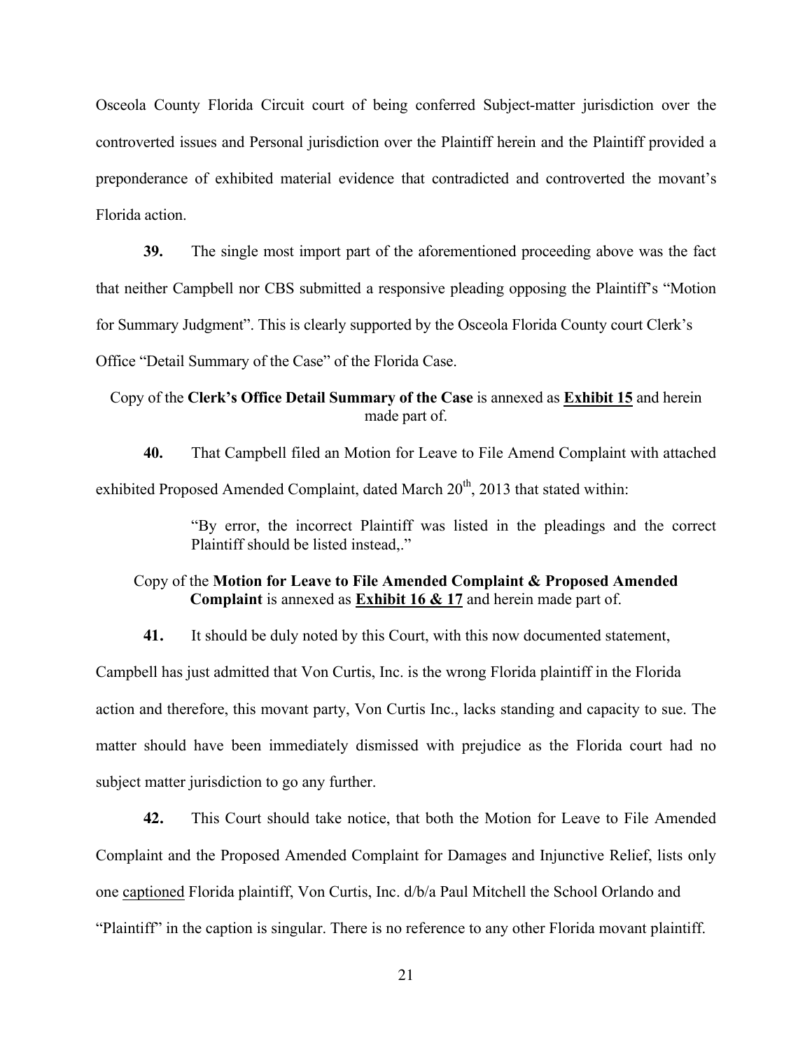Osceola County Florida Circuit court of being conferred Subject-matter jurisdiction over the controverted issues and Personal jurisdiction over the Plaintiff herein and the Plaintiff provided a preponderance of exhibited material evidence that contradicted and controverted the movant's Florida action.

**39.** The single most import part of the aforementioned proceeding above was the fact that neither Campbell nor CBS submitted a responsive pleading opposing the Plaintiff's "Motion for Summary Judgment". This is clearly supported by the Osceola Florida County court Clerk's Office "Detail Summary of the Case" of the Florida Case.

Copy of the **Clerk's Office Detail Summary of the Case** is annexed as **<u>Exhibit 15</u>** and herein made part of.

**40.** That Campbell filed an Motion for Leave to File Amend Complaint with attached exhibited Proposed Amended Complaint, dated March 20th, 2013 that stated within:

> "By error, the incorrect Plaintiff was listed in the pleadings and the correct Plaintiff should be listed instead,."

Copy of the **Motion for Leave to File Amended Complaint & Proposed Amended Complaint** is annexed as **<u>Exhibit 16 & 17</u>** and herein made part of.

**41.** It should be duly noted by this Court, with this now documented statement, Campbell has just admitted that Von Curtis, Inc. is the wrong Florida plaintiff in the Florida action and therefore, this movant party, Von Curtis Inc., lacks standing and capacity to sue. The matter should have been immediately dismissed with prejudice as the Florida court had no subject matter jurisdiction to go any further.

**42.** This Court should take notice, that both the Motion for Leave to File Amended Complaint and the Proposed Amended Complaint for Damages and Injunctive Relief, lists only one <u>captioned</u> Florida plaintiff, Von Curtis, Inc. d/b/a Paul Mitchell the School Orlando and "Plaintiff" in the caption is singular. There is no reference to any other Florida movant plaintiff.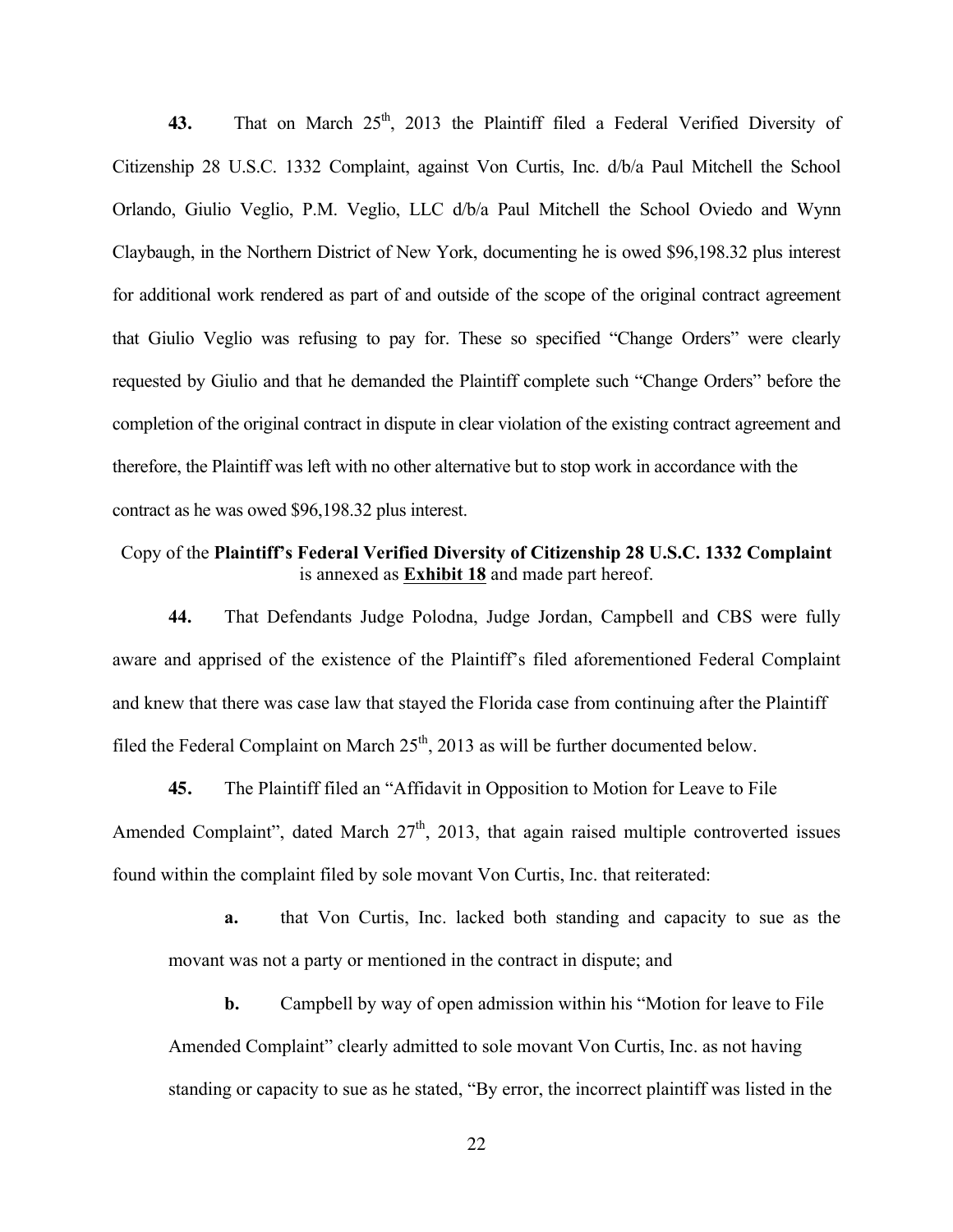**43.** That on March 25th, 2013 the Plaintiff filed a Federal Verified Diversity of Citizenship 28 U.S.C. 1332 Complaint, against Von Curtis, Inc. d/b/a Paul Mitchell the School Orlando, Giulio Veglio, P.M. Veglio, LLC d/b/a Paul Mitchell the School Oviedo and Wynn Claybaugh, in the Northern District of New York, documenting he is owed $96,198.32 plus interest for additional work rendered as part of and outside of the scope of the original contract agreement that Giulio Veglio was refusing to pay for. These so specified "Change Orders" were clearly requested by Giulio and that he demanded the Plaintiff complete such "Change Orders" before the completion of the original contract in dispute in clear violation of the existing contract agreement and therefore, the Plaintiff was left with no other alternative but to stop work in accordance with the contract as he was owed $96,198.32 plus interest.

Copy of the **Plaintiff's Federal Verified Diversity of Citizenship 28 U.S.C. 1332 Complaint** is annexed as **Exhibit 18** and made part hereof.

**44.** That Defendants Judge Polodna, Judge Jordan, Campbell and CBS were fully aware and apprised of the existence of the Plaintiff's filed aforementioned Federal Complaint and knew that there was case law that stayed the Florida case from continuing after the Plaintiff filed the Federal Complaint on March 25th, 2013 as will be further documented below.

**45.** The Plaintiff filed an "Affidavit in Opposition to Motion for Leave to File Amended Complaint", dated March 27th, 2013, that again raised multiple controverted issues found within the complaint filed by sole movant Von Curtis, Inc. that reiterated:

**a.** that Von Curtis, Inc. lacked both standing and capacity to sue as the movant was not a party or mentioned in the contract in dispute; and

**b.** Campbell by way of open admission within his "Motion for leave to File Amended Complaint" clearly admitted to sole movant Von Curtis, Inc. as not having standing or capacity to sue as he stated, "By error, the incorrect plaintiff was listed in the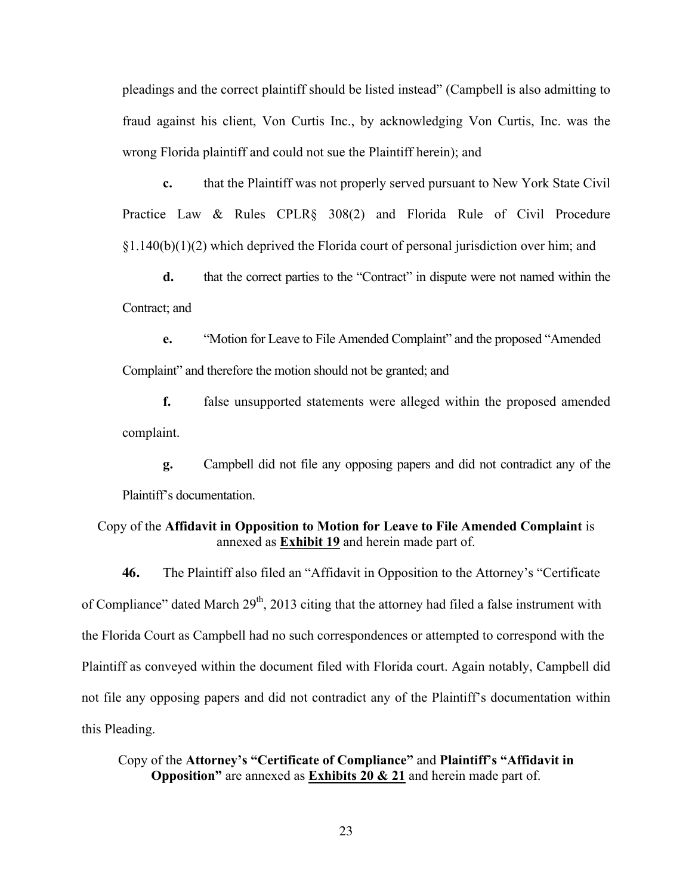pleadings and the correct plaintiff should be listed instead" (Campbell is also admitting to fraud against his client, Von Curtis Inc., by acknowledging Von Curtis, Inc. was the wrong Florida plaintiff and could not sue the Plaintiff herein); and

**c.** that the Plaintiff was not properly served pursuant to New York State Civil Practice Law & Rules CPLR§ 308(2) and Florida Rule of Civil Procedure §1.140(b)(1)(2) which deprived the Florida court of personal jurisdiction over him; and

**d.** that the correct parties to the "Contract" in dispute were not named within the Contract; and

**e.** "Motion for Leave to File Amended Complaint" and the proposed "Amended Complaint" and therefore the motion should not be granted; and

**f.** false unsupported statements were alleged within the proposed amended complaint.

**g.** Campbell did not file any opposing papers and did not contradict any of the Plaintiff's documentation.

Copy of the **Affidavit in Opposition to Motion for Leave to File Amended Complaint** is annexed as **Exhibit 19** and herein made part of.

**46.** The Plaintiff also filed an "Affidavit in Opposition to the Attorney's "Certificate of Compliance" dated March 29th, 2013 citing that the attorney had filed a false instrument with the Florida Court as Campbell had no such correspondences or attempted to correspond with the Plaintiff as conveyed within the document filed with Florida court. Again notably, Campbell did not file any opposing papers and did not contradict any of the Plaintiff's documentation within this Pleading.

Copy of the **Attorney's "Certificate of Compliance"** and **Plaintiff's "Affidavit in Opposition"** are annexed as **Exhibits 20 & 21** and herein made part of.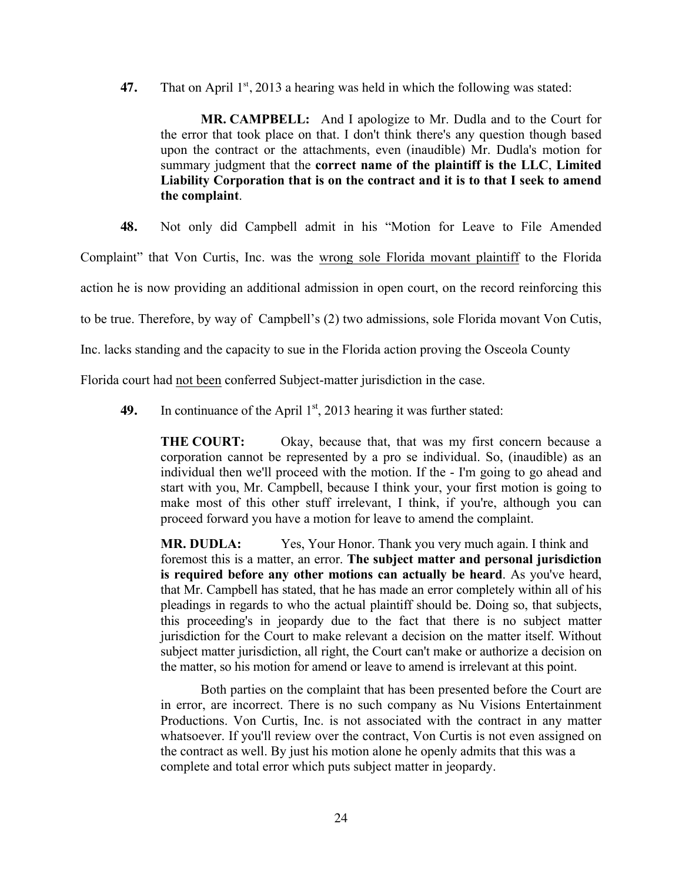**47.** That on April 1st, 2013 a hearing was held in which the following was stated:

> **MR. CAMPBELL:** And I apologize to Mr. Dudla and to the Court for the error that took place on that. I don't think there's any question though based upon the contract or the attachments, even (inaudible) Mr. Dudla's motion for summary judgment that the **correct name of the plaintiff is the LLC**, **Limited Liability Corporation that is on the contract and it is to that I seek to amend the complaint**.

**48.** Not only did Campbell admit in his "Motion for Leave to File Amended Complaint" that Von Curtis, Inc. was the <u>wrong sole Florida movant plaintiff</u> to the Florida action he is now providing an additional admission in open court, on the record reinforcing this to be true. Therefore, by way of Campbell's (2) two admissions, sole Florida movant Von Cutis, Inc. lacks standing and the capacity to sue in the Florida action proving the Osceola County Florida court had <u>not been</u> conferred Subject-matter jurisdiction in the case.

**49.** In continuance of the April 1st, 2013 hearing it was further stated:

> **THE COURT:** Okay, because that, that was my first concern because a corporation cannot be represented by a pro se individual. So, (inaudible) as an individual then we'll proceed with the motion. If the - I'm going to go ahead and start with you, Mr. Campbell, because I think your, your first motion is going to make most of this other stuff irrelevant, I think, if you're, although you can proceed forward you have a motion for leave to amend the complaint.
>
> **MR. DUDLA:** Yes, Your Honor. Thank you very much again. I think and foremost this is a matter, an error. **The subject matter and personal jurisdiction is required before any other motions can actually be heard**. As you've heard, that Mr. Campbell has stated, that he has made an error completely within all of his pleadings in regards to who the actual plaintiff should be. Doing so, that subjects, this proceeding's in jeopardy due to the fact that there is no subject matter jurisdiction for the Court to make relevant a decision on the matter itself. Without subject matter jurisdiction, all right, the Court can't make or authorize a decision on the matter, so his motion for amend or leave to amend is irrelevant at this point.
>
> Both parties on the complaint that has been presented before the Court are in error, are incorrect. There is no such company as Nu Visions Entertainment Productions. Von Curtis, Inc. is not associated with the contract in any matter whatsoever. If you'll review over the contract, Von Curtis is not even assigned on the contract as well. By just his motion alone he openly admits that this was a complete and total error which puts subject matter in jeopardy.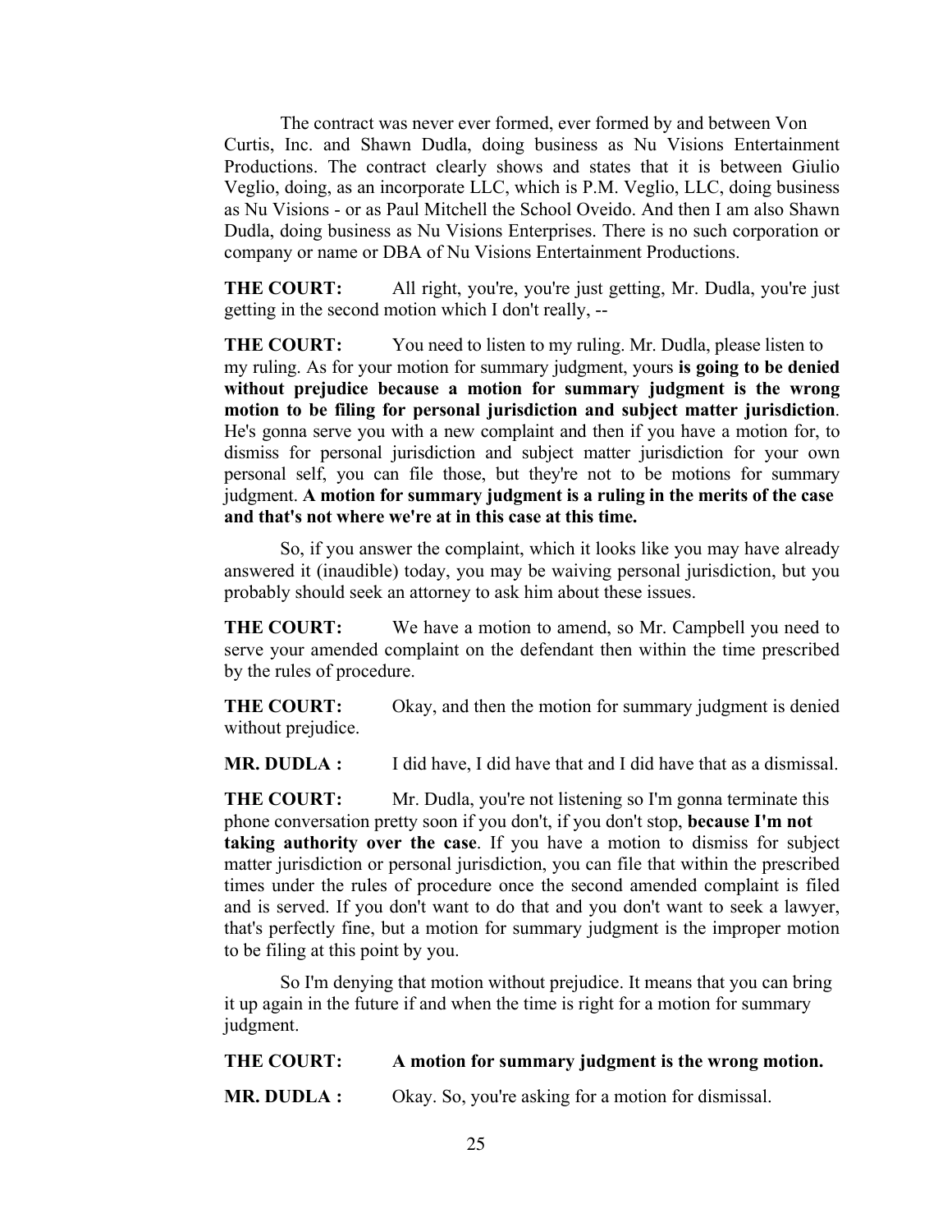The contract was never ever formed, ever formed by and between Von Curtis, Inc. and Shawn Dudla, doing business as Nu Visions Entertainment Productions. The contract clearly shows and states that it is between Giulio Veglio, doing, as an incorporate LLC, which is P.M. Veglio, LLC, doing business as Nu Visions - or as Paul Mitchell the School Oveido. And then I am also Shawn Dudla, doing business as Nu Visions Enterprises. There is no such corporation or company or name or DBA of Nu Visions Entertainment Productions.

**THE COURT:** All right, you're, you're just getting, Mr. Dudla, you're just getting in the second motion which I don't really, --

**THE COURT:** You need to listen to my ruling. Mr. Dudla, please listen to my ruling. As for your motion for summary judgment, yours **is going to be denied without prejudice because a motion for summary judgment is the wrong motion to be filing for personal jurisdiction and subject matter jurisdiction**. He's gonna serve you with a new complaint and then if you have a motion for, to dismiss for personal jurisdiction and subject matter jurisdiction for your own personal self, you can file those, but they're not to be motions for summary judgment. **A motion for summary judgment is a ruling in the merits of the case and that's not where we're at in this case at this time.**

So, if you answer the complaint, which it looks like you may have already answered it (inaudible) today, you may be waiving personal jurisdiction, but you probably should seek an attorney to ask him about these issues.

**THE COURT:** We have a motion to amend, so Mr. Campbell you need to serve your amended complaint on the defendant then within the time prescribed by the rules of procedure.

**THE COURT:** Okay, and then the motion for summary judgment is denied without prejudice.

**MR. DUDLA :** I did have, I did have that and I did have that as a dismissal.

**THE COURT:** Mr. Dudla, you're not listening so I'm gonna terminate this phone conversation pretty soon if you don't, if you don't stop, **because I'm not taking authority over the case**. If you have a motion to dismiss for subject matter jurisdiction or personal jurisdiction, you can file that within the prescribed times under the rules of procedure once the second amended complaint is filed and is served. If you don't want to do that and you don't want to seek a lawyer, that's perfectly fine, but a motion for summary judgment is the improper motion to be filing at this point by you.

So I'm denying that motion without prejudice. It means that you can bring it up again in the future if and when the time is right for a motion for summary judgment.

**THE COURT:** **A motion for summary judgment is the wrong motion.**

**MR. DUDLA :** Okay. So, you're asking for a motion for dismissal.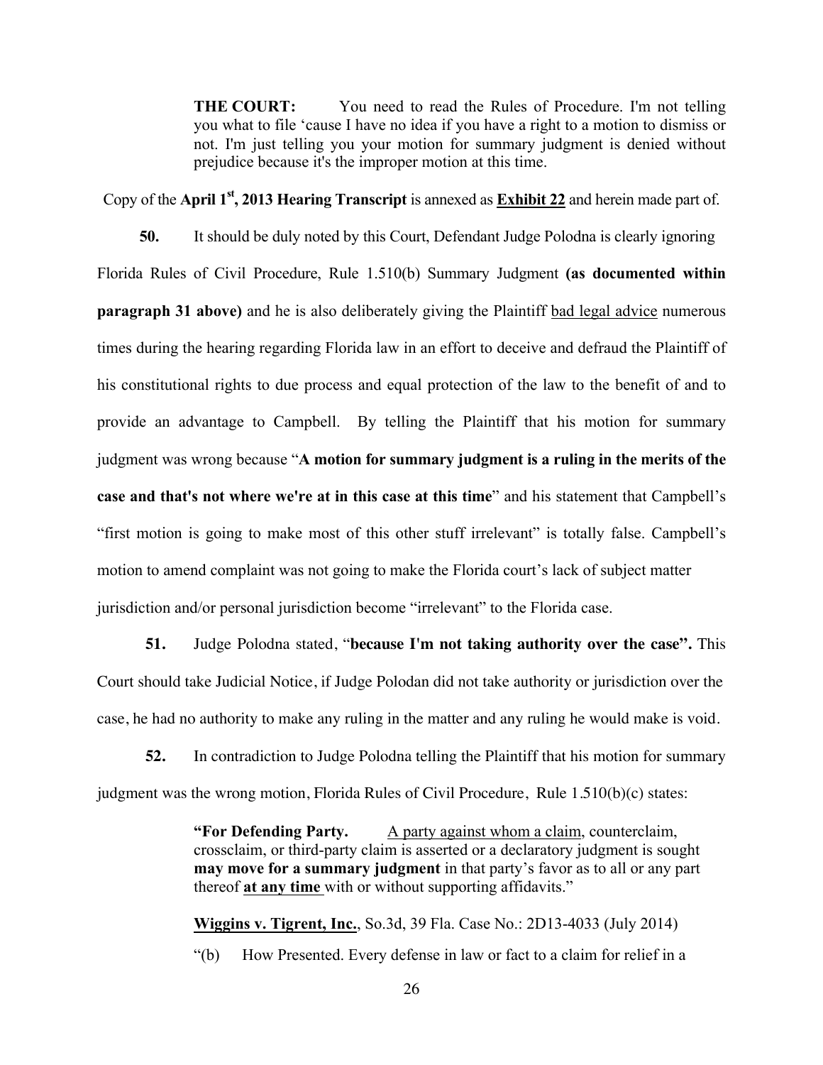> **THE COURT:** You need to read the Rules of Procedure. I'm not telling you what to file 'cause I have no idea if you have a right to a motion to dismiss or not. I'm just telling you your motion for summary judgment is denied without prejudice because it's the improper motion at this time.

Copy of the **April 1st, 2013 Hearing Transcript** is annexed as **Exhibit 22** and herein made part of.

**50.** It should be duly noted by this Court, Defendant Judge Polodna is clearly ignoring Florida Rules of Civil Procedure, Rule 1.510(b) Summary Judgment **(as documented within paragraph 31 above)** and he is also deliberately giving the Plaintiff bad legal advice numerous times during the hearing regarding Florida law in an effort to deceive and defraud the Plaintiff of his constitutional rights to due process and equal protection of the law to the benefit of and to provide an advantage to Campbell. By telling the Plaintiff that his motion for summary judgment was wrong because "**A motion for summary judgment is a ruling in the merits of the case and that's not where we're at in this case at this time**" and his statement that Campbell's "first motion is going to make most of this other stuff irrelevant" is totally false. Campbell's motion to amend complaint was not going to make the Florida court's lack of subject matter jurisdiction and/or personal jurisdiction become "irrelevant" to the Florida case.

**51.** Judge Polodna stated, "**because I'm not taking authority over the case".** This Court should take Judicial Notice, if Judge Polodan did not take authority or jurisdiction over the case, he had no authority to make any ruling in the matter and any ruling he would make is void.

**52.** In contradiction to Judge Polodna telling the Plaintiff that his motion for summary judgment was the wrong motion, Florida Rules of Civil Procedure, Rule 1.510(b)(c) states:

> **"For Defending Party.** A party against whom a claim, counterclaim, crossclaim, or third-party claim is asserted or a declaratory judgment is sought **may move for a summary judgment** in that party's favor as to all or any part thereof **at any time** with or without supporting affidavits."
>
> **Wiggins v. Tigrent, Inc.**, So.3d, 39 Fla. Case No.: 2D13-4033 (July 2014)
>
> "(b) How Presented. Every defense in law or fact to a claim for relief in a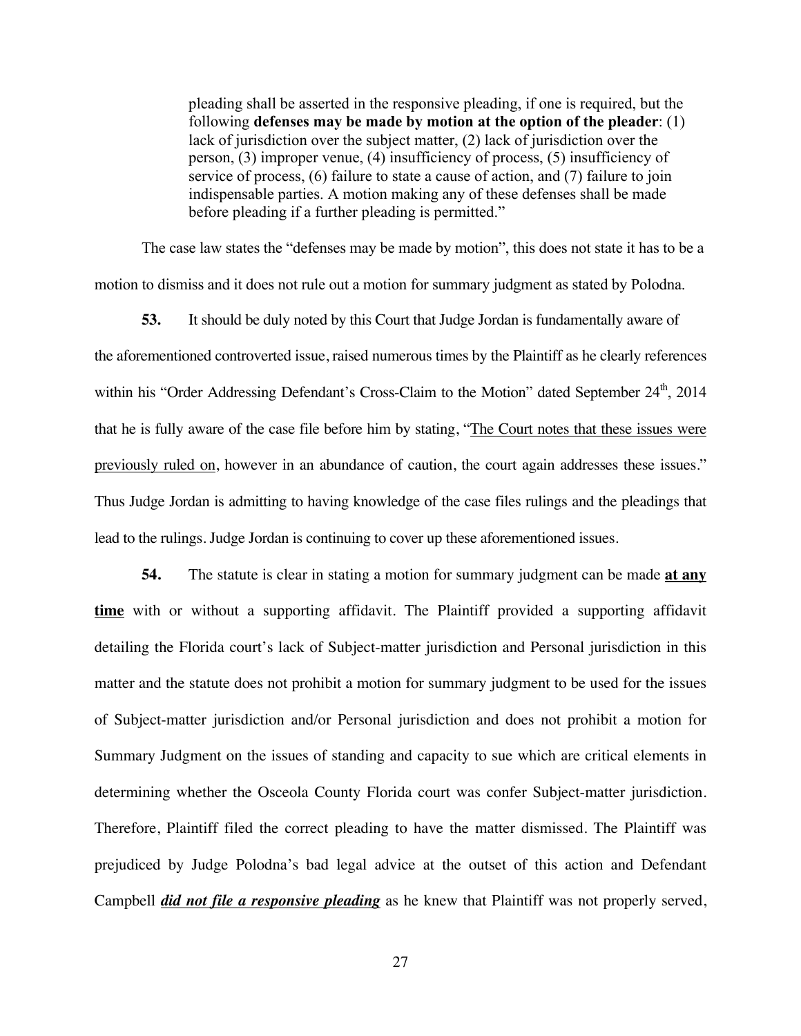> pleading shall be asserted in the responsive pleading, if one is required, but the following **defenses may be made by motion at the option of the pleader**: (1) lack of jurisdiction over the subject matter, (2) lack of jurisdiction over the person, (3) improper venue, (4) insufficiency of process, (5) insufficiency of service of process, (6) failure to state a cause of action, and (7) failure to join indispensable parties. A motion making any of these defenses shall be made before pleading if a further pleading is permitted."

The case law states the "defenses may be made by motion", this does not state it has to be a motion to dismiss and it does not rule out a motion for summary judgment as stated by Polodna.

**53.** It should be duly noted by this Court that Judge Jordan is fundamentally aware of the aforementioned controverted issue, raised numerous times by the Plaintiff as he clearly references within his "Order Addressing Defendant's Cross-Claim to the Motion" dated September 24th, 2014 that he is fully aware of the case file before him by stating, "<u>The Court notes that these issues were previously ruled on</u>, however in an abundance of caution, the court again addresses these issues." Thus Judge Jordan is admitting to having knowledge of the case files rulings and the pleadings that lead to the rulings. Judge Jordan is continuing to cover up these aforementioned issues.

**54.** The statute is clear in stating a motion for summary judgment can be made **<u>at any time</u>** with or without a supporting affidavit. The Plaintiff provided a supporting affidavit detailing the Florida court's lack of Subject-matter jurisdiction and Personal jurisdiction in this matter and the statute does not prohibit a motion for summary judgment to be used for the issues of Subject-matter jurisdiction and/or Personal jurisdiction and does not prohibit a motion for Summary Judgment on the issues of standing and capacity to sue which are critical elements in determining whether the Osceola County Florida court was confer Subject-matter jurisdiction. Therefore, Plaintiff filed the correct pleading to have the matter dismissed. The Plaintiff was prejudiced by Judge Polodna's bad legal advice at the outset of this action and Defendant Campbell ***<u>did not file a responsive pleading</u>*** as he knew that Plaintiff was not properly served,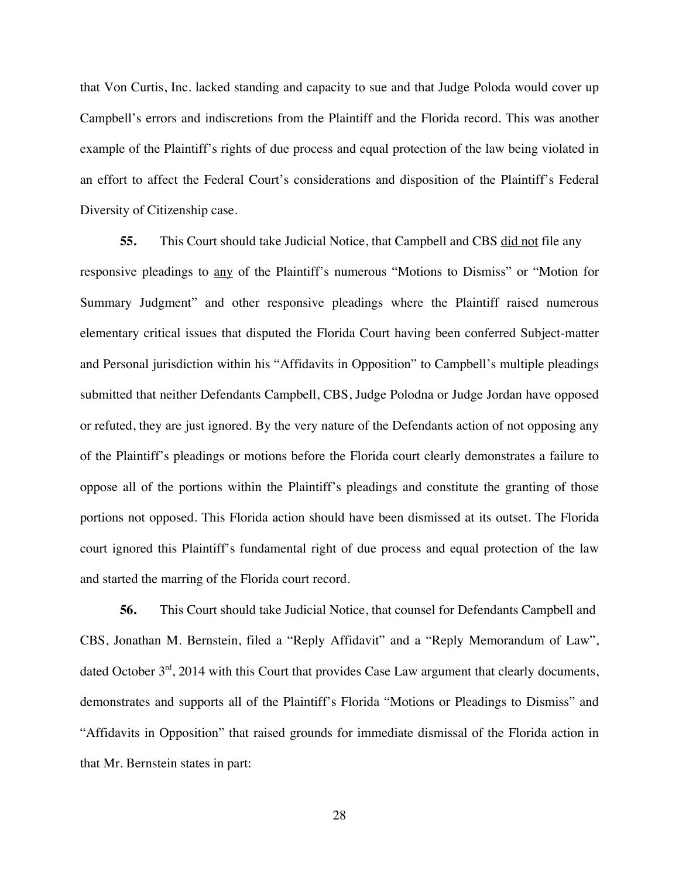that Von Curtis, Inc. lacked standing and capacity to sue and that Judge Poloda would cover up Campbell's errors and indiscretions from the Plaintiff and the Florida record. This was another example of the Plaintiff's rights of due process and equal protection of the law being violated in an effort to affect the Federal Court's considerations and disposition of the Plaintiff's Federal Diversity of Citizenship case.

**55.** This Court should take Judicial Notice, that Campbell and CBS <u>did not</u> file any responsive pleadings to <u>any</u> of the Plaintiff's numerous "Motions to Dismiss" or "Motion for Summary Judgment" and other responsive pleadings where the Plaintiff raised numerous elementary critical issues that disputed the Florida Court having been conferred Subject-matter and Personal jurisdiction within his "Affidavits in Opposition" to Campbell's multiple pleadings submitted that neither Defendants Campbell, CBS, Judge Polodna or Judge Jordan have opposed or refuted, they are just ignored. By the very nature of the Defendants action of not opposing any of the Plaintiff's pleadings or motions before the Florida court clearly demonstrates a failure to oppose all of the portions within the Plaintiff's pleadings and constitute the granting of those portions not opposed. This Florida action should have been dismissed at its outset. The Florida court ignored this Plaintiff's fundamental right of due process and equal protection of the law and started the marring of the Florida court record.

**56.** This Court should take Judicial Notice, that counsel for Defendants Campbell and CBS, Jonathan M. Bernstein, filed a "Reply Affidavit" and a "Reply Memorandum of Law", dated October 3rd, 2014 with this Court that provides Case Law argument that clearly documents, demonstrates and supports all of the Plaintiff's Florida "Motions or Pleadings to Dismiss" and "Affidavits in Opposition" that raised grounds for immediate dismissal of the Florida action in that Mr. Bernstein states in part: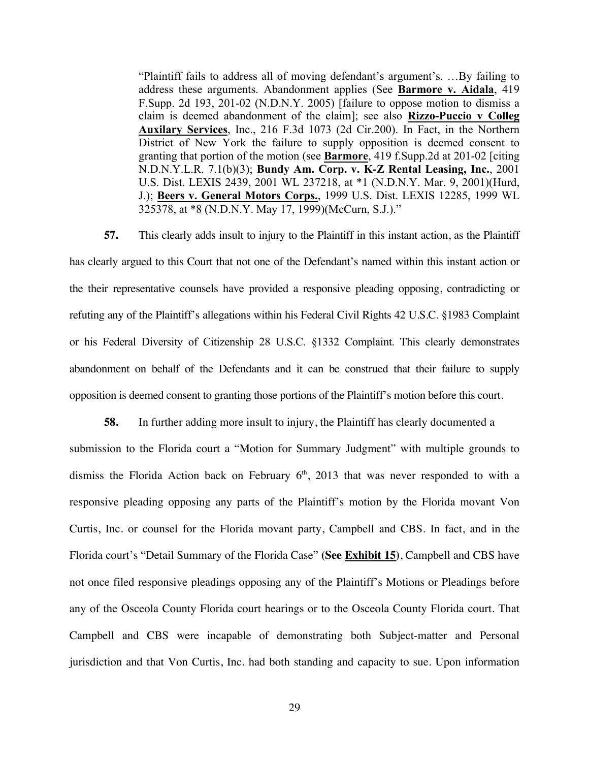> "Plaintiff fails to address all of moving defendant's argument's. …By failing to address these arguments. Abandonment applies (See **Barmore v. Aidala**, 419 F.Supp. 2d 193, 201-02 (N.D.N.Y. 2005) [failure to oppose motion to dismiss a claim is deemed abandonment of the claim]; see also **Rizzo-Puccio v Colleg Auxilary Services**, Inc., 216 F.3d 1073 (2d Cir.200). In Fact, in the Northern District of New York the failure to supply opposition is deemed consent to granting that portion of the motion (see **Barmore**, 419 f.Supp.2d at 201-02 [citing N.D.N.Y.L.R. 7.1(b)(3); **Bundy Am. Corp. v. K-Z Rental Leasing, Inc.**, 2001 U.S. Dist. LEXIS 2439, 2001 WL 237218, at *1 (N.D.N.Y. Mar. 9, 2001)(Hurd, J.); **Beers v. General Motors Corps.**, 1999 U.S. Dist. LEXIS 12285, 1999 WL 325378, at *8 (N.D.N.Y. May 17, 1999)(McCurn, S.J.)."

**57.** This clearly adds insult to injury to the Plaintiff in this instant action, as the Plaintiff has clearly argued to this Court that not one of the Defendant's named within this instant action or the their representative counsels have provided a responsive pleading opposing, contradicting or refuting any of the Plaintiff's allegations within his Federal Civil Rights 42 U.S.C. §1983 Complaint or his Federal Diversity of Citizenship 28 U.S.C. §1332 Complaint. This clearly demonstrates abandonment on behalf of the Defendants and it can be construed that their failure to supply opposition is deemed consent to granting those portions of the Plaintiff's motion before this court.

**58.** In further adding more insult to injury, the Plaintiff has clearly documented a submission to the Florida court a "Motion for Summary Judgment" with multiple grounds to dismiss the Florida Action back on February 6th, 2013 that was never responded to with a responsive pleading opposing any parts of the Plaintiff's motion by the Florida movant Von Curtis, Inc. or counsel for the Florida movant party, Campbell and CBS. In fact, and in the Florida court's "Detail Summary of the Florida Case" **(See Exhibit 15)**, Campbell and CBS have not once filed responsive pleadings opposing any of the Plaintiff's Motions or Pleadings before any of the Osceola County Florida court hearings or to the Osceola County Florida court. That Campbell and CBS were incapable of demonstrating both Subject-matter and Personal jurisdiction and that Von Curtis, Inc. had both standing and capacity to sue. Upon information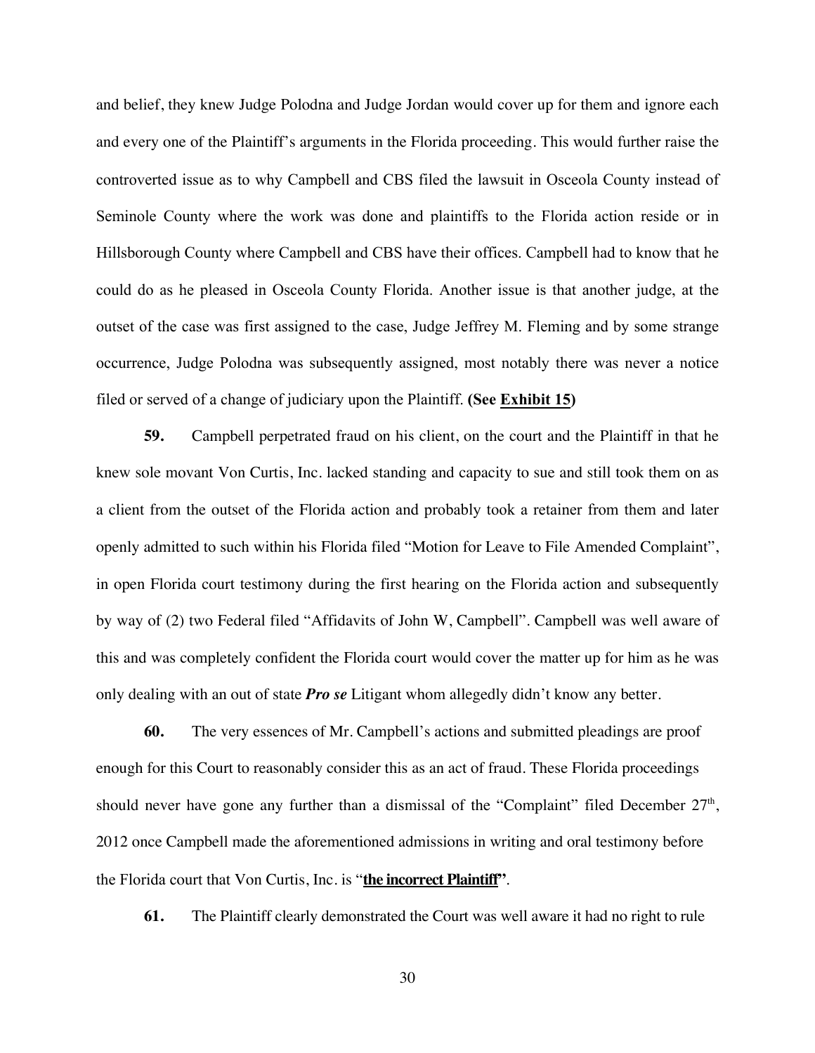and belief, they knew Judge Polodna and Judge Jordan would cover up for them and ignore each and every one of the Plaintiff's arguments in the Florida proceeding. This would further raise the controverted issue as to why Campbell and CBS filed the lawsuit in Osceola County instead of Seminole County where the work was done and plaintiffs to the Florida action reside or in Hillsborough County where Campbell and CBS have their offices. Campbell had to know that he could do as he pleased in Osceola County Florida. Another issue is that another judge, at the outset of the case was first assigned to the case, Judge Jeffrey M. Fleming and by some strange occurrence, Judge Polodna was subsequently assigned, most notably there was never a notice filed or served of a change of judiciary upon the Plaintiff. **(See <u>Exhibit 15</u>)**

**59.** Campbell perpetrated fraud on his client, on the court and the Plaintiff in that he knew sole movant Von Curtis, Inc. lacked standing and capacity to sue and still took them on as a client from the outset of the Florida action and probably took a retainer from them and later openly admitted to such within his Florida filed "Motion for Leave to File Amended Complaint", in open Florida court testimony during the first hearing on the Florida action and subsequently by way of (2) two Federal filed "Affidavits of John W, Campbell". Campbell was well aware of this and was completely confident the Florida court would cover the matter up for him as he was only dealing with an out of state ***Pro se*** Litigant whom allegedly didn't know any better.

**60.** The very essences of Mr. Campbell's actions and submitted pleadings are proof enough for this Court to reasonably consider this as an act of fraud. These Florida proceedings should never have gone any further than a dismissal of the "Complaint" filed December 27th, 2012 once Campbell made the aforementioned admissions in writing and oral testimony before the Florida court that Von Curtis, Inc. is "**<u>the incorrect Plaintiff</u>**".

**61.** The Plaintiff clearly demonstrated the Court was well aware it had no right to rule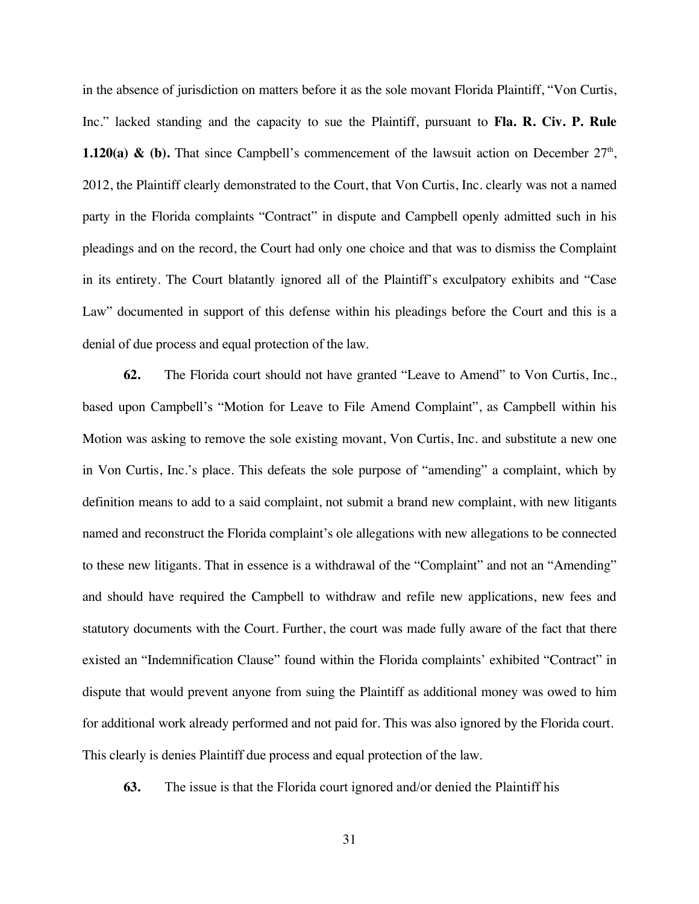in the absence of jurisdiction on matters before it as the sole movant Florida Plaintiff, "Von Curtis, Inc." lacked standing and the capacity to sue the Plaintiff, pursuant to **Fla. R. Civ. P. Rule 1.120(a) & (b).** That since Campbell's commencement of the lawsuit action on December 27th, 2012, the Plaintiff clearly demonstrated to the Court, that Von Curtis, Inc. clearly was not a named party in the Florida complaints "Contract" in dispute and Campbell openly admitted such in his pleadings and on the record, the Court had only one choice and that was to dismiss the Complaint in its entirety. The Court blatantly ignored all of the Plaintiff's exculpatory exhibits and "Case Law" documented in support of this defense within his pleadings before the Court and this is a denial of due process and equal protection of the law.

**62.** The Florida court should not have granted "Leave to Amend" to Von Curtis, Inc., based upon Campbell's "Motion for Leave to File Amend Complaint", as Campbell within his Motion was asking to remove the sole existing movant, Von Curtis, Inc. and substitute a new one in Von Curtis, Inc.'s place. This defeats the sole purpose of "amending" a complaint, which by definition means to add to a said complaint, not submit a brand new complaint, with new litigants named and reconstruct the Florida complaint's ole allegations with new allegations to be connected to these new litigants. That in essence is a withdrawal of the "Complaint" and not an "Amending" and should have required the Campbell to withdraw and refile new applications, new fees and statutory documents with the Court. Further, the court was made fully aware of the fact that there existed an "Indemnification Clause" found within the Florida complaints' exhibited "Contract" in dispute that would prevent anyone from suing the Plaintiff as additional money was owed to him for additional work already performed and not paid for. This was also ignored by the Florida court. This clearly is denies Plaintiff due process and equal protection of the law.

**63.** The issue is that the Florida court ignored and/or denied the Plaintiff his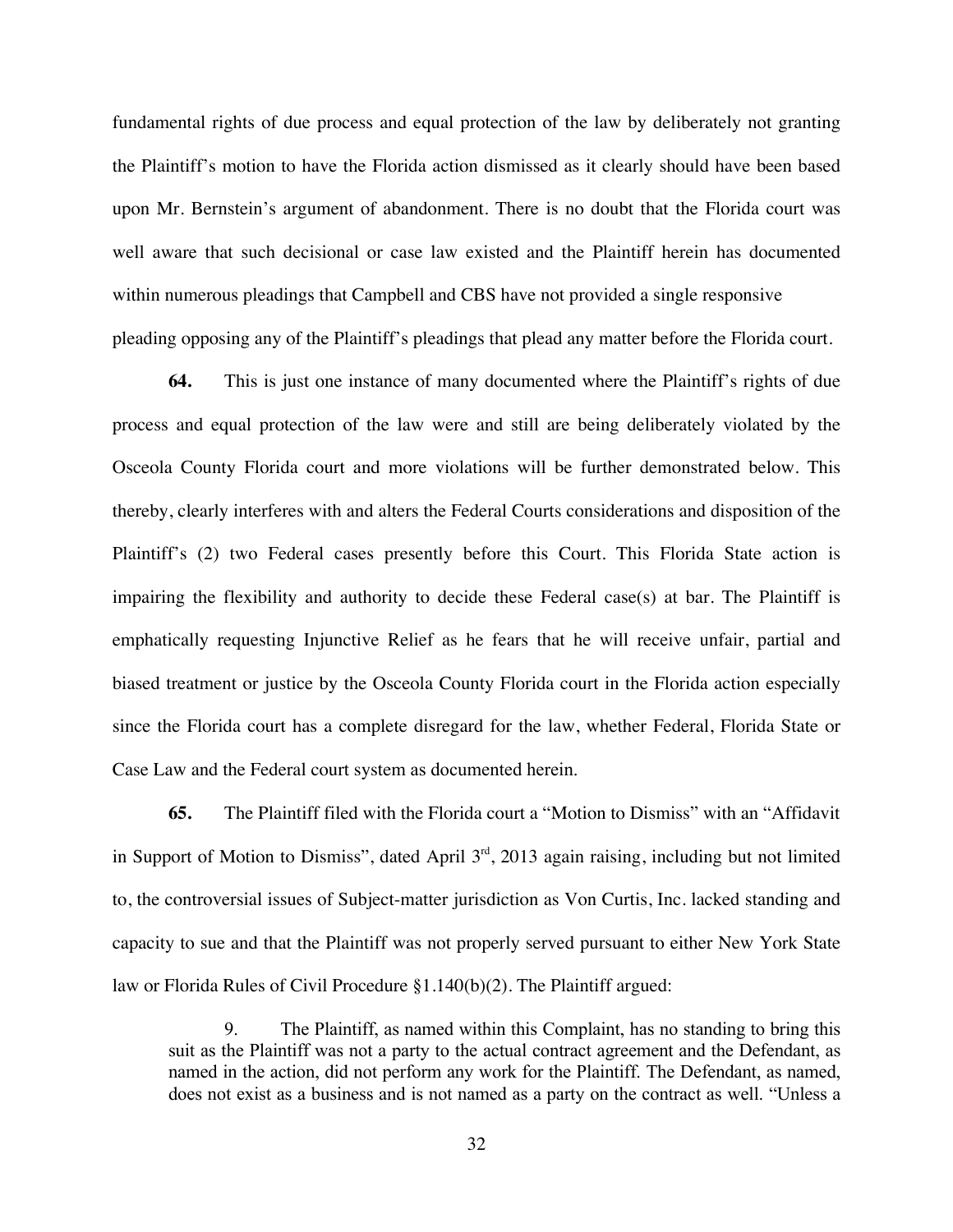fundamental rights of due process and equal protection of the law by deliberately not granting the Plaintiff's motion to have the Florida action dismissed as it clearly should have been based upon Mr. Bernstein's argument of abandonment. There is no doubt that the Florida court was well aware that such decisional or case law existed and the Plaintiff herein has documented within numerous pleadings that Campbell and CBS have not provided a single responsive pleading opposing any of the Plaintiff's pleadings that plead any matter before the Florida court.

**64.** This is just one instance of many documented where the Plaintiff's rights of due process and equal protection of the law were and still are being deliberately violated by the Osceola County Florida court and more violations will be further demonstrated below. This thereby, clearly interferes with and alters the Federal Courts considerations and disposition of the Plaintiff's (2) two Federal cases presently before this Court. This Florida State action is impairing the flexibility and authority to decide these Federal case(s) at bar. The Plaintiff is emphatically requesting Injunctive Relief as he fears that he will receive unfair, partial and biased treatment or justice by the Osceola County Florida court in the Florida action especially since the Florida court has a complete disregard for the law, whether Federal, Florida State or Case Law and the Federal court system as documented herein.

**65.** The Plaintiff filed with the Florida court a "Motion to Dismiss" with an "Affidavit in Support of Motion to Dismiss", dated April 3rd, 2013 again raising, including but not limited to, the controversial issues of Subject-matter jurisdiction as Von Curtis, Inc. lacked standing and capacity to sue and that the Plaintiff was not properly served pursuant to either New York State law or Florida Rules of Civil Procedure §1.140(b)(2). The Plaintiff argued:

> 9. The Plaintiff, as named within this Complaint, has no standing to bring this suit as the Plaintiff was not a party to the actual contract agreement and the Defendant, as named in the action, did not perform any work for the Plaintiff. The Defendant, as named, does not exist as a business and is not named as a party on the contract as well. "Unless a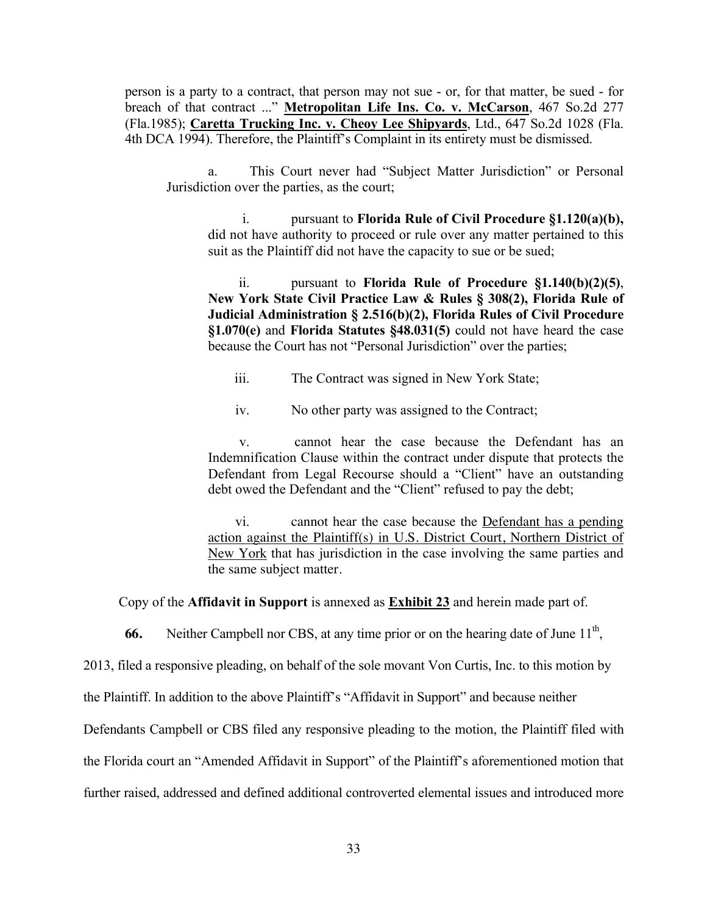person is a party to a contract, that person may not sue - or, for that matter, be sued - for breach of that contract ..." **Metropolitan Life Ins. Co. v. McCarson**, 467 So.2d 277 (Fla.1985); **Caretta Trucking Inc. v. Cheoy Lee Shipyards**, Ltd., 647 So.2d 1028 (Fla. 4th DCA 1994). Therefore, the Plaintiff's Complaint in its entirety must be dismissed.

a. This Court never had "Subject Matter Jurisdiction" or Personal Jurisdiction over the parties, as the court;

i. pursuant to **Florida Rule of Civil Procedure §1.120(a)(b),** did not have authority to proceed or rule over any matter pertained to this suit as the Plaintiff did not have the capacity to sue or be sued;

ii. pursuant to **Florida Rule of Procedure §1.140(b)(2)(5)**, **New York State Civil Practice Law & Rules § 308(2), Florida Rule of Judicial Administration § 2.516(b)(2), Florida Rules of Civil Procedure §1.070(e)** and **Florida Statutes §48.031(5)** could not have heard the case because the Court has not "Personal Jurisdiction" over the parties;

iii. The Contract was signed in New York State;

iv. No other party was assigned to the Contract;

v. cannot hear the case because the Defendant has an Indemnification Clause within the contract under dispute that protects the Defendant from Legal Recourse should a "Client" have an outstanding debt owed the Defendant and the "Client" refused to pay the debt;

vi. cannot hear the case because the Defendant has a pending action against the Plaintiff(s) in U.S. District Court, Northern District of New York that has jurisdiction in the case involving the same parties and the same subject matter.

Copy of the **Affidavit in Support** is annexed as **Exhibit 23** and herein made part of.

**66.** Neither Campbell nor CBS, at any time prior or on the hearing date of June 11th, 2013, filed a responsive pleading, on behalf of the sole movant Von Curtis, Inc. to this motion by the Plaintiff. In addition to the above Plaintiff's "Affidavit in Support" and because neither Defendants Campbell or CBS filed any responsive pleading to the motion, the Plaintiff filed with the Florida court an "Amended Affidavit in Support" of the Plaintiff's aforementioned motion that further raised, addressed and defined additional controverted elemental issues and introduced more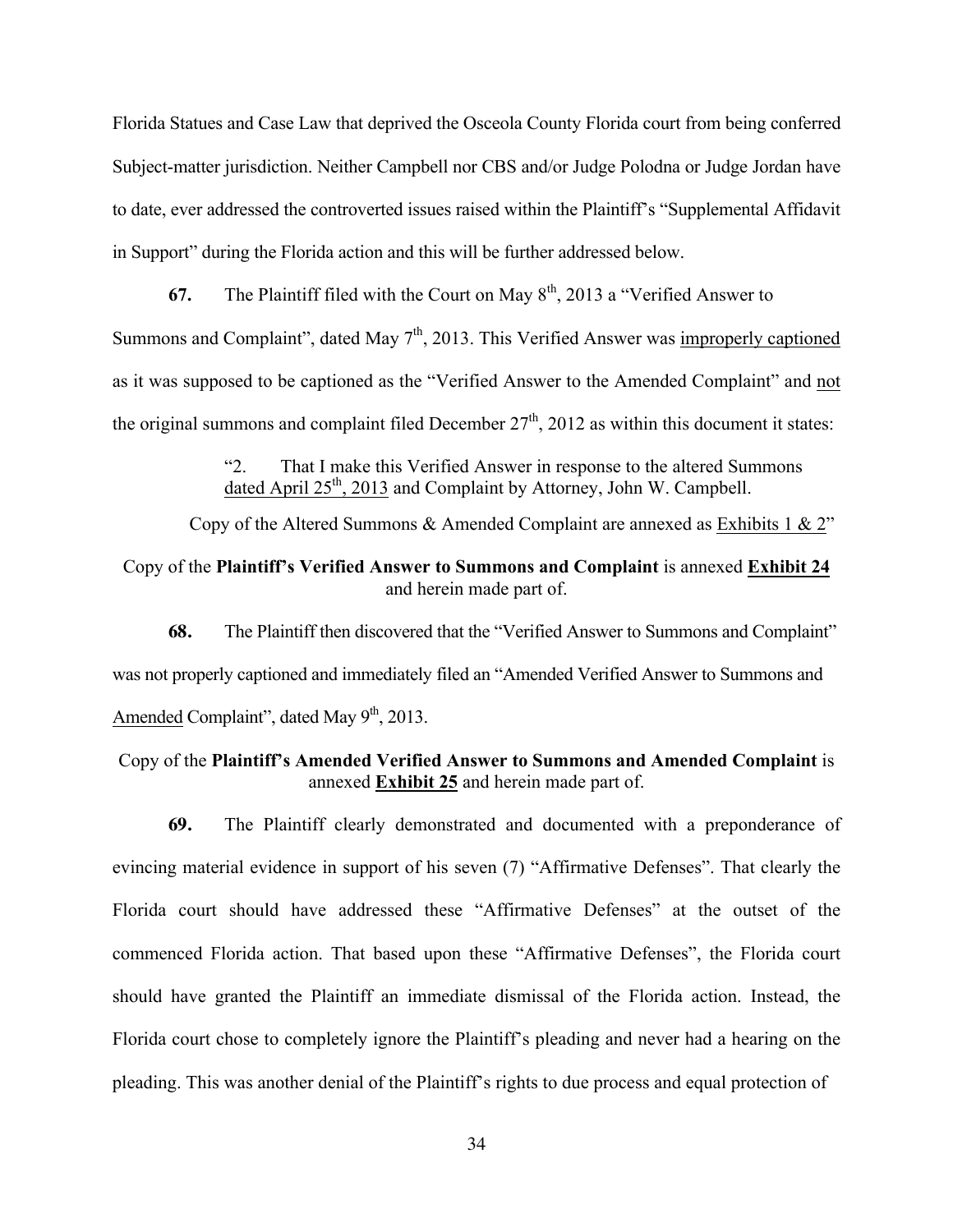Florida Statues and Case Law that deprived the Osceola County Florida court from being conferred Subject-matter jurisdiction. Neither Campbell nor CBS and/or Judge Polodna or Judge Jordan have to date, ever addressed the controverted issues raised within the Plaintiff's "Supplemental Affidavit in Support" during the Florida action and this will be further addressed below.

**67.** The Plaintiff filed with the Court on May 8th, 2013 a "Verified Answer to Summons and Complaint", dated May 7th, 2013. This Verified Answer was <u>improperly captioned</u> as it was supposed to be captioned as the "Verified Answer to the Amended Complaint" and <u>not</u> the original summons and complaint filed December 27th, 2012 as within this document it states:

> "2. That I make this Verified Answer in response to the altered Summons <u>dated April 25th, 2013</u> and Complaint by Attorney, John W. Campbell.
>
> Copy of the Altered Summons & Amended Complaint are annexed as <u>Exhibits 1 & 2</u>"

Copy of the **Plaintiff's Verified Answer to Summons and Complaint** is annexed **<u>Exhibit 24</u>** and herein made part of.

**68.** The Plaintiff then discovered that the "Verified Answer to Summons and Complaint" was not properly captioned and immediately filed an "Amended Verified Answer to Summons and <u>Amended</u> Complaint", dated May 9th, 2013.

Copy of the **Plaintiff's Amended Verified Answer to Summons and Amended Complaint** is annexed **<u>Exhibit 25</u>** and herein made part of.

**69.** The Plaintiff clearly demonstrated and documented with a preponderance of evincing material evidence in support of his seven (7) "Affirmative Defenses". That clearly the Florida court should have addressed these "Affirmative Defenses" at the outset of the commenced Florida action. That based upon these "Affirmative Defenses", the Florida court should have granted the Plaintiff an immediate dismissal of the Florida action. Instead, the Florida court chose to completely ignore the Plaintiff's pleading and never had a hearing on the pleading. This was another denial of the Plaintiff's rights to due process and equal protection of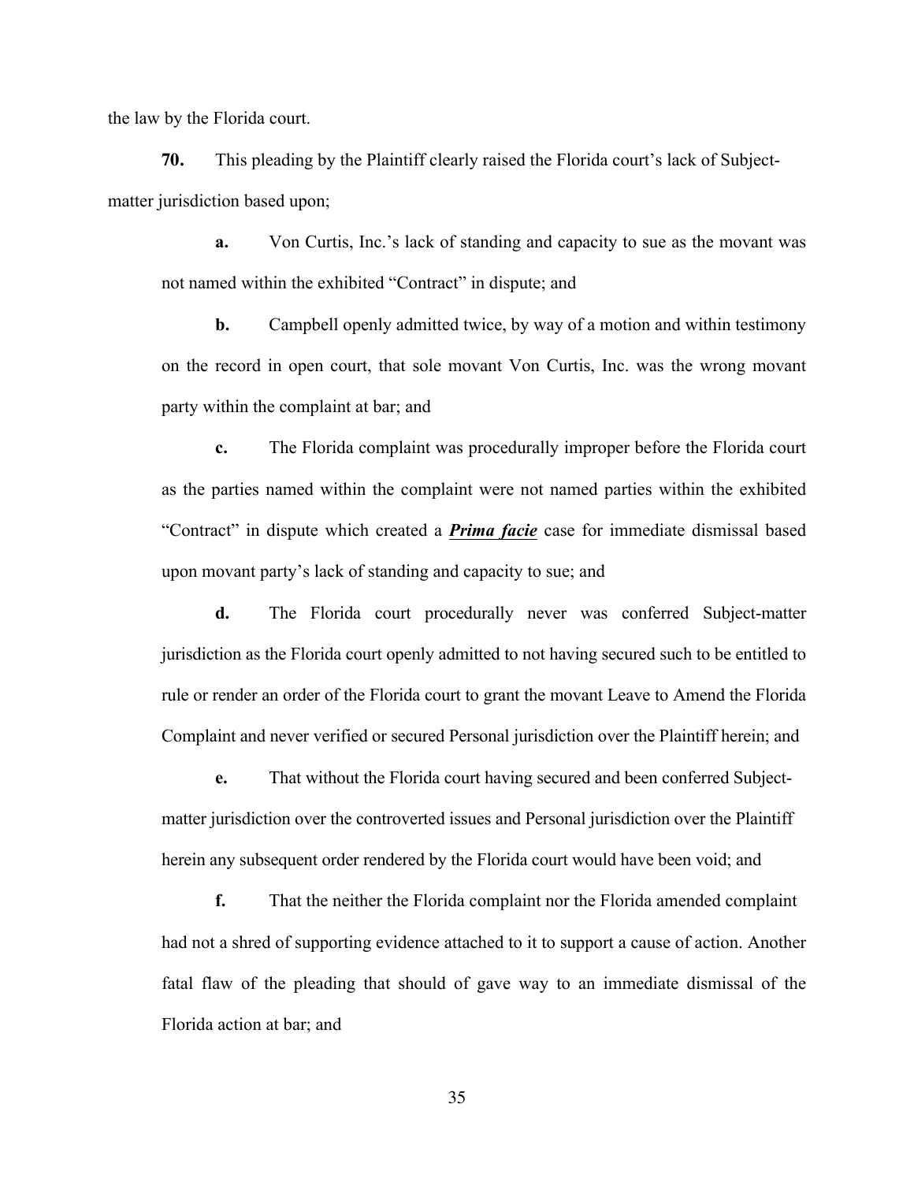the law by the Florida court.

**70.** This pleading by the Plaintiff clearly raised the Florida court's lack of Subject-matter jurisdiction based upon;

**a.** Von Curtis, Inc.'s lack of standing and capacity to sue as the movant was not named within the exhibited "Contract" in dispute; and

**b.** Campbell openly admitted twice, by way of a motion and within testimony on the record in open court, that sole movant Von Curtis, Inc. was the wrong movant party within the complaint at bar; and

**c.** The Florida complaint was procedurally improper before the Florida court as the parties named within the complaint were not named parties within the exhibited "Contract" in dispute which created a ***Prima facie*** case for immediate dismissal based upon movant party's lack of standing and capacity to sue; and

**d.** The Florida court procedurally never was conferred Subject-matter jurisdiction as the Florida court openly admitted to not having secured such to be entitled to rule or render an order of the Florida court to grant the movant Leave to Amend the Florida Complaint and never verified or secured Personal jurisdiction over the Plaintiff herein; and

**e.** That without the Florida court having secured and been conferred Subject-matter jurisdiction over the controverted issues and Personal jurisdiction over the Plaintiff herein any subsequent order rendered by the Florida court would have been void; and

**f.** That the neither the Florida complaint nor the Florida amended complaint had not a shred of supporting evidence attached to it to support a cause of action. Another fatal flaw of the pleading that should of gave way to an immediate dismissal of the Florida action at bar; and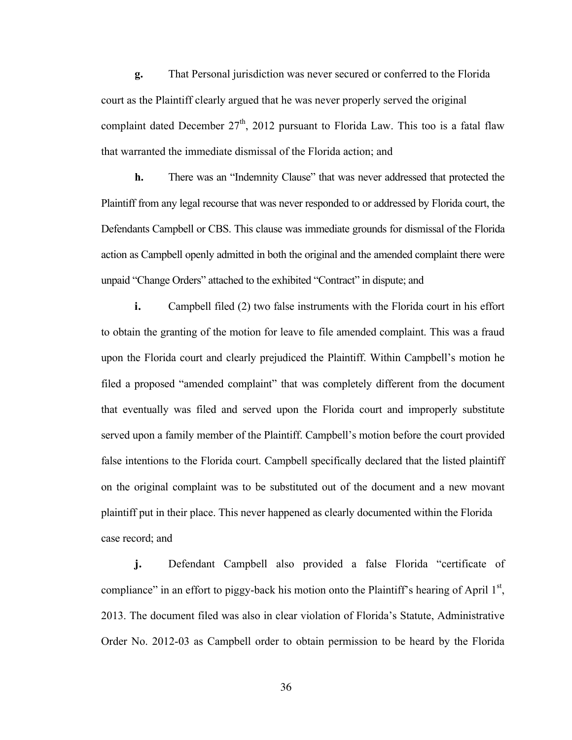**g.** That Personal jurisdiction was never secured or conferred to the Florida court as the Plaintiff clearly argued that he was never properly served the original complaint dated December 27th, 2012 pursuant to Florida Law. This too is a fatal flaw that warranted the immediate dismissal of the Florida action; and

**h.** There was an "Indemnity Clause" that was never addressed that protected the Plaintiff from any legal recourse that was never responded to or addressed by Florida court, the Defendants Campbell or CBS. This clause was immediate grounds for dismissal of the Florida action as Campbell openly admitted in both the original and the amended complaint there were unpaid "Change Orders" attached to the exhibited "Contract" in dispute; and

**i.** Campbell filed (2) two false instruments with the Florida court in his effort to obtain the granting of the motion for leave to file amended complaint. This was a fraud upon the Florida court and clearly prejudiced the Plaintiff. Within Campbell's motion he filed a proposed "amended complaint" that was completely different from the document that eventually was filed and served upon the Florida court and improperly substitute served upon a family member of the Plaintiff. Campbell's motion before the court provided false intentions to the Florida court. Campbell specifically declared that the listed plaintiff on the original complaint was to be substituted out of the document and a new movant plaintiff put in their place. This never happened as clearly documented within the Florida case record; and

**j.** Defendant Campbell also provided a false Florida "certificate of compliance" in an effort to piggy-back his motion onto the Plaintiff's hearing of April 1st, 2013. The document filed was also in clear violation of Florida's Statute, Administrative Order No. 2012-03 as Campbell order to obtain permission to be heard by the Florida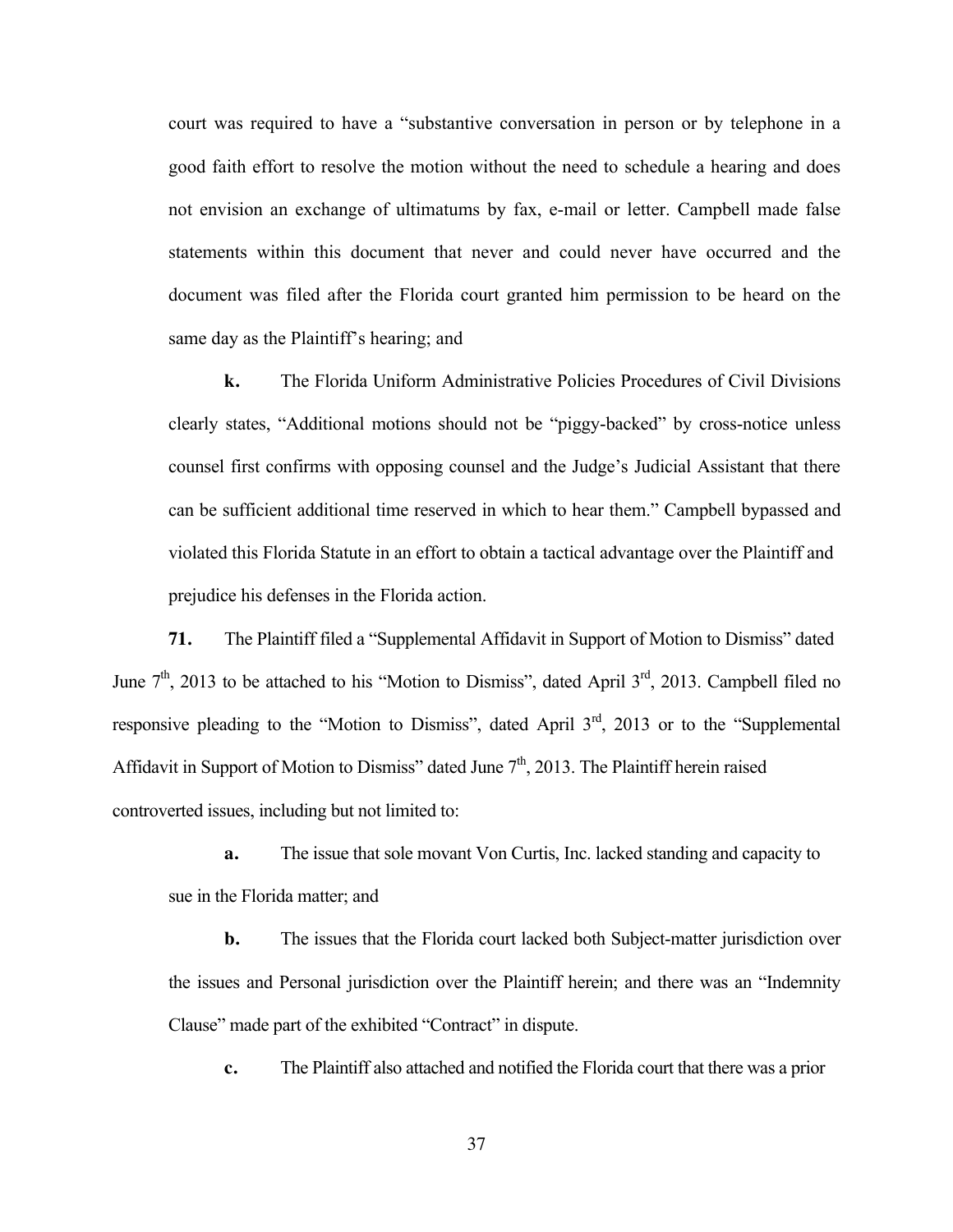court was required to have a "substantive conversation in person or by telephone in a good faith effort to resolve the motion without the need to schedule a hearing and does not envision an exchange of ultimatums by fax, e-mail or letter. Campbell made false statements within this document that never and could never have occurred and the document was filed after the Florida court granted him permission to be heard on the same day as the Plaintiff's hearing; and

**k.** The Florida Uniform Administrative Policies Procedures of Civil Divisions clearly states, "Additional motions should not be "piggy-backed" by cross-notice unless counsel first confirms with opposing counsel and the Judge's Judicial Assistant that there can be sufficient additional time reserved in which to hear them." Campbell bypassed and violated this Florida Statute in an effort to obtain a tactical advantage over the Plaintiff and prejudice his defenses in the Florida action.

**71.** The Plaintiff filed a "Supplemental Affidavit in Support of Motion to Dismiss" dated June 7th, 2013 to be attached to his "Motion to Dismiss", dated April 3rd, 2013. Campbell filed no responsive pleading to the "Motion to Dismiss", dated April 3rd, 2013 or to the "Supplemental Affidavit in Support of Motion to Dismiss" dated June 7th, 2013. The Plaintiff herein raised controverted issues, including but not limited to:

**a.** The issue that sole movant Von Curtis, Inc. lacked standing and capacity to sue in the Florida matter; and

**b.** The issues that the Florida court lacked both Subject-matter jurisdiction over the issues and Personal jurisdiction over the Plaintiff herein; and there was an "Indemnity Clause" made part of the exhibited "Contract" in dispute.

**c.** The Plaintiff also attached and notified the Florida court that there was a prior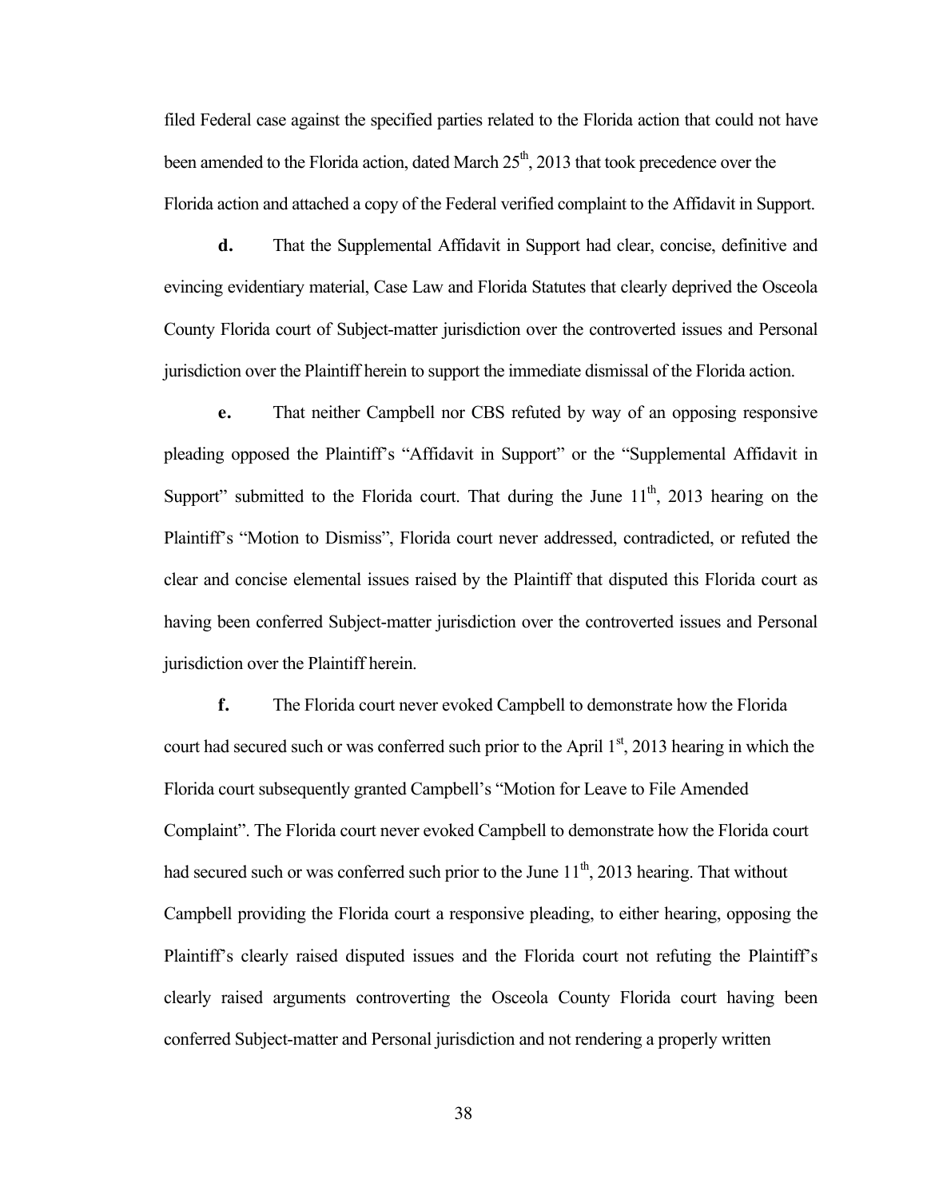filed Federal case against the specified parties related to the Florida action that could not have been amended to the Florida action, dated March 25th, 2013 that took precedence over the Florida action and attached a copy of the Federal verified complaint to the Affidavit in Support.

**d.** That the Supplemental Affidavit in Support had clear, concise, definitive and evincing evidentiary material, Case Law and Florida Statutes that clearly deprived the Osceola County Florida court of Subject-matter jurisdiction over the controverted issues and Personal jurisdiction over the Plaintiff herein to support the immediate dismissal of the Florida action.

**e.** That neither Campbell nor CBS refuted by way of an opposing responsive pleading opposed the Plaintiff's "Affidavit in Support" or the "Supplemental Affidavit in Support" submitted to the Florida court. That during the June 11th, 2013 hearing on the Plaintiff's "Motion to Dismiss", Florida court never addressed, contradicted, or refuted the clear and concise elemental issues raised by the Plaintiff that disputed this Florida court as having been conferred Subject-matter jurisdiction over the controverted issues and Personal jurisdiction over the Plaintiff herein.

**f.** The Florida court never evoked Campbell to demonstrate how the Florida court had secured such or was conferred such prior to the April 1st, 2013 hearing in which the Florida court subsequently granted Campbell's "Motion for Leave to File Amended Complaint". The Florida court never evoked Campbell to demonstrate how the Florida court had secured such or was conferred such prior to the June 11th, 2013 hearing. That without Campbell providing the Florida court a responsive pleading, to either hearing, opposing the Plaintiff's clearly raised disputed issues and the Florida court not refuting the Plaintiff's clearly raised arguments controverting the Osceola County Florida court having been conferred Subject-matter and Personal jurisdiction and not rendering a properly written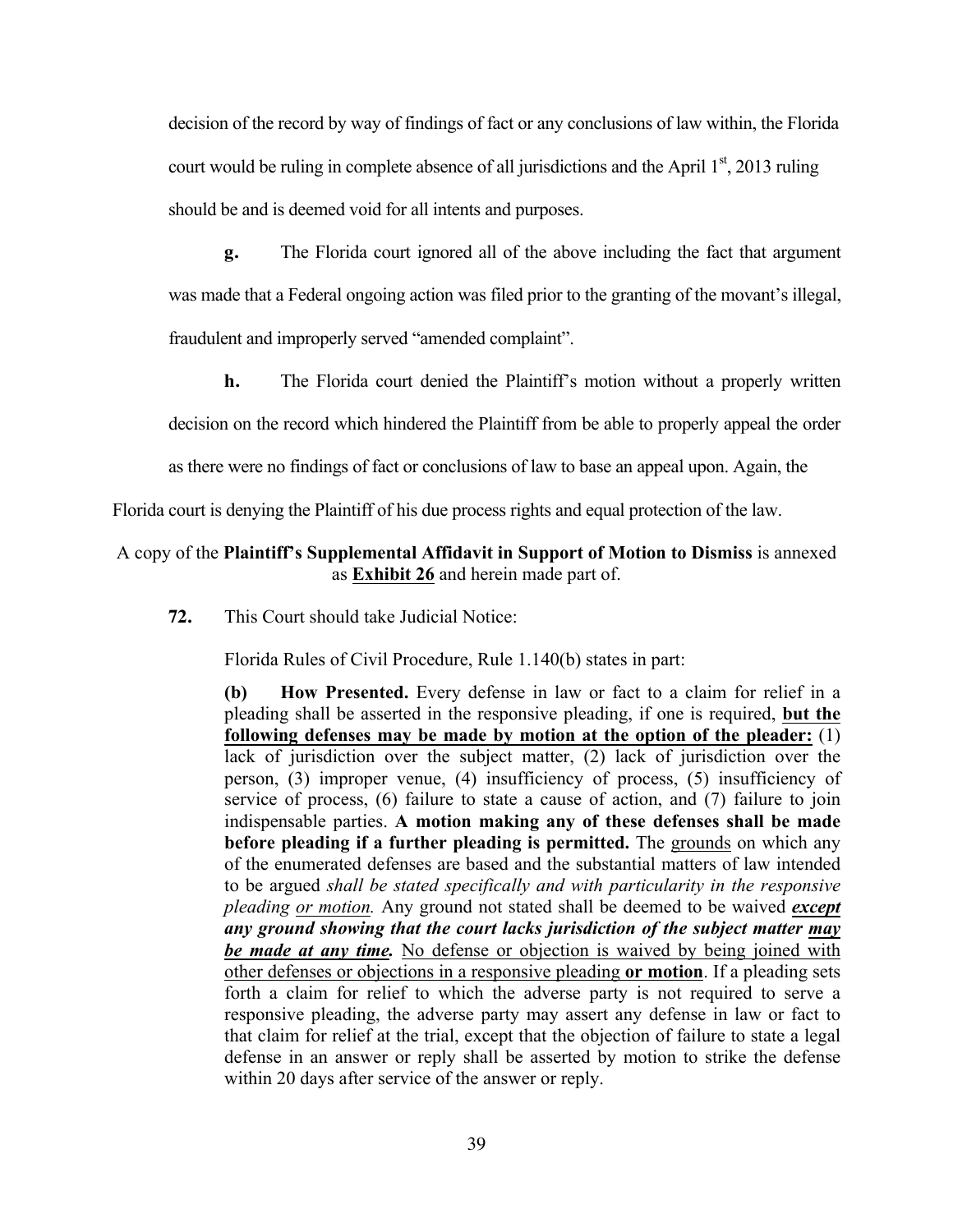decision of the record by way of findings of fact or any conclusions of law within, the Florida court would be ruling in complete absence of all jurisdictions and the April 1st, 2013 ruling should be and is deemed void for all intents and purposes.

**g.** The Florida court ignored all of the above including the fact that argument was made that a Federal ongoing action was filed prior to the granting of the movant's illegal, fraudulent and improperly served "amended complaint".

**h.** The Florida court denied the Plaintiff's motion without a properly written decision on the record which hindered the Plaintiff from be able to properly appeal the order as there were no findings of fact or conclusions of law to base an appeal upon. Again, the Florida court is denying the Plaintiff of his due process rights and equal protection of the law.

A copy of the **Plaintiff's Supplemental Affidavit in Support of Motion to Dismiss** is annexed as **<u>Exhibit 26</u>** and herein made part of.

**72.** This Court should take Judicial Notice:

Florida Rules of Civil Procedure, Rule 1.140(b) states in part:

> **(b) How Presented.** Every defense in law or fact to a claim for relief in a pleading shall be asserted in the responsive pleading, if one is required, **<u>but the following defenses may be made by motion at the option of the pleader:</u>** (1) lack of jurisdiction over the subject matter, (2) lack of jurisdiction over the person, (3) improper venue, (4) insufficiency of process, (5) insufficiency of service of process, (6) failure to state a cause of action, and (7) failure to join indispensable parties. **A motion making any of these defenses shall be made before pleading if a further pleading is permitted.** The <u>grounds</u> on which any of the enumerated defenses are based and the substantial matters of law intended to be argued *shall be stated specifically and with particularity in the responsive pleading <u>or motion</u>.* Any ground not stated shall be deemed to be waived ***<u>except</u> any ground showing that the court lacks jurisdiction of the subject matter <u>may be made at any time</u>.*** <u>No defense or objection is waived by being joined with other defenses or objections in a responsive pleading</u> **<u>or motion</u>**. If a pleading sets forth a claim for relief to which the adverse party is not required to serve a responsive pleading, the adverse party may assert any defense in law or fact to that claim for relief at the trial, except that the objection of failure to state a legal defense in an answer or reply shall be asserted by motion to strike the defense within 20 days after service of the answer or reply.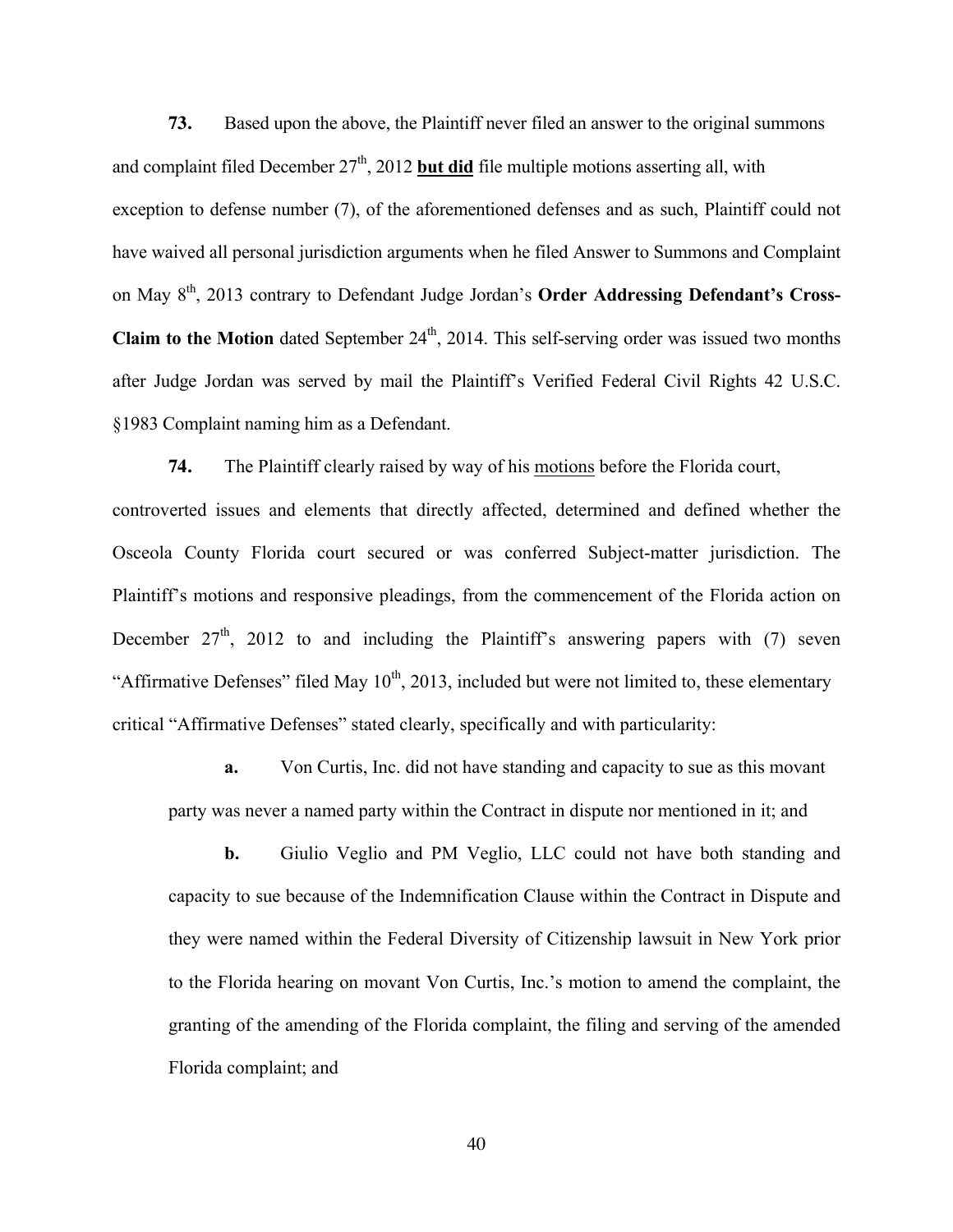**73.** Based upon the above, the Plaintiff never filed an answer to the original summons and complaint filed December 27th, 2012 **<u>but did</u>** file multiple motions asserting all, with exception to defense number (7), of the aforementioned defenses and as such, Plaintiff could not have waived all personal jurisdiction arguments when he filed Answer to Summons and Complaint on May 8th, 2013 contrary to Defendant Judge Jordan's **Order Addressing Defendant's Cross-Claim to the Motion** dated September 24th, 2014. This self-serving order was issued two months after Judge Jordan was served by mail the Plaintiff's Verified Federal Civil Rights 42 U.S.C. §1983 Complaint naming him as a Defendant.

**74.** The Plaintiff clearly raised by way of his <u>motions</u> before the Florida court, controverted issues and elements that directly affected, determined and defined whether the Osceola County Florida court secured or was conferred Subject-matter jurisdiction. The Plaintiff's motions and responsive pleadings, from the commencement of the Florida action on December 27th, 2012 to and including the Plaintiff's answering papers with (7) seven "Affirmative Defenses" filed May 10th, 2013, included but were not limited to, these elementary critical "Affirmative Defenses" stated clearly, specifically and with particularity:

**a.** Von Curtis, Inc. did not have standing and capacity to sue as this movant party was never a named party within the Contract in dispute nor mentioned in it; and

**b.** Giulio Veglio and PM Veglio, LLC could not have both standing and capacity to sue because of the Indemnification Clause within the Contract in Dispute and they were named within the Federal Diversity of Citizenship lawsuit in New York prior to the Florida hearing on movant Von Curtis, Inc.'s motion to amend the complaint, the granting of the amending of the Florida complaint, the filing and serving of the amended Florida complaint; and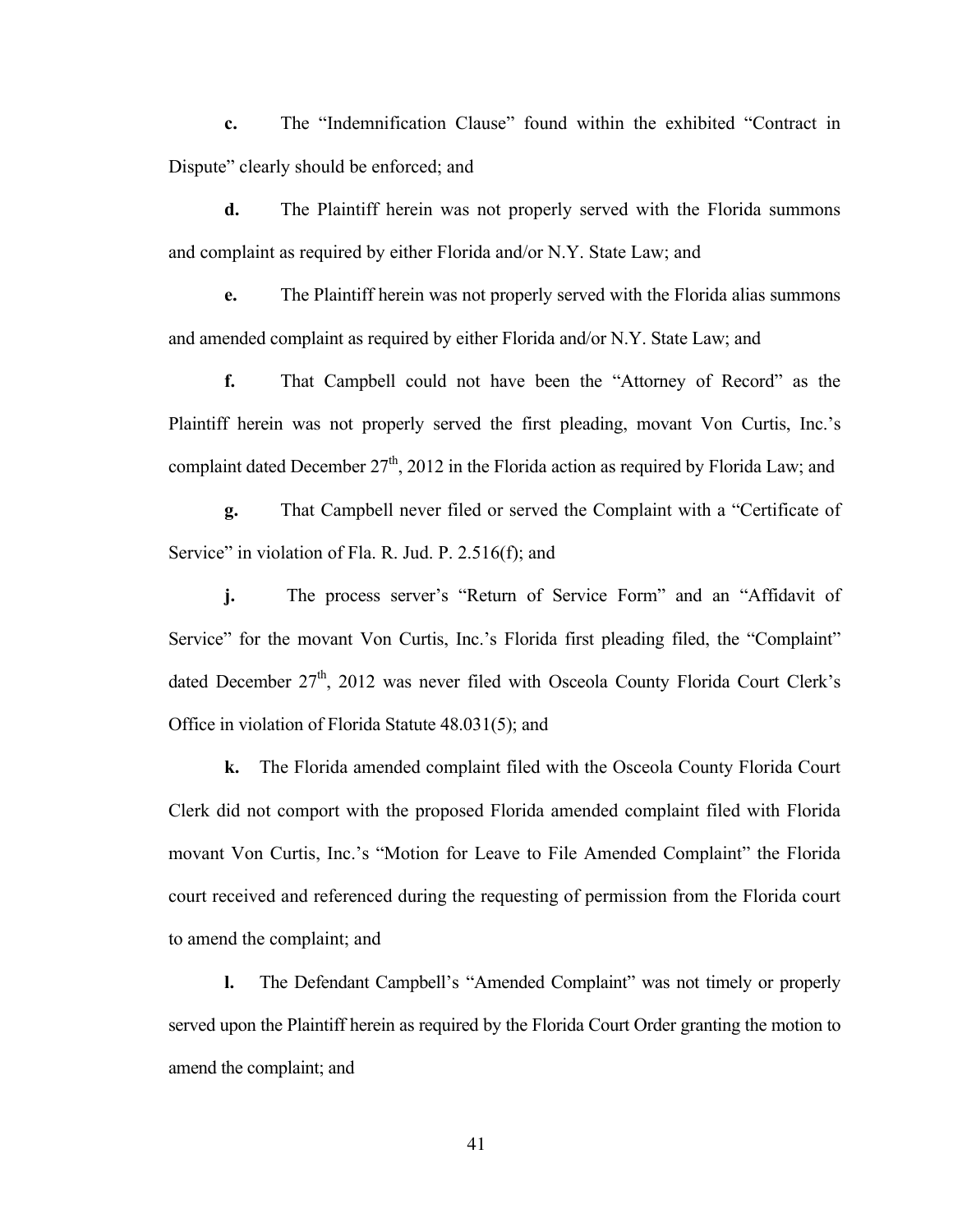**c.** The "Indemnification Clause" found within the exhibited "Contract in Dispute" clearly should be enforced; and

**d.** The Plaintiff herein was not properly served with the Florida summons and complaint as required by either Florida and/or N.Y. State Law; and

**e.** The Plaintiff herein was not properly served with the Florida alias summons and amended complaint as required by either Florida and/or N.Y. State Law; and

**f.** That Campbell could not have been the "Attorney of Record" as the Plaintiff herein was not properly served the first pleading, movant Von Curtis, Inc.'s complaint dated December 27th, 2012 in the Florida action as required by Florida Law; and

**g.** That Campbell never filed or served the Complaint with a "Certificate of Service" in violation of Fla. R. Jud. P. 2.516(f); and

**j.** The process server's "Return of Service Form" and an "Affidavit of Service" for the movant Von Curtis, Inc.'s Florida first pleading filed, the "Complaint" dated December 27th, 2012 was never filed with Osceola County Florida Court Clerk's Office in violation of Florida Statute 48.031(5); and

**k.** The Florida amended complaint filed with the Osceola County Florida Court Clerk did not comport with the proposed Florida amended complaint filed with Florida movant Von Curtis, Inc.'s "Motion for Leave to File Amended Complaint" the Florida court received and referenced during the requesting of permission from the Florida court to amend the complaint; and

**l.** The Defendant Campbell's "Amended Complaint" was not timely or properly served upon the Plaintiff herein as required by the Florida Court Order granting the motion to amend the complaint; and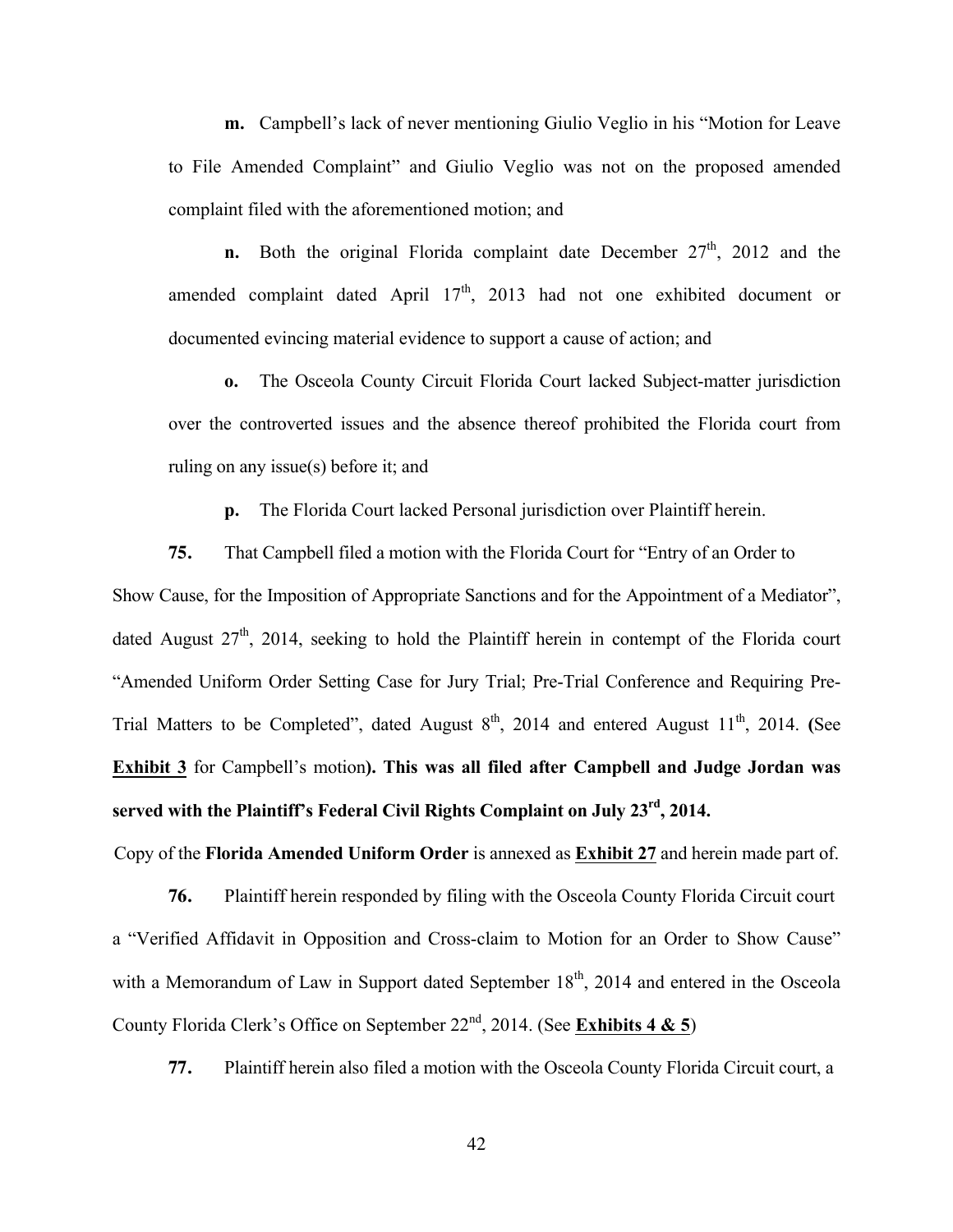**m.** Campbell's lack of never mentioning Giulio Veglio in his "Motion for Leave to File Amended Complaint" and Giulio Veglio was not on the proposed amended complaint filed with the aforementioned motion; and

**n.** Both the original Florida complaint date December 27th, 2012 and the amended complaint dated April 17th, 2013 had not one exhibited document or documented evincing material evidence to support a cause of action; and

**o.** The Osceola County Circuit Florida Court lacked Subject-matter jurisdiction over the controverted issues and the absence thereof prohibited the Florida court from ruling on any issue(s) before it; and

**p.** The Florida Court lacked Personal jurisdiction over Plaintiff herein.

**75.** That Campbell filed a motion with the Florida Court for "Entry of an Order to Show Cause, for the Imposition of Appropriate Sanctions and for the Appointment of a Mediator", dated August 27th, 2014, seeking to hold the Plaintiff herein in contempt of the Florida court "Amended Uniform Order Setting Case for Jury Trial; Pre-Trial Conference and Requiring Pre-Trial Matters to be Completed", dated August 8th, 2014 and entered August 11th, 2014. (See **Exhibit 3** for Campbell's motion**). This was all filed after Campbell and Judge Jordan was served with the Plaintiff's Federal Civil Rights Complaint on July 23rd, 2014.**

Copy of the **Florida Amended Uniform Order** is annexed as **Exhibit 27** and herein made part of.

**76.** Plaintiff herein responded by filing with the Osceola County Florida Circuit court a "Verified Affidavit in Opposition and Cross-claim to Motion for an Order to Show Cause" with a Memorandum of Law in Support dated September 18th, 2014 and entered in the Osceola County Florida Clerk's Office on September 22nd, 2014. (See **Exhibits 4 & 5**)

**77.** Plaintiff herein also filed a motion with the Osceola County Florida Circuit court, a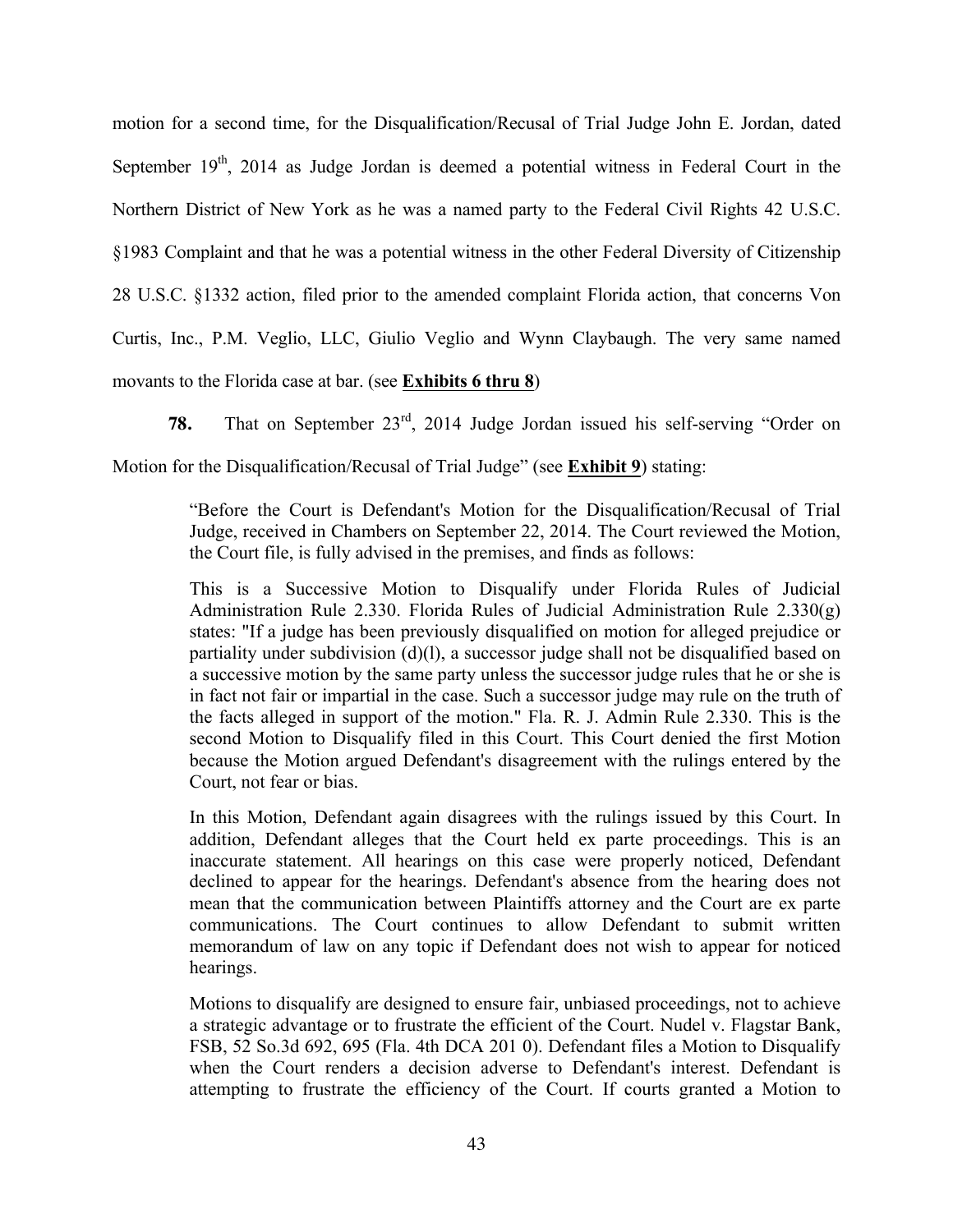motion for a second time, for the Disqualification/Recusal of Trial Judge John E. Jordan, dated September 19th, 2014 as Judge Jordan is deemed a potential witness in Federal Court in the Northern District of New York as he was a named party to the Federal Civil Rights 42 U.S.C. §1983 Complaint and that he was a potential witness in the other Federal Diversity of Citizenship 28 U.S.C. §1332 action, filed prior to the amended complaint Florida action, that concerns Von Curtis, Inc., P.M. Veglio, LLC, Giulio Veglio and Wynn Claybaugh. The very same named movants to the Florida case at bar. (see **Exhibits 6 thru 8**)

**78.** That on September 23rd, 2014 Judge Jordan issued his self-serving "Order on Motion for the Disqualification/Recusal of Trial Judge" (see **Exhibit 9**) stating:

> "Before the Court is Defendant's Motion for the Disqualification/Recusal of Trial Judge, received in Chambers on September 22, 2014. The Court reviewed the Motion, the Court file, is fully advised in the premises, and finds as follows:
>
> This is a Successive Motion to Disqualify under Florida Rules of Judicial Administration Rule 2.330. Florida Rules of Judicial Administration Rule 2.330(g) states: "If a judge has been previously disqualified on motion for alleged prejudice or partiality under subdivision (d)(l), a successor judge shall not be disqualified based on a successive motion by the same party unless the successor judge rules that he or she is in fact not fair or impartial in the case. Such a successor judge may rule on the truth of the facts alleged in support of the motion." Fla. R. J. Admin Rule 2.330. This is the second Motion to Disqualify filed in this Court. This Court denied the first Motion because the Motion argued Defendant's disagreement with the rulings entered by the Court, not fear or bias.
>
> In this Motion, Defendant again disagrees with the rulings issued by this Court. In addition, Defendant alleges that the Court held ex parte proceedings. This is an inaccurate statement. All hearings on this case were properly noticed, Defendant declined to appear for the hearings. Defendant's absence from the hearing does not mean that the communication between Plaintiffs attorney and the Court are ex parte communications. The Court continues to allow Defendant to submit written memorandum of law on any topic if Defendant does not wish to appear for noticed hearings.
>
> Motions to disqualify are designed to ensure fair, unbiased proceedings, not to achieve a strategic advantage or to frustrate the efficient of the Court. Nudel v. Flagstar Bank, FSB, 52 So.3d 692, 695 (Fla. 4th DCA 201 0). Defendant files a Motion to Disqualify when the Court renders a decision adverse to Defendant's interest. Defendant is attempting to frustrate the efficiency of the Court. If courts granted a Motion to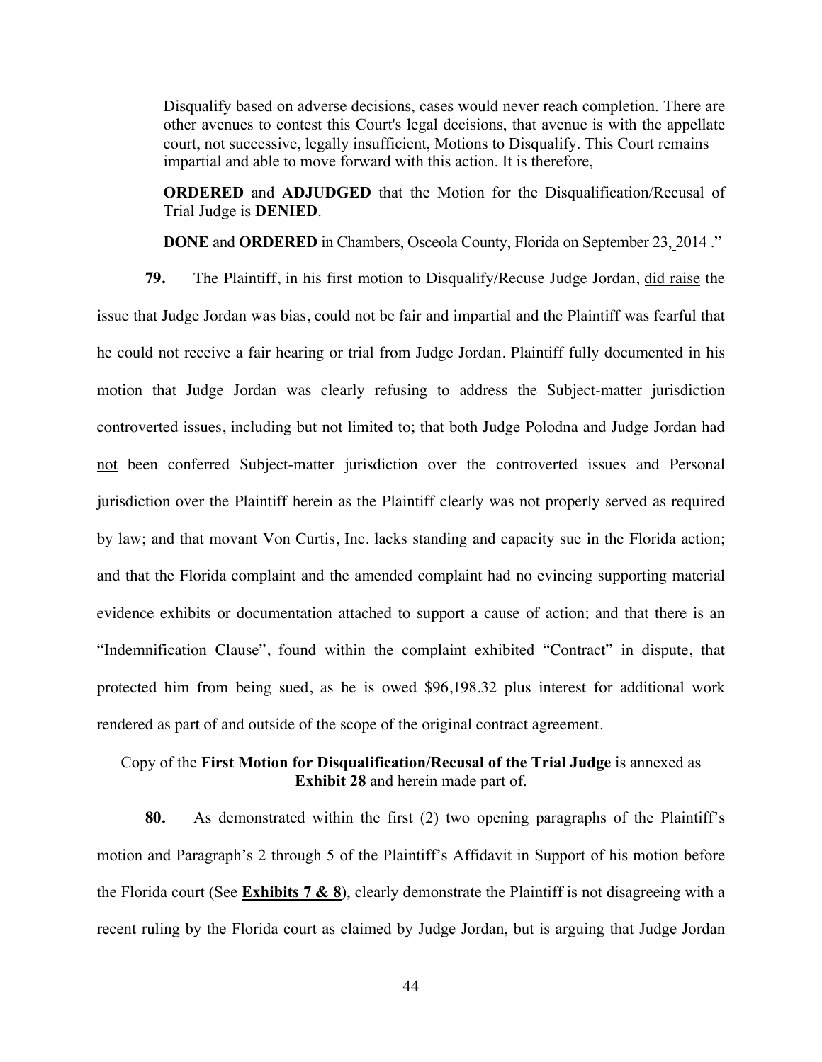> Disqualify based on adverse decisions, cases would never reach completion. There are other avenues to contest this Court's legal decisions, that avenue is with the appellate court, not successive, legally insufficient, Motions to Disqualify. This Court remains impartial and able to move forward with this action. It is therefore,
>
> **ORDERED** and **ADJUDGED** that the Motion for the Disqualification/Recusal of Trial Judge is **DENIED**.
>
> **DONE** and **ORDERED** in Chambers, Osceola County, Florida on September 23, 2014 ."

**79.** The Plaintiff, in his first motion to Disqualify/Recuse Judge Jordan, did raise the issue that Judge Jordan was bias, could not be fair and impartial and the Plaintiff was fearful that he could not receive a fair hearing or trial from Judge Jordan. Plaintiff fully documented in his motion that Judge Jordan was clearly refusing to address the Subject-matter jurisdiction controverted issues, including but not limited to; that both Judge Polodna and Judge Jordan had not been conferred Subject-matter jurisdiction over the controverted issues and Personal jurisdiction over the Plaintiff herein as the Plaintiff clearly was not properly served as required by law; and that movant Von Curtis, Inc. lacks standing and capacity sue in the Florida action; and that the Florida complaint and the amended complaint had no evincing supporting material evidence exhibits or documentation attached to support a cause of action; and that there is an "Indemnification Clause", found within the complaint exhibited "Contract" in dispute, that protected him from being sued, as he is owed $96,198.32 plus interest for additional work rendered as part of and outside of the scope of the original contract agreement.

Copy of the **First Motion for Disqualification/Recusal of the Trial Judge** is annexed as **Exhibit 28** and herein made part of.

**80.** As demonstrated within the first (2) two opening paragraphs of the Plaintiff's motion and Paragraph's 2 through 5 of the Plaintiff's Affidavit in Support of his motion before the Florida court (See **Exhibits 7 & 8**), clearly demonstrate the Plaintiff is not disagreeing with a recent ruling by the Florida court as claimed by Judge Jordan, but is arguing that Judge Jordan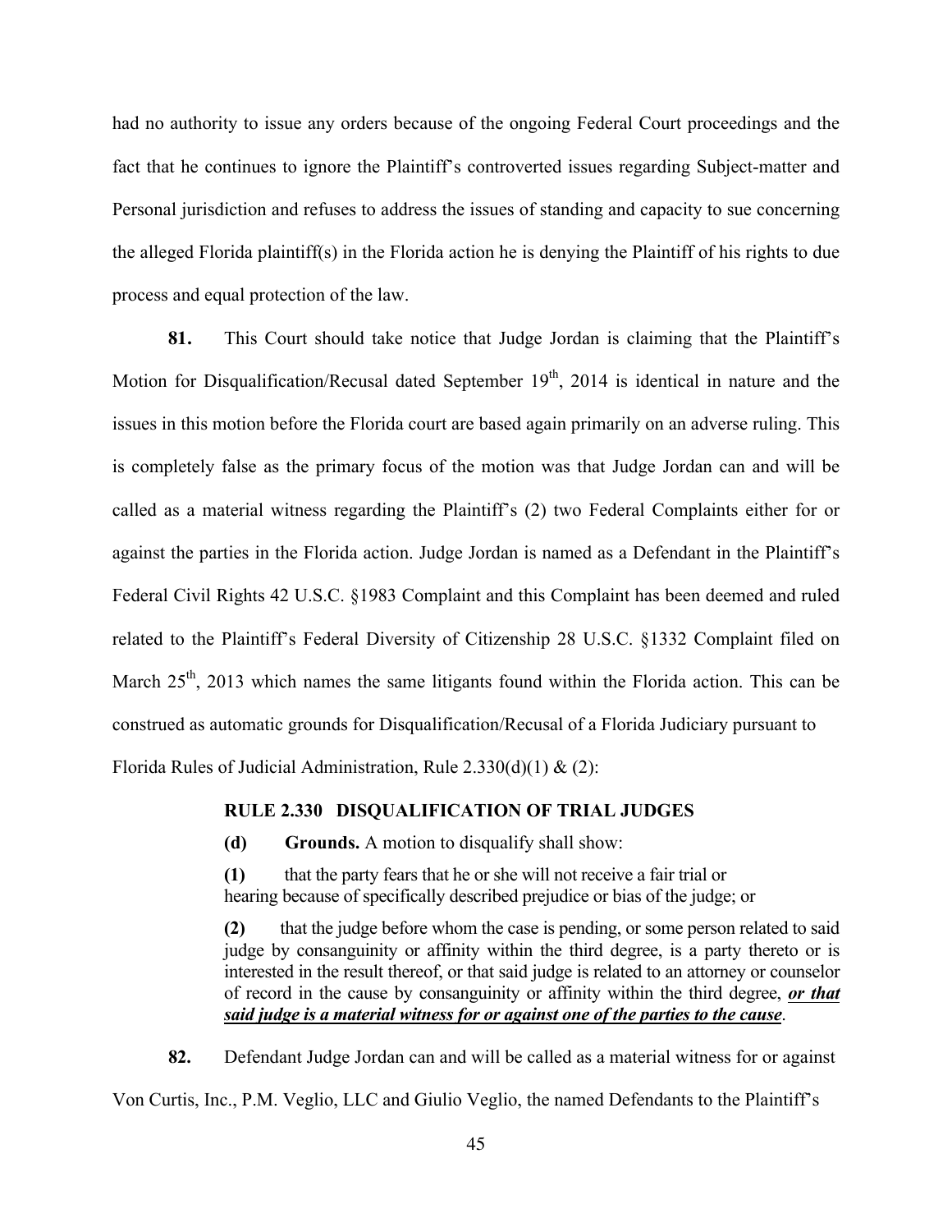had no authority to issue any orders because of the ongoing Federal Court proceedings and the fact that he continues to ignore the Plaintiff's controverted issues regarding Subject-matter and Personal jurisdiction and refuses to address the issues of standing and capacity to sue concerning the alleged Florida plaintiff(s) in the Florida action he is denying the Plaintiff of his rights to due process and equal protection of the law.

**81.** This Court should take notice that Judge Jordan is claiming that the Plaintiff's Motion for Disqualification/Recusal dated September 19th, 2014 is identical in nature and the issues in this motion before the Florida court are based again primarily on an adverse ruling. This is completely false as the primary focus of the motion was that Judge Jordan can and will be called as a material witness regarding the Plaintiff's (2) two Federal Complaints either for or against the parties in the Florida action. Judge Jordan is named as a Defendant in the Plaintiff's Federal Civil Rights 42 U.S.C. §1983 Complaint and this Complaint has been deemed and ruled related to the Plaintiff's Federal Diversity of Citizenship 28 U.S.C. §1332 Complaint filed on March 25th, 2013 which names the same litigants found within the Florida action. This can be construed as automatic grounds for Disqualification/Recusal of a Florida Judiciary pursuant to Florida Rules of Judicial Administration, Rule 2.330(d)(1) & (2):

> **RULE 2.330 DISQUALIFICATION OF TRIAL JUDGES**
>
> **(d)** **Grounds.** A motion to disqualify shall show:
>
> **(1)** that the party fears that he or she will not receive a fair trial or hearing because of specifically described prejudice or bias of the judge; or
>
> **(2)** that the judge before whom the case is pending, or some person related to said judge by consanguinity or affinity within the third degree, is a party thereto or is interested in the result thereof, or that said judge is related to an attorney or counselor of record in the cause by consanguinity or affinity within the third degree, ***or that said judge is a material witness for or against one of the parties to the cause***.

**82.** Defendant Judge Jordan can and will be called as a material witness for or against Von Curtis, Inc., P.M. Veglio, LLC and Giulio Veglio, the named Defendants to the Plaintiff's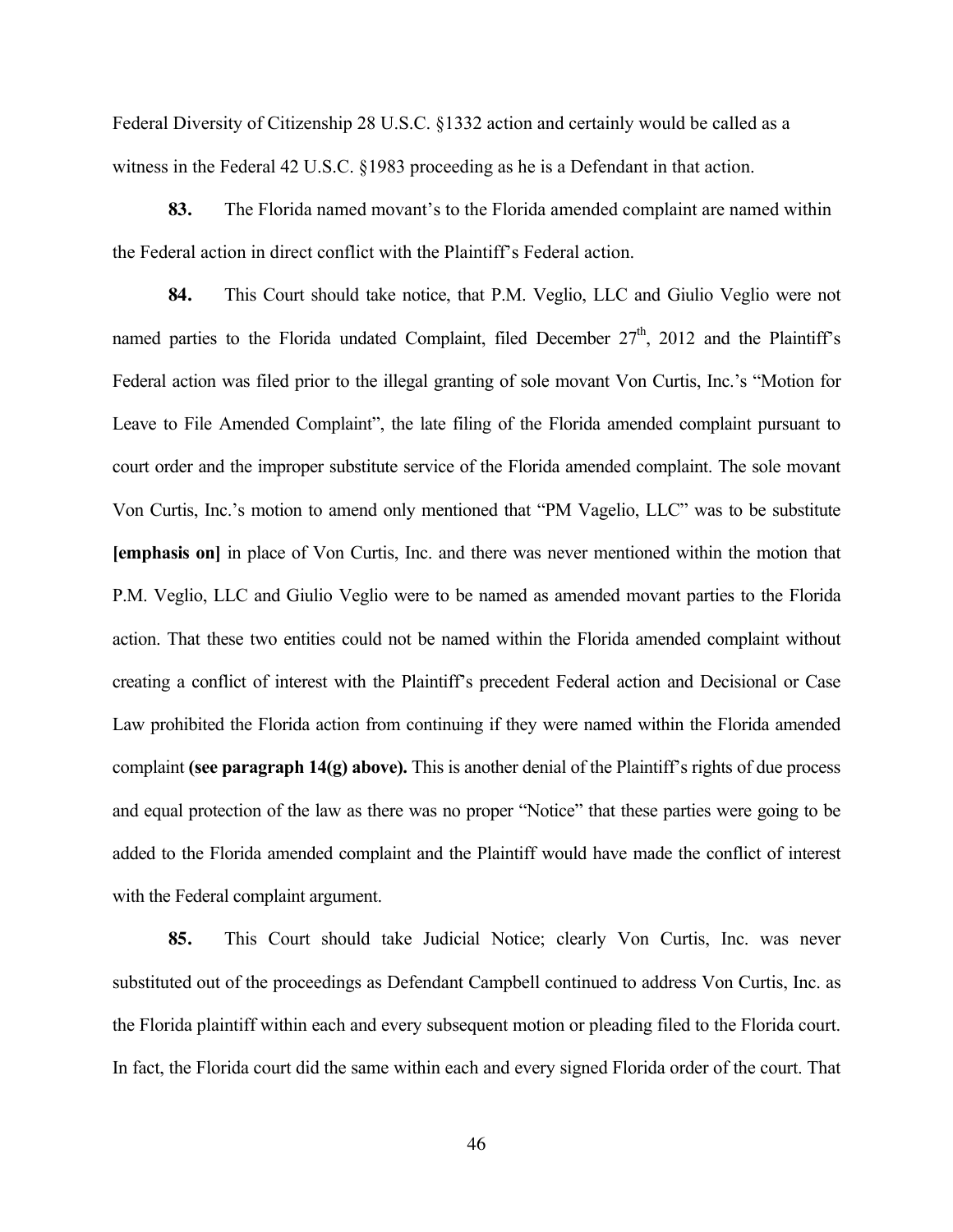Federal Diversity of Citizenship 28 U.S.C. §1332 action and certainly would be called as a witness in the Federal 42 U.S.C. §1983 proceeding as he is a Defendant in that action.

**83.** The Florida named movant's to the Florida amended complaint are named within the Federal action in direct conflict with the Plaintiff's Federal action.

**84.** This Court should take notice, that P.M. Veglio, LLC and Giulio Veglio were not named parties to the Florida undated Complaint, filed December 27th, 2012 and the Plaintiff's Federal action was filed prior to the illegal granting of sole movant Von Curtis, Inc.'s "Motion for Leave to File Amended Complaint", the late filing of the Florida amended complaint pursuant to court order and the improper substitute service of the Florida amended complaint. The sole movant Von Curtis, Inc.'s motion to amend only mentioned that "PM Vagelio, LLC" was to be substitute **[emphasis on]** in place of Von Curtis, Inc. and there was never mentioned within the motion that P.M. Veglio, LLC and Giulio Veglio were to be named as amended movant parties to the Florida action. That these two entities could not be named within the Florida amended complaint without creating a conflict of interest with the Plaintiff's precedent Federal action and Decisional or Case Law prohibited the Florida action from continuing if they were named within the Florida amended complaint **(see paragraph 14(g) above).** This is another denial of the Plaintiff's rights of due process and equal protection of the law as there was no proper "Notice" that these parties were going to be added to the Florida amended complaint and the Plaintiff would have made the conflict of interest with the Federal complaint argument.

**85.** This Court should take Judicial Notice; clearly Von Curtis, Inc. was never substituted out of the proceedings as Defendant Campbell continued to address Von Curtis, Inc. as the Florida plaintiff within each and every subsequent motion or pleading filed to the Florida court. In fact, the Florida court did the same within each and every signed Florida order of the court. That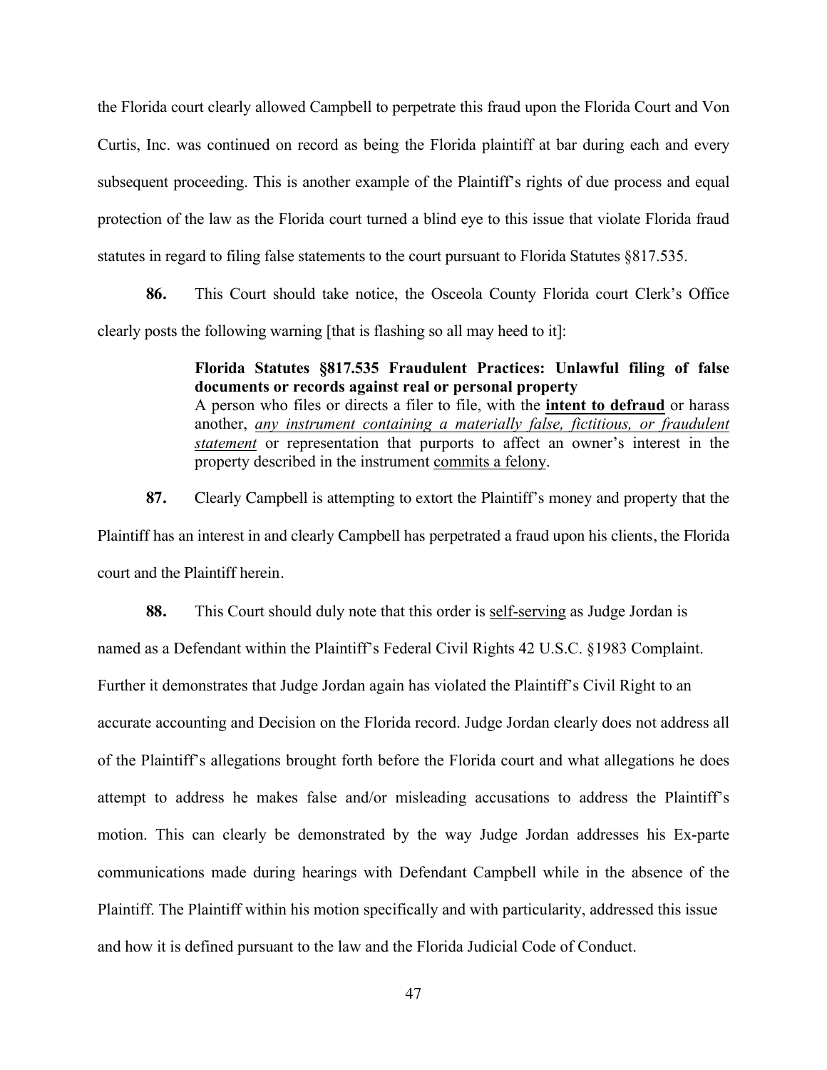the Florida court clearly allowed Campbell to perpetrate this fraud upon the Florida Court and Von Curtis, Inc. was continued on record as being the Florida plaintiff at bar during each and every subsequent proceeding. This is another example of the Plaintiff's rights of due process and equal protection of the law as the Florida court turned a blind eye to this issue that violate Florida fraud statutes in regard to filing false statements to the court pursuant to Florida Statutes §817.535.

**86.** This Court should take notice, the Osceola County Florida court Clerk's Office clearly posts the following warning [that is flashing so all may heed to it]:

> **Florida Statutes §817.535 Fraudulent Practices: Unlawful filing of false documents or records against real or personal property**
> A person who files or directs a filer to file, with the **intent to defraud** or harass another, *any instrument containing a materially false, fictitious, or fraudulent statement* or representation that purports to affect an owner's interest in the property described in the instrument commits a felony.

**87.** Clearly Campbell is attempting to extort the Plaintiff's money and property that the Plaintiff has an interest in and clearly Campbell has perpetrated a fraud upon his clients, the Florida court and the Plaintiff herein.

**88.** This Court should duly note that this order is self-serving as Judge Jordan is named as a Defendant within the Plaintiff's Federal Civil Rights 42 U.S.C. §1983 Complaint. Further it demonstrates that Judge Jordan again has violated the Plaintiff's Civil Right to an accurate accounting and Decision on the Florida record. Judge Jordan clearly does not address all of the Plaintiff's allegations brought forth before the Florida court and what allegations he does attempt to address he makes false and/or misleading accusations to address the Plaintiff's motion. This can clearly be demonstrated by the way Judge Jordan addresses his Ex-parte communications made during hearings with Defendant Campbell while in the absence of the Plaintiff. The Plaintiff within his motion specifically and with particularity, addressed this issue and how it is defined pursuant to the law and the Florida Judicial Code of Conduct.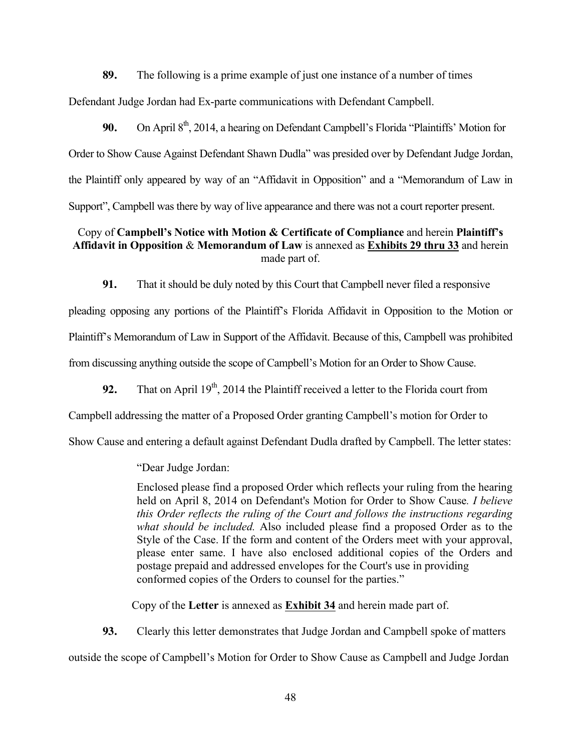**89.** The following is a prime example of just one instance of a number of times Defendant Judge Jordan had Ex-parte communications with Defendant Campbell.

**90.** On April 8th, 2014, a hearing on Defendant Campbell's Florida "Plaintiffs' Motion for Order to Show Cause Against Defendant Shawn Dudla" was presided over by Defendant Judge Jordan, the Plaintiff only appeared by way of an "Affidavit in Opposition" and a "Memorandum of Law in Support", Campbell was there by way of live appearance and there was not a court reporter present.

Copy of **Campbell's Notice with Motion & Certificate of Compliance** and herein **Plaintiff's Affidavit in Opposition** & **Memorandum of Law** is annexed as **Exhibits 29 thru 33** and herein made part of.

**91.** That it should be duly noted by this Court that Campbell never filed a responsive pleading opposing any portions of the Plaintiff's Florida Affidavit in Opposition to the Motion or Plaintiff's Memorandum of Law in Support of the Affidavit. Because of this, Campbell was prohibited from discussing anything outside the scope of Campbell's Motion for an Order to Show Cause.

**92.** That on April 19th, 2014 the Plaintiff received a letter to the Florida court from Campbell addressing the matter of a Proposed Order granting Campbell's motion for Order to Show Cause and entering a default against Defendant Dudla drafted by Campbell. The letter states:

> "Dear Judge Jordan:
>
> Enclosed please find a proposed Order which reflects your ruling from the hearing held on April 8, 2014 on Defendant's Motion for Order to Show Cause*. I believe this Order reflects the ruling of the Court and follows the instructions regarding what should be included.* Also included please find a proposed Order as to the Style of the Case. If the form and content of the Orders meet with your approval, please enter same. I have also enclosed additional copies of the Orders and postage prepaid and addressed envelopes for the Court's use in providing conformed copies of the Orders to counsel for the parties."

Copy of the **Letter** is annexed as **Exhibit 34** and herein made part of.

**93.** Clearly this letter demonstrates that Judge Jordan and Campbell spoke of matters outside the scope of Campbell's Motion for Order to Show Cause as Campbell and Judge Jordan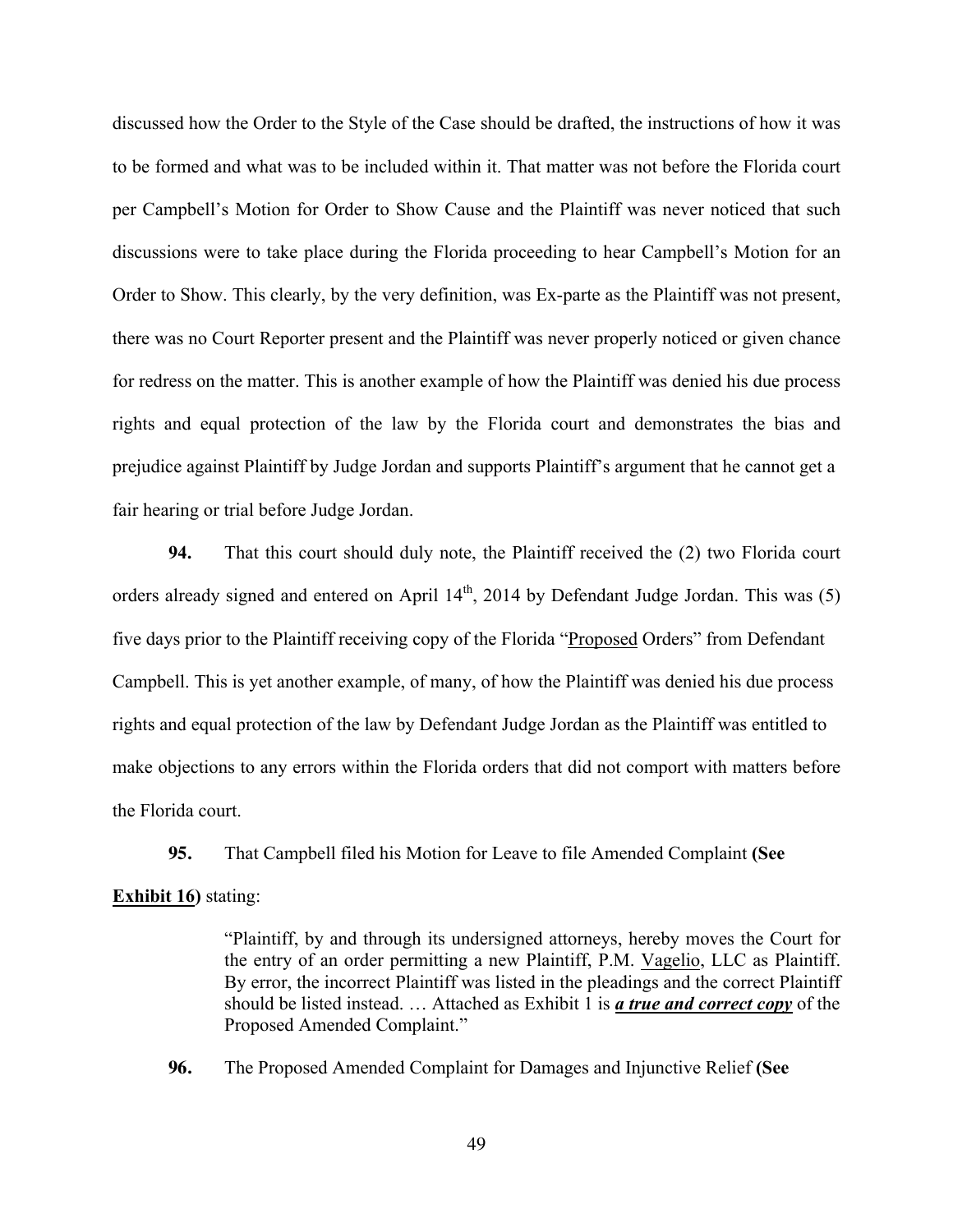discussed how the Order to the Style of the Case should be drafted, the instructions of how it was to be formed and what was to be included within it. That matter was not before the Florida court per Campbell's Motion for Order to Show Cause and the Plaintiff was never noticed that such discussions were to take place during the Florida proceeding to hear Campbell's Motion for an Order to Show. This clearly, by the very definition, was Ex-parte as the Plaintiff was not present, there was no Court Reporter present and the Plaintiff was never properly noticed or given chance for redress on the matter. This is another example of how the Plaintiff was denied his due process rights and equal protection of the law by the Florida court and demonstrates the bias and prejudice against Plaintiff by Judge Jordan and supports Plaintiff's argument that he cannot get a fair hearing or trial before Judge Jordan.

**94.** That this court should duly note, the Plaintiff received the (2) two Florida court orders already signed and entered on April 14th, 2014 by Defendant Judge Jordan. This was (5) five days prior to the Plaintiff receiving copy of the Florida "Proposed Orders" from Defendant Campbell. This is yet another example, of many, of how the Plaintiff was denied his due process rights and equal protection of the law by Defendant Judge Jordan as the Plaintiff was entitled to make objections to any errors within the Florida orders that did not comport with matters before the Florida court.

**95.** That Campbell filed his Motion for Leave to file Amended Complaint **(See Exhibit 16)** stating:

> "Plaintiff, by and through its undersigned attorneys, hereby moves the Court for the entry of an order permitting a new Plaintiff, P.M. Vagelio, LLC as Plaintiff. By error, the incorrect Plaintiff was listed in the pleadings and the correct Plaintiff should be listed instead. … Attached as Exhibit 1 is ***a true and correct copy*** of the Proposed Amended Complaint."

**96.** The Proposed Amended Complaint for Damages and Injunctive Relief **(See**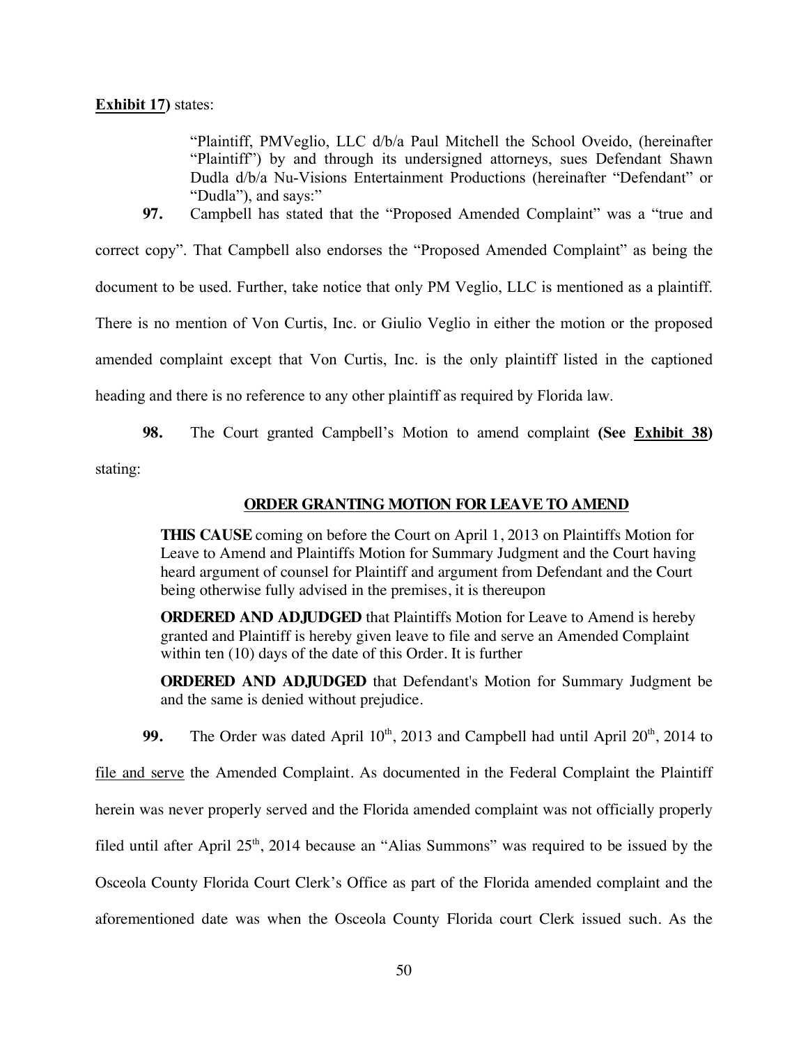**Exhibit 17)** states:

> "Plaintiff, PMVeglio, LLC d/b/a Paul Mitchell the School Oveido, (hereinafter "Plaintiff") by and through its undersigned attorneys, sues Defendant Shawn Dudla d/b/a Nu-Visions Entertainment Productions (hereinafter "Defendant" or "Dudla"), and says:"

**97.** Campbell has stated that the "Proposed Amended Complaint" was a "true and correct copy". That Campbell also endorses the "Proposed Amended Complaint" as being the document to be used. Further, take notice that only PM Veglio, LLC is mentioned as a plaintiff. There is no mention of Von Curtis, Inc. or Giulio Veglio in either the motion or the proposed amended complaint except that Von Curtis, Inc. is the only plaintiff listed in the captioned heading and there is no reference to any other plaintiff as required by Florida law.

**98.** The Court granted Campbell's Motion to amend complaint **(See Exhibit 38)** stating:

> **ORDER GRANTING MOTION FOR LEAVE TO AMEND**
>
> **THIS CAUSE** coming on before the Court on April 1, 2013 on Plaintiffs Motion for Leave to Amend and Plaintiffs Motion for Summary Judgment and the Court having heard argument of counsel for Plaintiff and argument from Defendant and the Court being otherwise fully advised in the premises, it is thereupon
>
> **ORDERED AND ADJUDGED** that Plaintiffs Motion for Leave to Amend is hereby granted and Plaintiff is hereby given leave to file and serve an Amended Complaint within ten (10) days of the date of this Order. It is further
>
> **ORDERED AND ADJUDGED** that Defendant's Motion for Summary Judgment be and the same is denied without prejudice.

**99.** The Order was dated April 10th, 2013 and Campbell had until April 20th, 2014 to file and serve the Amended Complaint. As documented in the Federal Complaint the Plaintiff herein was never properly served and the Florida amended complaint was not officially properly filed until after April 25th, 2014 because an "Alias Summons" was required to be issued by the Osceola County Florida Court Clerk's Office as part of the Florida amended complaint and the aforementioned date was when the Osceola County Florida court Clerk issued such. As the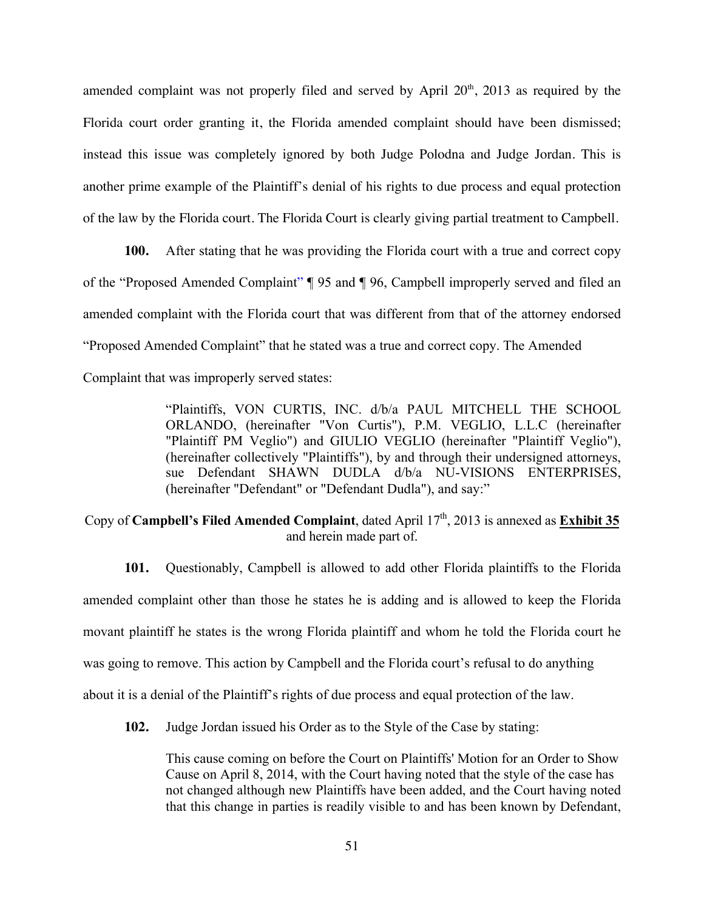amended complaint was not properly filed and served by April 20th, 2013 as required by the Florida court order granting it, the Florida amended complaint should have been dismissed; instead this issue was completely ignored by both Judge Polodna and Judge Jordan. This is another prime example of the Plaintiff's denial of his rights to due process and equal protection of the law by the Florida court. The Florida Court is clearly giving partial treatment to Campbell.

**100.** After stating that he was providing the Florida court with a true and correct copy of the "Proposed Amended Complaint" ¶ 95 and ¶ 96, Campbell improperly served and filed an amended complaint with the Florida court that was different from that of the attorney endorsed "Proposed Amended Complaint" that he stated was a true and correct copy. The Amended Complaint that was improperly served states:

> "Plaintiffs, VON CURTIS, INC. d/b/a PAUL MITCHELL THE SCHOOL ORLANDO, (hereinafter "Von Curtis"), P.M. VEGLIO, L.L.C (hereinafter "Plaintiff PM Veglio") and GIULIO VEGLIO (hereinafter "Plaintiff Veglio"), (hereinafter collectively "Plaintiffs"), by and through their undersigned attorneys, sue Defendant SHAWN DUDLA d/b/a NU-VISIONS ENTERPRISES, (hereinafter "Defendant" or "Defendant Dudla"), and say:"

Copy of **Campbell's Filed Amended Complaint**, dated April 17th, 2013 is annexed as **<u>Exhibit 35</u>** and herein made part of.

**101.** Questionably, Campbell is allowed to add other Florida plaintiffs to the Florida amended complaint other than those he states he is adding and is allowed to keep the Florida movant plaintiff he states is the wrong Florida plaintiff and whom he told the Florida court he was going to remove. This action by Campbell and the Florida court's refusal to do anything about it is a denial of the Plaintiff's rights of due process and equal protection of the law.

**102.** Judge Jordan issued his Order as to the Style of the Case by stating:

> This cause coming on before the Court on Plaintiffs' Motion for an Order to Show Cause on April 8, 2014, with the Court having noted that the style of the case has not changed although new Plaintiffs have been added, and the Court having noted that this change in parties is readily visible to and has been known by Defendant,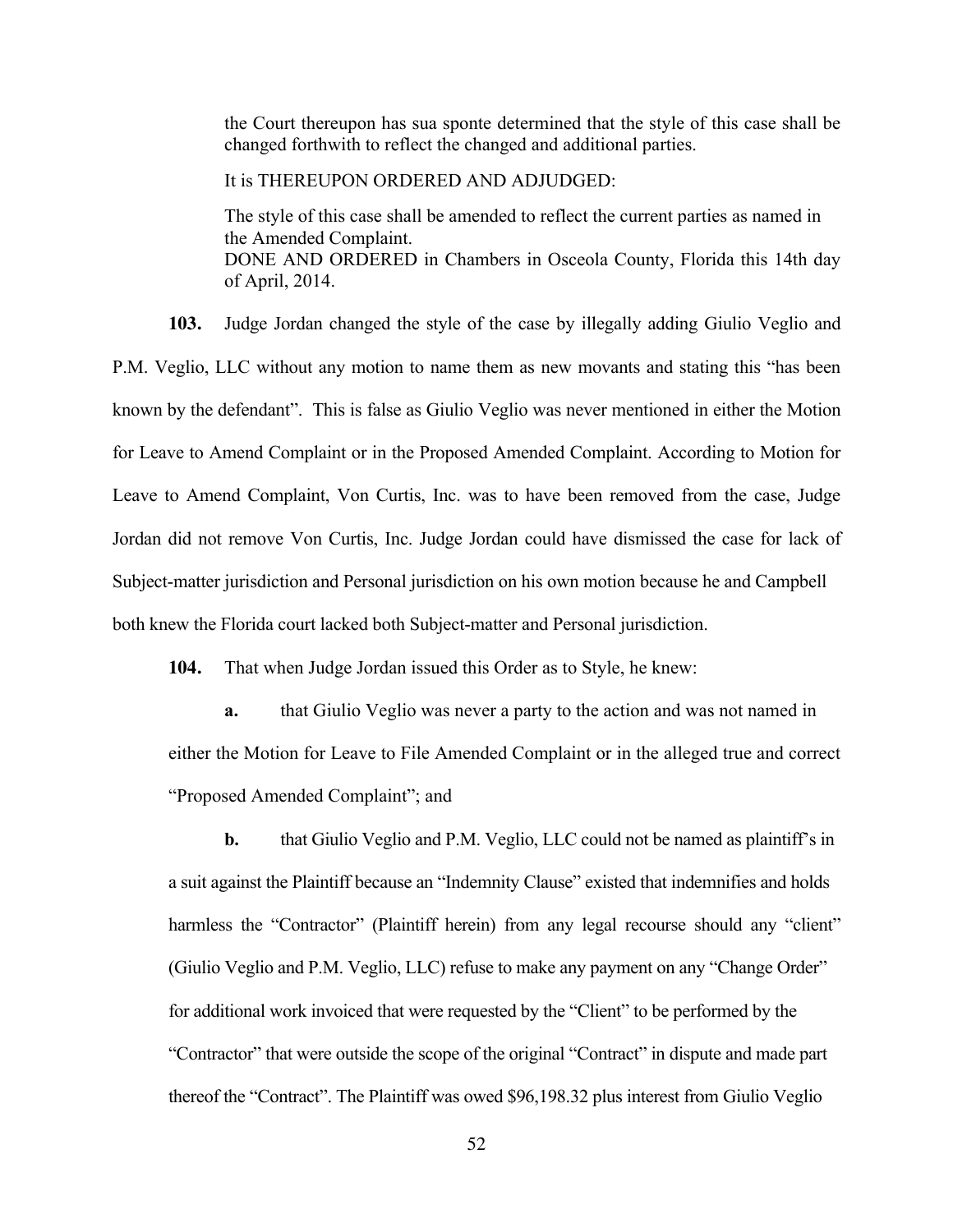> the Court thereupon has sua sponte determined that the style of this case shall be changed forthwith to reflect the changed and additional parties.
>
> It is THEREUPON ORDERED AND ADJUDGED:
>
> The style of this case shall be amended to reflect the current parties as named in the Amended Complaint.
> DONE AND ORDERED in Chambers in Osceola County, Florida this 14th day of April, 2014.

**103.** Judge Jordan changed the style of the case by illegally adding Giulio Veglio and P.M. Veglio, LLC without any motion to name them as new movants and stating this "has been known by the defendant". This is false as Giulio Veglio was never mentioned in either the Motion for Leave to Amend Complaint or in the Proposed Amended Complaint. According to Motion for Leave to Amend Complaint, Von Curtis, Inc. was to have been removed from the case, Judge Jordan did not remove Von Curtis, Inc. Judge Jordan could have dismissed the case for lack of Subject-matter jurisdiction and Personal jurisdiction on his own motion because he and Campbell both knew the Florida court lacked both Subject-matter and Personal jurisdiction.

**104.** That when Judge Jordan issued this Order as to Style, he knew:

**a.** that Giulio Veglio was never a party to the action and was not named in either the Motion for Leave to File Amended Complaint or in the alleged true and correct "Proposed Amended Complaint"; and

**b.** that Giulio Veglio and P.M. Veglio, LLC could not be named as plaintiff's in a suit against the Plaintiff because an "Indemnity Clause" existed that indemnifies and holds harmless the "Contractor" (Plaintiff herein) from any legal recourse should any "client" (Giulio Veglio and P.M. Veglio, LLC) refuse to make any payment on any "Change Order" for additional work invoiced that were requested by the "Client" to be performed by the "Contractor" that were outside the scope of the original "Contract" in dispute and made part thereof the "Contract". The Plaintiff was owed $96,198.32 plus interest from Giulio Veglio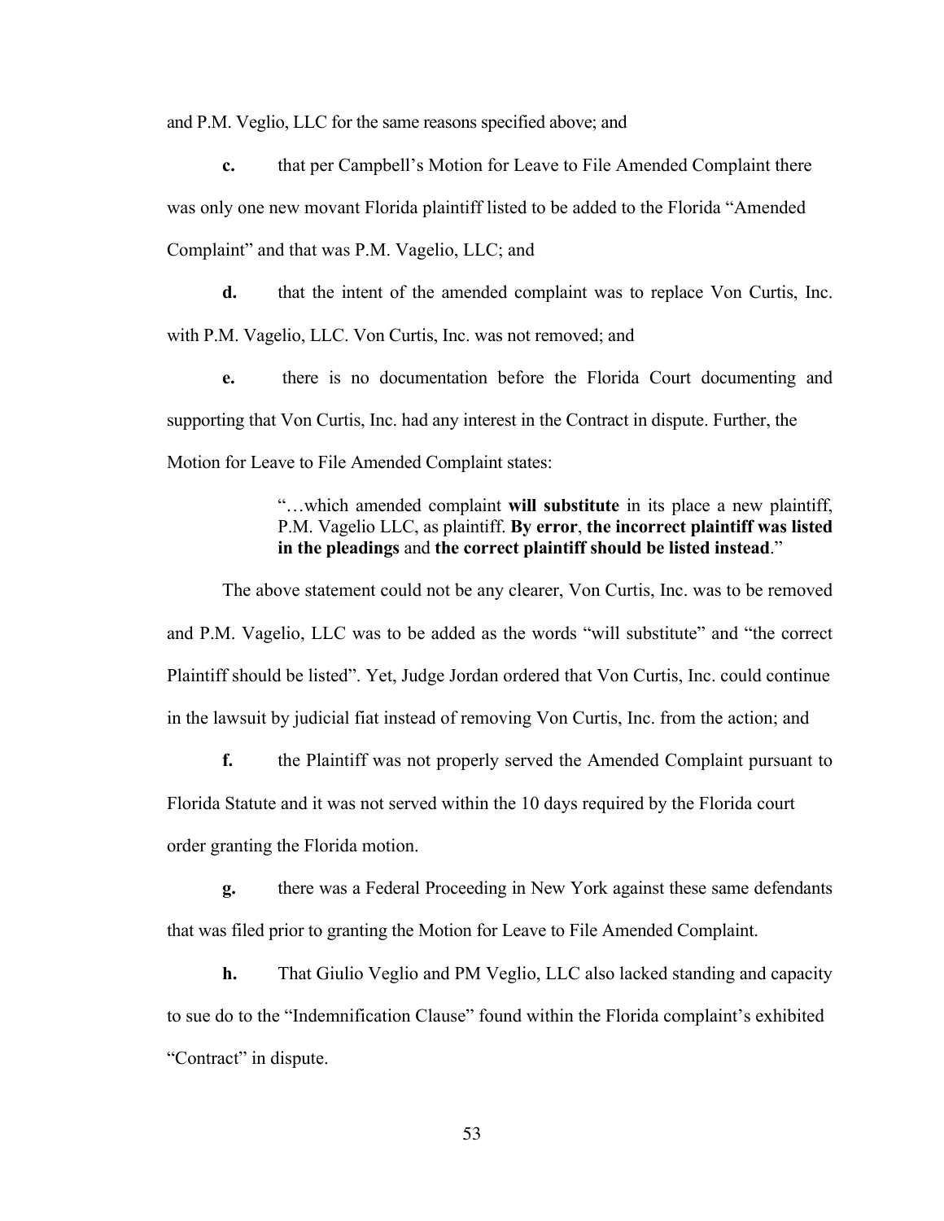and P.M. Veglio, LLC for the same reasons specified above; and

**c.** that per Campbell's Motion for Leave to File Amended Complaint there was only one new movant Florida plaintiff listed to be added to the Florida "Amended Complaint" and that was P.M. Vagelio, LLC; and

**d.** that the intent of the amended complaint was to replace Von Curtis, Inc. with P.M. Vagelio, LLC. Von Curtis, Inc. was not removed; and

**e.** there is no documentation before the Florida Court documenting and supporting that Von Curtis, Inc. had any interest in the Contract in dispute. Further, the Motion for Leave to File Amended Complaint states:

> "…which amended complaint **will substitute** in its place a new plaintiff, P.M. Vagelio LLC, as plaintiff. **By error**, **the incorrect plaintiff was listed in the pleadings** and **the correct plaintiff should be listed instead**."

The above statement could not be any clearer, Von Curtis, Inc. was to be removed and P.M. Vagelio, LLC was to be added as the words "will substitute" and "the correct Plaintiff should be listed". Yet, Judge Jordan ordered that Von Curtis, Inc. could continue in the lawsuit by judicial fiat instead of removing Von Curtis, Inc. from the action; and

**f.** the Plaintiff was not properly served the Amended Complaint pursuant to Florida Statute and it was not served within the 10 days required by the Florida court order granting the Florida motion.

**g.** there was a Federal Proceeding in New York against these same defendants that was filed prior to granting the Motion for Leave to File Amended Complaint.

**h.** That Giulio Veglio and PM Veglio, LLC also lacked standing and capacity to sue do to the "Indemnification Clause" found within the Florida complaint's exhibited "Contract" in dispute.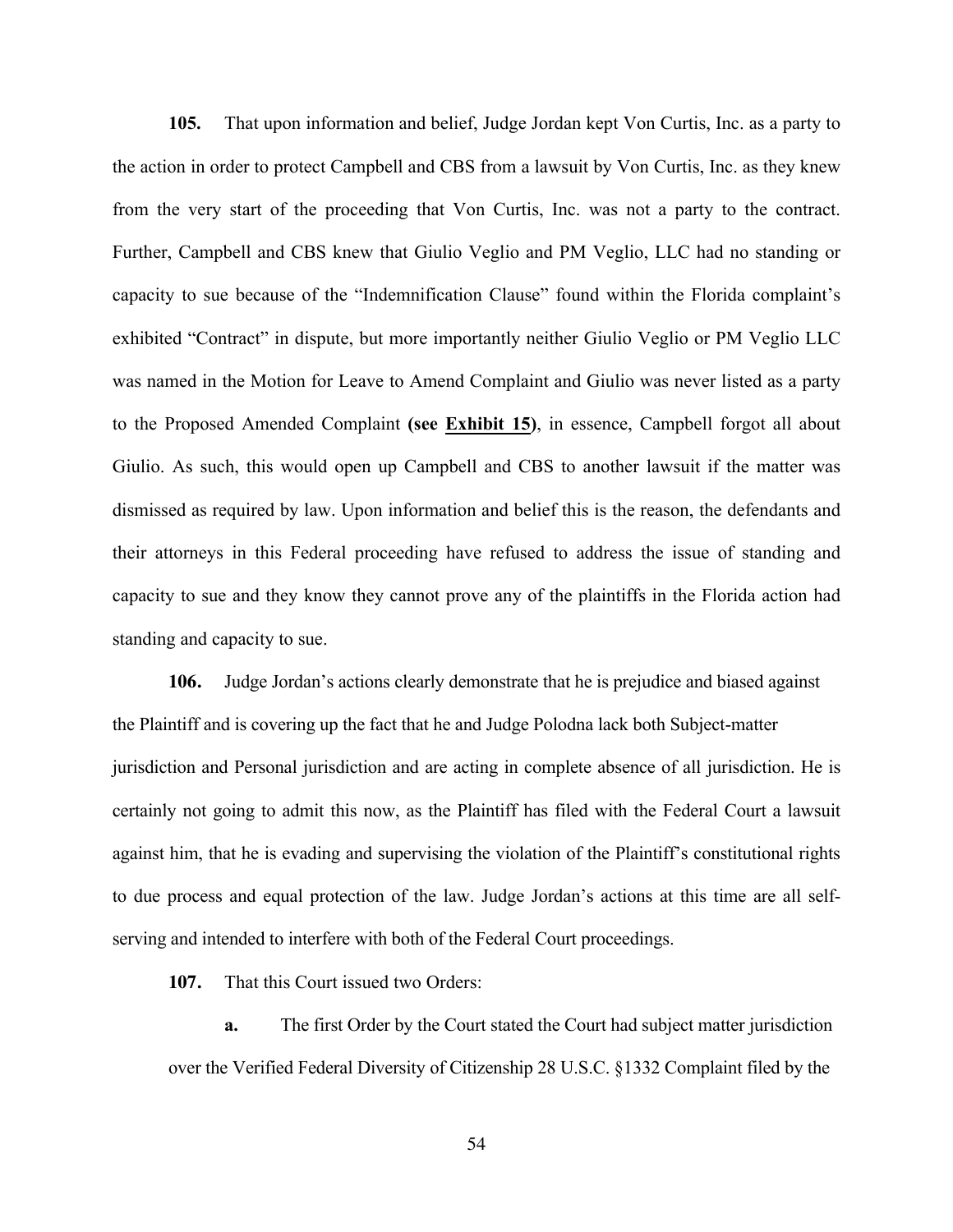**105.** That upon information and belief, Judge Jordan kept Von Curtis, Inc. as a party to the action in order to protect Campbell and CBS from a lawsuit by Von Curtis, Inc. as they knew from the very start of the proceeding that Von Curtis, Inc. was not a party to the contract. Further, Campbell and CBS knew that Giulio Veglio and PM Veglio, LLC had no standing or capacity to sue because of the "Indemnification Clause" found within the Florida complaint's exhibited "Contract" in dispute, but more importantly neither Giulio Veglio or PM Veglio LLC was named in the Motion for Leave to Amend Complaint and Giulio was never listed as a party to the Proposed Amended Complaint **(see <u>Exhibit 15</u>)**, in essence, Campbell forgot all about Giulio. As such, this would open up Campbell and CBS to another lawsuit if the matter was dismissed as required by law. Upon information and belief this is the reason, the defendants and their attorneys in this Federal proceeding have refused to address the issue of standing and capacity to sue and they know they cannot prove any of the plaintiffs in the Florida action had standing and capacity to sue.

**106.** Judge Jordan's actions clearly demonstrate that he is prejudice and biased against the Plaintiff and is covering up the fact that he and Judge Polodna lack both Subject-matter jurisdiction and Personal jurisdiction and are acting in complete absence of all jurisdiction. He is certainly not going to admit this now, as the Plaintiff has filed with the Federal Court a lawsuit against him, that he is evading and supervising the violation of the Plaintiff's constitutional rights to due process and equal protection of the law. Judge Jordan's actions at this time are all self-serving and intended to interfere with both of the Federal Court proceedings.

**107.** That this Court issued two Orders:

**a.** The first Order by the Court stated the Court had subject matter jurisdiction over the Verified Federal Diversity of Citizenship 28 U.S.C. §1332 Complaint filed by the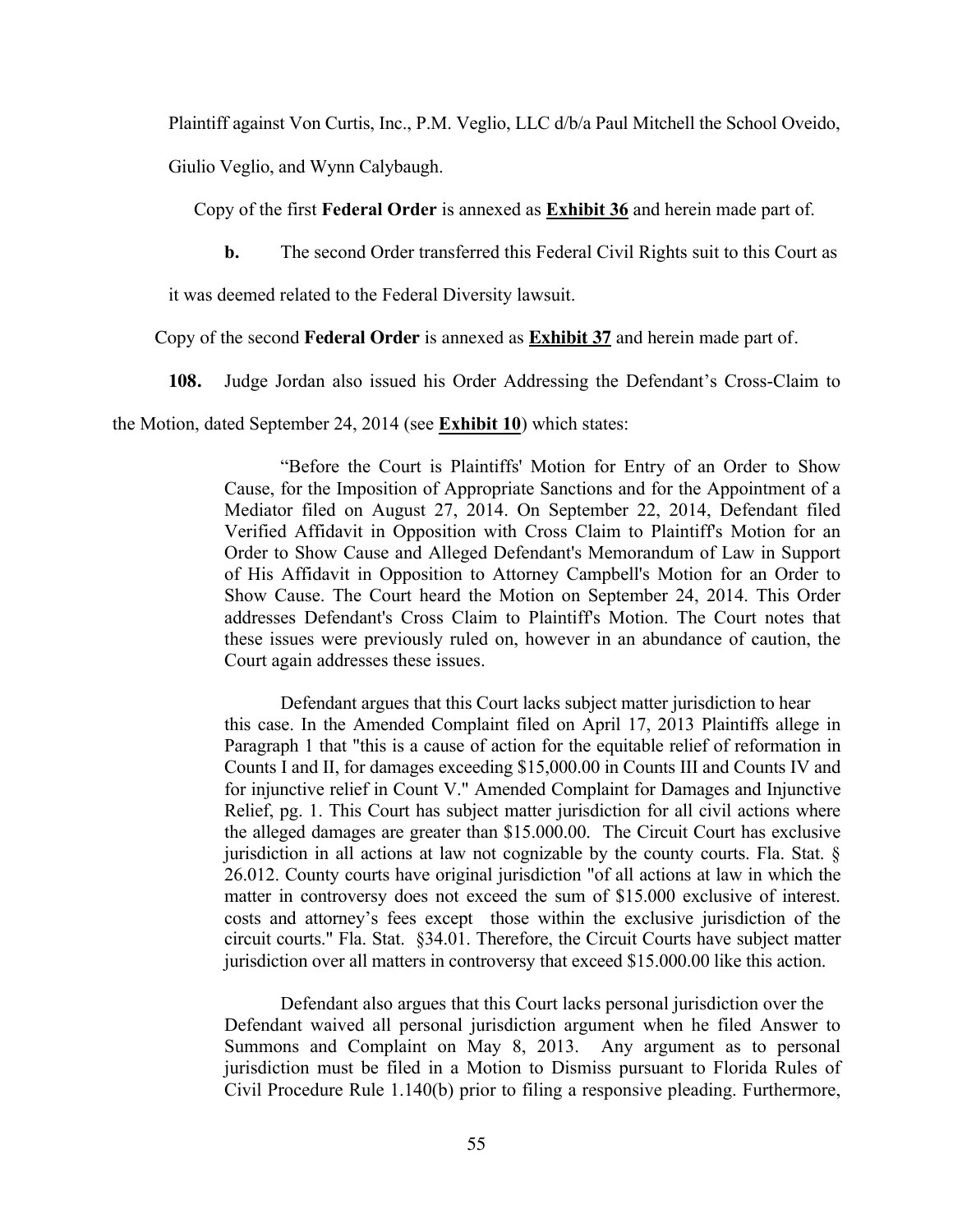Plaintiff against Von Curtis, Inc., P.M. Veglio, LLC d/b/a Paul Mitchell the School Oveido, Giulio Veglio, and Wynn Calybaugh.

Copy of the first **Federal Order** is annexed as **Exhibit 36** and herein made part of.

**b.** The second Order transferred this Federal Civil Rights suit to this Court as it was deemed related to the Federal Diversity lawsuit.

Copy of the second **Federal Order** is annexed as **Exhibit 37** and herein made part of.

**108.** Judge Jordan also issued his Order Addressing the Defendant's Cross-Claim to the Motion, dated September 24, 2014 (see **Exhibit 10**) which states:

> "Before the Court is Plaintiffs' Motion for Entry of an Order to Show Cause, for the Imposition of Appropriate Sanctions and for the Appointment of a Mediator filed on August 27, 2014. On September 22, 2014, Defendant filed Verified Affidavit in Opposition with Cross Claim to Plaintiff's Motion for an Order to Show Cause and Alleged Defendant's Memorandum of Law in Support of His Affidavit in Opposition to Attorney Campbell's Motion for an Order to Show Cause. The Court heard the Motion on September 24, 2014. This Order addresses Defendant's Cross Claim to Plaintiff's Motion. The Court notes that these issues were previously ruled on, however in an abundance of caution, the Court again addresses these issues.
>
> Defendant argues that this Court lacks subject matter jurisdiction to hear this case. In the Amended Complaint filed on April 17, 2013 Plaintiffs allege in Paragraph 1 that "this is a cause of action for the equitable relief of reformation in Counts I and II, for damages exceeding $15,000.00 in Counts III and Counts IV and for injunctive relief in Count V." Amended Complaint for Damages and Injunctive Relief, pg. 1. This Court has subject matter jurisdiction for all civil actions where the alleged damages are greater than $15.000.00. The Circuit Court has exclusive jurisdiction in all actions at law not cognizable by the county courts. Fla. Stat. § 26.012. County courts have original jurisdiction "of all actions at law in which the matter in controversy does not exceed the sum of $15.000 exclusive of interest. costs and attorney's fees except those within the exclusive jurisdiction of the circuit courts." Fla. Stat. §34.01. Therefore, the Circuit Courts have subject matter jurisdiction over all matters in controversy that exceed $15.000.00 like this action.
>
> Defendant also argues that this Court lacks personal jurisdiction over the Defendant waived all personal jurisdiction argument when he filed Answer to Summons and Complaint on May 8, 2013. Any argument as to personal jurisdiction must be filed in a Motion to Dismiss pursuant to Florida Rules of Civil Procedure Rule 1.140(b) prior to filing a responsive pleading. Furthermore,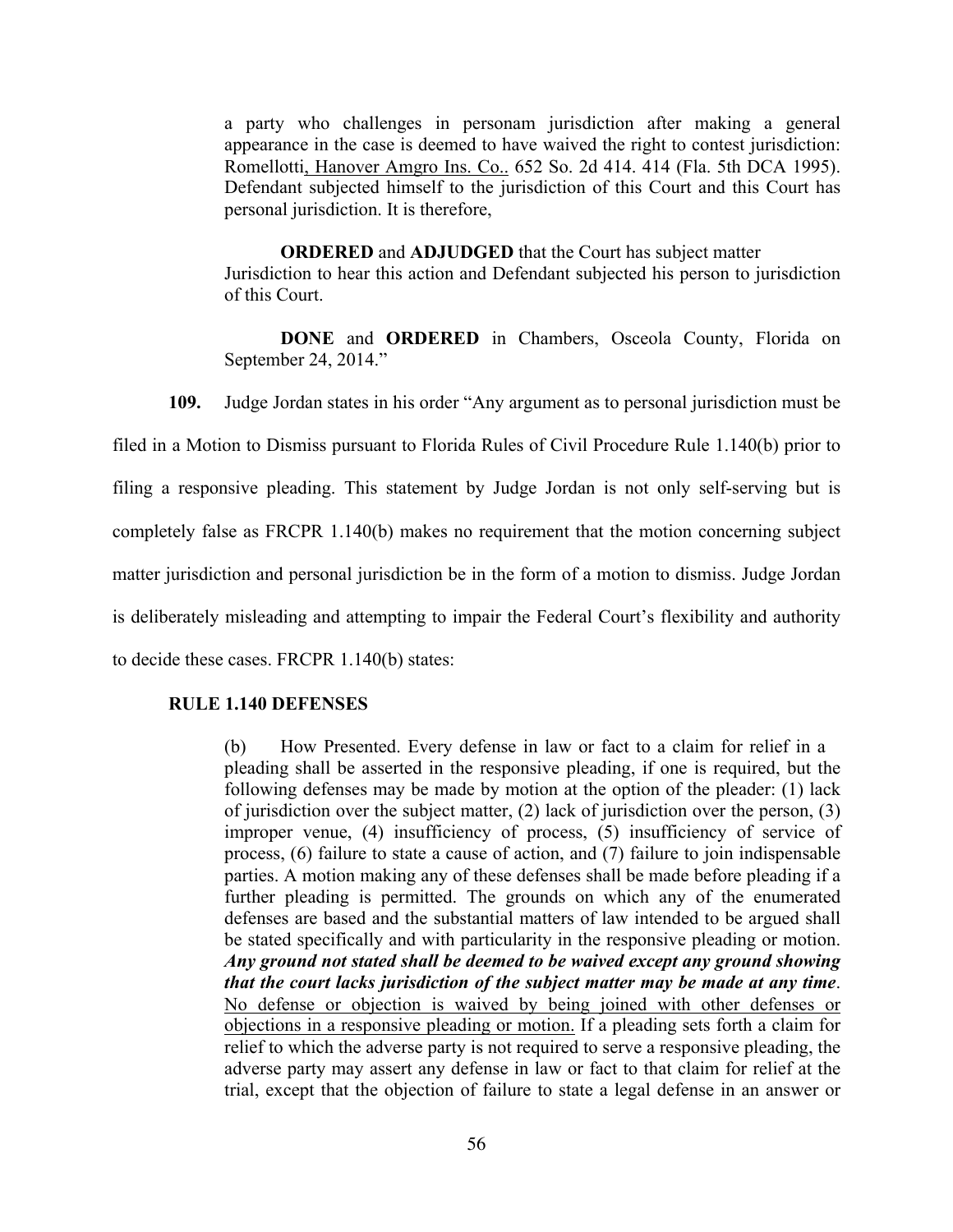a party who challenges in personam jurisdiction after making a general appearance in the case is deemed to have waived the right to contest jurisdiction: Romellotti, Hanover Amgro Ins. Co.. 652 So. 2d 414. 414 (Fla. 5th DCA 1995). Defendant subjected himself to the jurisdiction of this Court and this Court has personal jurisdiction. It is therefore,

> **ORDERED** and **ADJUDGED** that the Court has subject matter Jurisdiction to hear this action and Defendant subjected his person to jurisdiction of this Court.
>
> **DONE** and **ORDERED** in Chambers, Osceola County, Florida on September 24, 2014."

**109.** Judge Jordan states in his order "Any argument as to personal jurisdiction must be filed in a Motion to Dismiss pursuant to Florida Rules of Civil Procedure Rule 1.140(b) prior to filing a responsive pleading. This statement by Judge Jordan is not only self-serving but is completely false as FRCPR 1.140(b) makes no requirement that the motion concerning subject matter jurisdiction and personal jurisdiction be in the form of a motion to dismiss. Judge Jordan is deliberately misleading and attempting to impair the Federal Court's flexibility and authority to decide these cases. FRCPR 1.140(b) states:

**RULE 1.140 DEFENSES**

> (b) How Presented. Every defense in law or fact to a claim for relief in a pleading shall be asserted in the responsive pleading, if one is required, but the following defenses may be made by motion at the option of the pleader: (1) lack of jurisdiction over the subject matter, (2) lack of jurisdiction over the person, (3) improper venue, (4) insufficiency of process, (5) insufficiency of service of process, (6) failure to state a cause of action, and (7) failure to join indispensable parties. A motion making any of these defenses shall be made before pleading if a further pleading is permitted. The grounds on which any of the enumerated defenses are based and the substantial matters of law intended to be argued shall be stated specifically and with particularity in the responsive pleading or motion. ***Any ground not stated shall be deemed to be waived except any ground showing that the court lacks jurisdiction of the subject matter may be made at any time***. <u>No defense or objection is waived by being joined with other defenses or objections in a responsive pleading or motion.</u> If a pleading sets forth a claim for relief to which the adverse party is not required to serve a responsive pleading, the adverse party may assert any defense in law or fact to that claim for relief at the trial, except that the objection of failure to state a legal defense in an answer or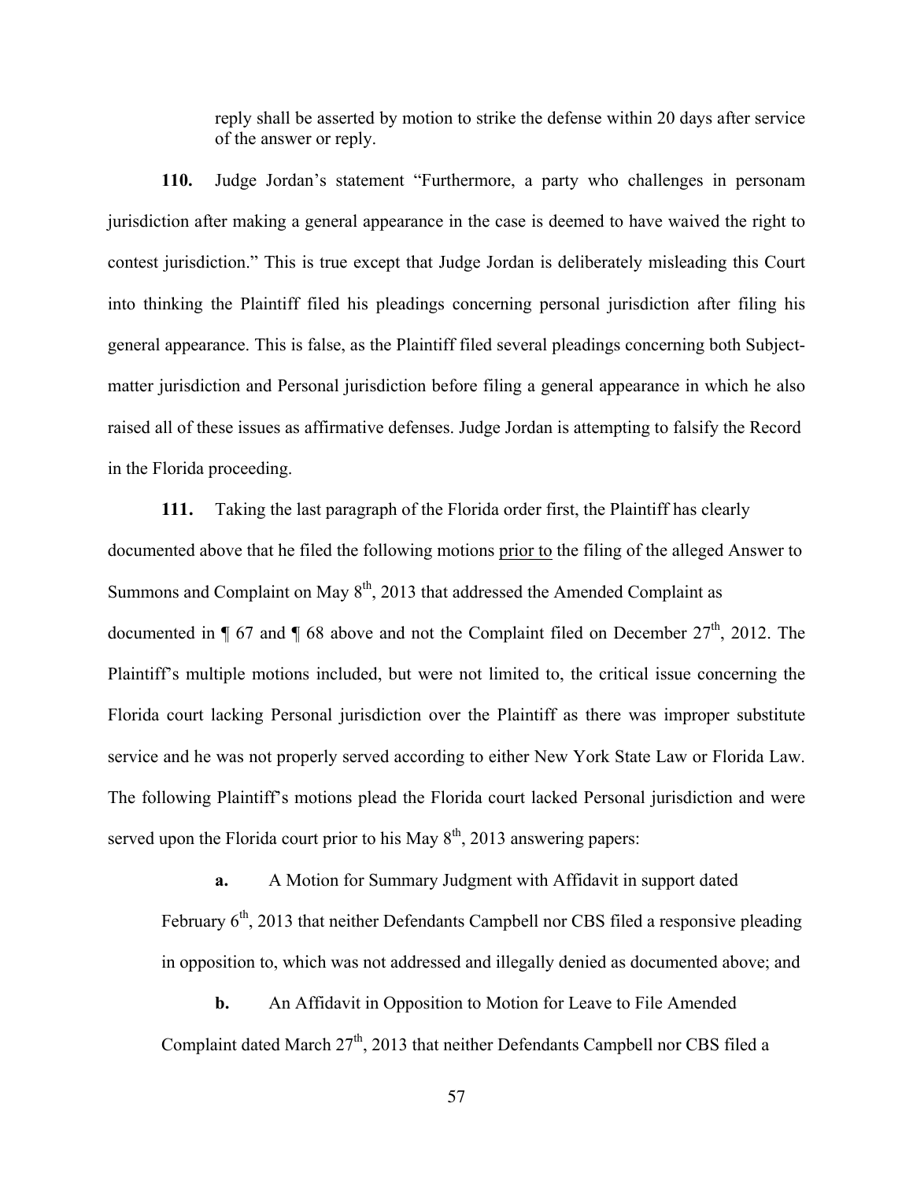reply shall be asserted by motion to strike the defense within 20 days after service of the answer or reply.

**110.** Judge Jordan's statement "Furthermore, a party who challenges in personam jurisdiction after making a general appearance in the case is deemed to have waived the right to contest jurisdiction." This is true except that Judge Jordan is deliberately misleading this Court into thinking the Plaintiff filed his pleadings concerning personal jurisdiction after filing his general appearance. This is false, as the Plaintiff filed several pleadings concerning both Subject-matter jurisdiction and Personal jurisdiction before filing a general appearance in which he also raised all of these issues as affirmative defenses. Judge Jordan is attempting to falsify the Record in the Florida proceeding.

**111.** Taking the last paragraph of the Florida order first, the Plaintiff has clearly documented above that he filed the following motions prior to the filing of the alleged Answer to Summons and Complaint on May 8th, 2013 that addressed the Amended Complaint as documented in ¶ 67 and ¶ 68 above and not the Complaint filed on December 27th, 2012. The Plaintiff's multiple motions included, but were not limited to, the critical issue concerning the Florida court lacking Personal jurisdiction over the Plaintiff as there was improper substitute service and he was not properly served according to either New York State Law or Florida Law. The following Plaintiff's motions plead the Florida court lacked Personal jurisdiction and were served upon the Florida court prior to his May 8th, 2013 answering papers:

**a.** A Motion for Summary Judgment with Affidavit in support dated February 6th, 2013 that neither Defendants Campbell nor CBS filed a responsive pleading in opposition to, which was not addressed and illegally denied as documented above; and

**b.** An Affidavit in Opposition to Motion for Leave to File Amended Complaint dated March 27th, 2013 that neither Defendants Campbell nor CBS filed a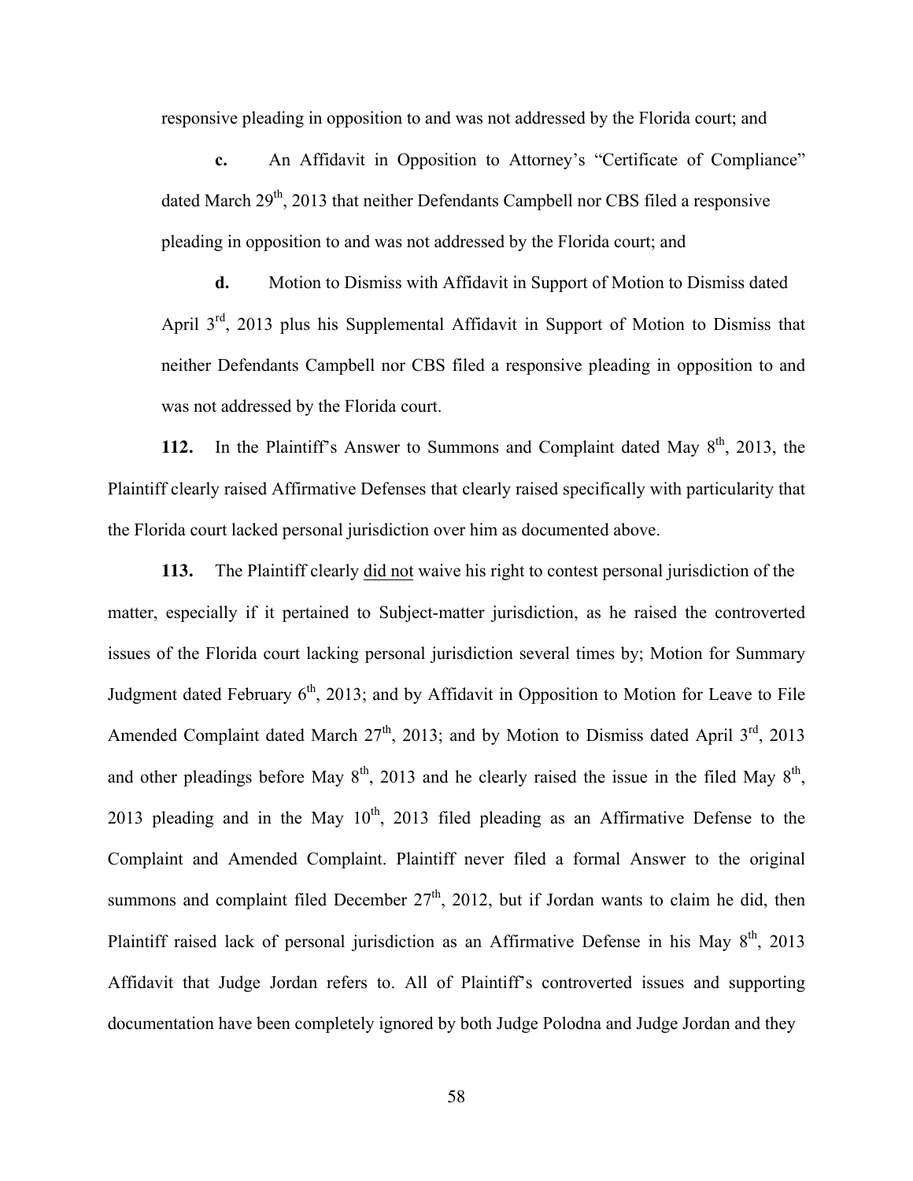responsive pleading in opposition to and was not addressed by the Florida court; and

**c.** An Affidavit in Opposition to Attorney's "Certificate of Compliance" dated March 29th, 2013 that neither Defendants Campbell nor CBS filed a responsive pleading in opposition to and was not addressed by the Florida court; and

**d.** Motion to Dismiss with Affidavit in Support of Motion to Dismiss dated April 3rd, 2013 plus his Supplemental Affidavit in Support of Motion to Dismiss that neither Defendants Campbell nor CBS filed a responsive pleading in opposition to and was not addressed by the Florida court.

**112.** In the Plaintiff's Answer to Summons and Complaint dated May 8th, 2013, the Plaintiff clearly raised Affirmative Defenses that clearly raised specifically with particularity that the Florida court lacked personal jurisdiction over him as documented above.

**113.** The Plaintiff clearly <u>did not</u> waive his right to contest personal jurisdiction of the matter, especially if it pertained to Subject-matter jurisdiction, as he raised the controverted issues of the Florida court lacking personal jurisdiction several times by; Motion for Summary Judgment dated February 6th, 2013; and by Affidavit in Opposition to Motion for Leave to File Amended Complaint dated March 27th, 2013; and by Motion to Dismiss dated April 3rd, 2013 and other pleadings before May 8th, 2013 and he clearly raised the issue in the filed May 8th, 2013 pleading and in the May 10th, 2013 filed pleading as an Affirmative Defense to the Complaint and Amended Complaint. Plaintiff never filed a formal Answer to the original summons and complaint filed December 27th, 2012, but if Jordan wants to claim he did, then Plaintiff raised lack of personal jurisdiction as an Affirmative Defense in his May 8th, 2013 Affidavit that Judge Jordan refers to. All of Plaintiff's controverted issues and supporting documentation have been completely ignored by both Judge Polodna and Judge Jordan and they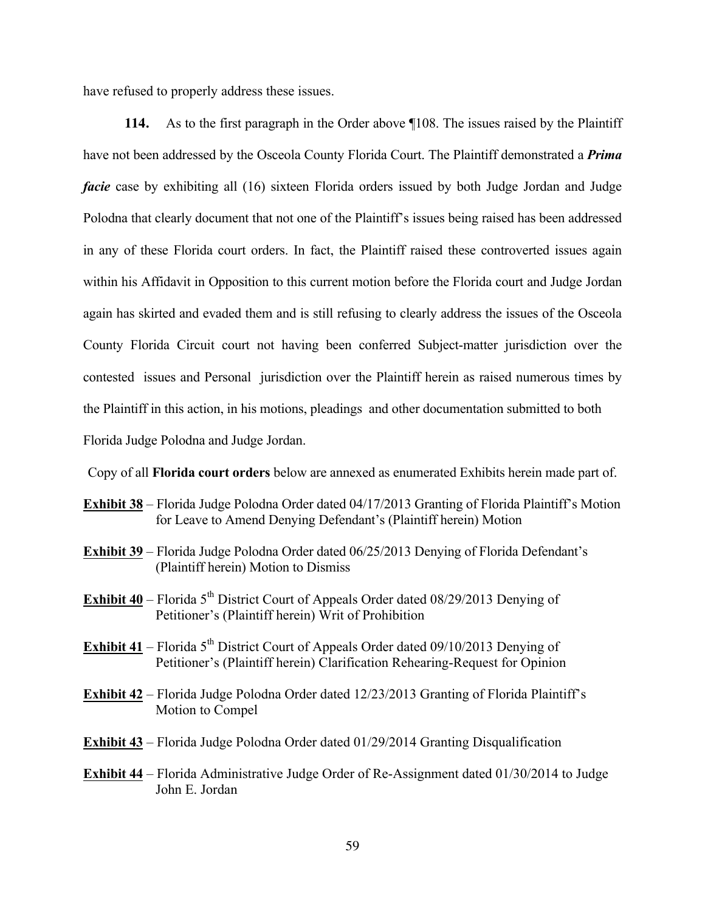have refused to properly address these issues.

**114.** As to the first paragraph in the Order above ¶108. The issues raised by the Plaintiff have not been addressed by the Osceola County Florida Court. The Plaintiff demonstrated a ***Prima facie*** case by exhibiting all (16) sixteen Florida orders issued by both Judge Jordan and Judge Polodna that clearly document that not one of the Plaintiff's issues being raised has been addressed in any of these Florida court orders. In fact, the Plaintiff raised these controverted issues again within his Affidavit in Opposition to this current motion before the Florida court and Judge Jordan again has skirted and evaded them and is still refusing to clearly address the issues of the Osceola County Florida Circuit court not having been conferred Subject-matter jurisdiction over the contested issues and Personal jurisdiction over the Plaintiff herein as raised numerous times by the Plaintiff in this action, in his motions, pleadings and other documentation submitted to both Florida Judge Polodna and Judge Jordan.

Copy of all **Florida court orders** below are annexed as enumerated Exhibits herein made part of.

**Exhibit 38** – Florida Judge Polodna Order dated 04/17/2013 Granting of Florida Plaintiff's Motion for Leave to Amend Denying Defendant's (Plaintiff herein) Motion

**Exhibit 39** – Florida Judge Polodna Order dated 06/25/2013 Denying of Florida Defendant's (Plaintiff herein) Motion to Dismiss

**Exhibit 40** – Florida 5th District Court of Appeals Order dated 08/29/2013 Denying of Petitioner's (Plaintiff herein) Writ of Prohibition

**Exhibit 41** – Florida 5th District Court of Appeals Order dated 09/10/2013 Denying of Petitioner's (Plaintiff herein) Clarification Rehearing-Request for Opinion

**Exhibit 42** – Florida Judge Polodna Order dated 12/23/2013 Granting of Florida Plaintiff's Motion to Compel

**Exhibit 43** – Florida Judge Polodna Order dated 01/29/2014 Granting Disqualification

**Exhibit 44** – Florida Administrative Judge Order of Re-Assignment dated 01/30/2014 to Judge John E. Jordan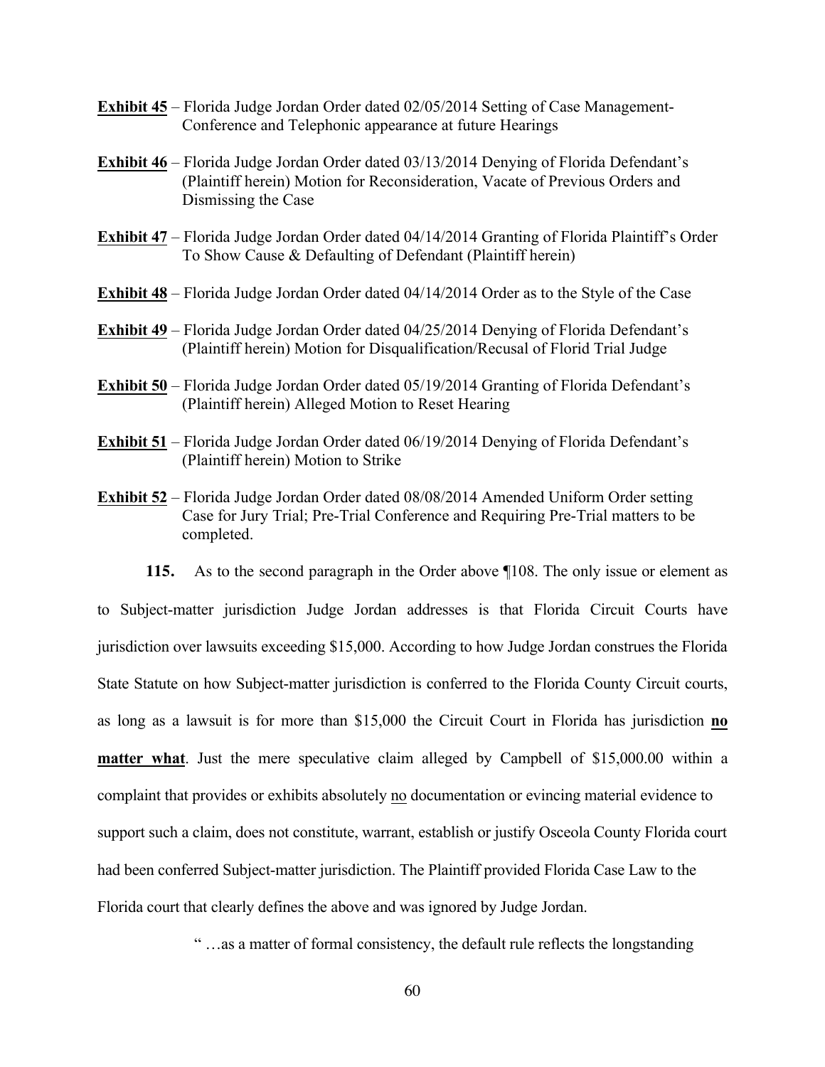**Exhibit 45** – Florida Judge Jordan Order dated 02/05/2014 Setting of Case Management-Conference and Telephonic appearance at future Hearings

**Exhibit 46** – Florida Judge Jordan Order dated 03/13/2014 Denying of Florida Defendant's (Plaintiff herein) Motion for Reconsideration, Vacate of Previous Orders and Dismissing the Case

**Exhibit 47** – Florida Judge Jordan Order dated 04/14/2014 Granting of Florida Plaintiff's Order To Show Cause & Defaulting of Defendant (Plaintiff herein)

**Exhibit 48** – Florida Judge Jordan Order dated 04/14/2014 Order as to the Style of the Case

**Exhibit 49** – Florida Judge Jordan Order dated 04/25/2014 Denying of Florida Defendant's (Plaintiff herein) Motion for Disqualification/Recusal of Florid Trial Judge

**Exhibit 50** – Florida Judge Jordan Order dated 05/19/2014 Granting of Florida Defendant's (Plaintiff herein) Alleged Motion to Reset Hearing

**Exhibit 51** – Florida Judge Jordan Order dated 06/19/2014 Denying of Florida Defendant's (Plaintiff herein) Motion to Strike

**Exhibit 52** – Florida Judge Jordan Order dated 08/08/2014 Amended Uniform Order setting Case for Jury Trial; Pre-Trial Conference and Requiring Pre-Trial matters to be completed.

**115.** As to the second paragraph in the Order above ¶108. The only issue or element as to Subject-matter jurisdiction Judge Jordan addresses is that Florida Circuit Courts have jurisdiction over lawsuits exceeding $15,000. According to how Judge Jordan construes the Florida State Statute on how Subject-matter jurisdiction is conferred to the Florida County Circuit courts, as long as a lawsuit is for more than $15,000 the Circuit Court in Florida has jurisdiction **no matter what**. Just the mere speculative claim alleged by Campbell of $15,000.00 within a complaint that provides or exhibits absolutely no documentation or evincing material evidence to support such a claim, does not constitute, warrant, establish or justify Osceola County Florida court had been conferred Subject-matter jurisdiction. The Plaintiff provided Florida Case Law to the Florida court that clearly defines the above and was ignored by Judge Jordan.

" …as a matter of formal consistency, the default rule reflects the longstanding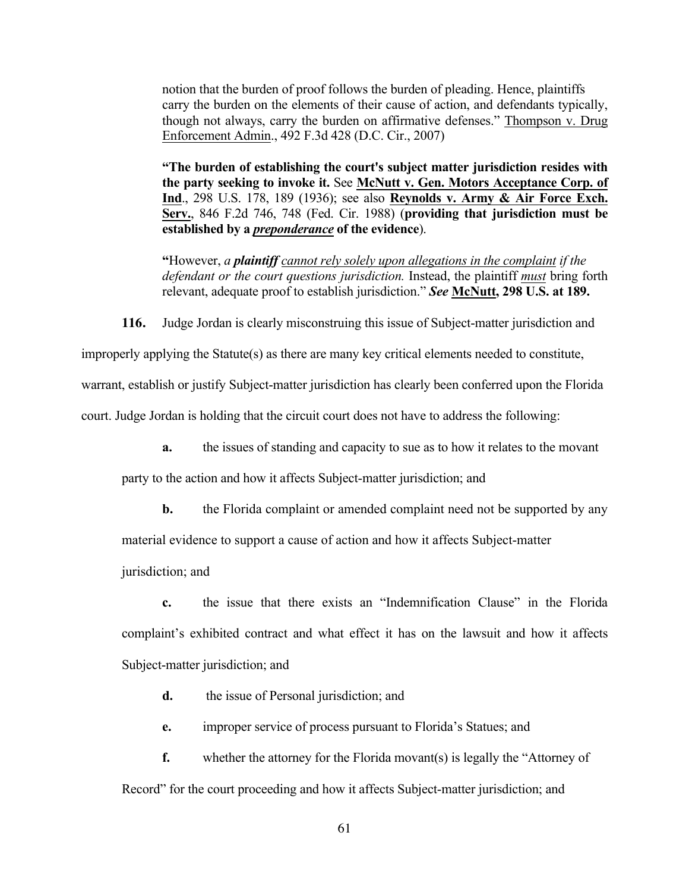notion that the burden of proof follows the burden of pleading. Hence, plaintiffs carry the burden on the elements of their cause of action, and defendants typically, though not always, carry the burden on affirmative defenses." Thompson v. Drug Enforcement Admin., 492 F.3d 428 (D.C. Cir., 2007)

> **"The burden of establishing the court's subject matter jurisdiction resides with the party seeking to invoke it.** See **McNutt v. Gen. Motors Acceptance Corp. of Ind**., 298 U.S. 178, 189 (1936); see also **Reynolds v. Army & Air Force Exch. Serv.**, 846 F.2d 746, 748 (Fed. Cir. 1988) (**providing that jurisdiction must be established by a *preponderance* of the evidence**).

> **"**However, *a **plaintiff** cannot rely solely upon allegations in the complaint if the defendant or the court questions jurisdiction.* Instead, the plaintiff *must* bring forth relevant, adequate proof to establish jurisdiction." ***See*** **McNutt, 298 U.S. at 189.**

**116.** Judge Jordan is clearly misconstruing this issue of Subject-matter jurisdiction and improperly applying the Statute(s) as there are many key critical elements needed to constitute, warrant, establish or justify Subject-matter jurisdiction has clearly been conferred upon the Florida court. Judge Jordan is holding that the circuit court does not have to address the following:

**a.** the issues of standing and capacity to sue as to how it relates to the movant party to the action and how it affects Subject-matter jurisdiction; and

**b.** the Florida complaint or amended complaint need not be supported by any material evidence to support a cause of action and how it affects Subject-matter jurisdiction; and

**c.** the issue that there exists an "Indemnification Clause" in the Florida complaint's exhibited contract and what effect it has on the lawsuit and how it affects Subject-matter jurisdiction; and

**d.** the issue of Personal jurisdiction; and

**e.** improper service of process pursuant to Florida's Statues; and

**f.** whether the attorney for the Florida movant(s) is legally the "Attorney of Record" for the court proceeding and how it affects Subject-matter jurisdiction; and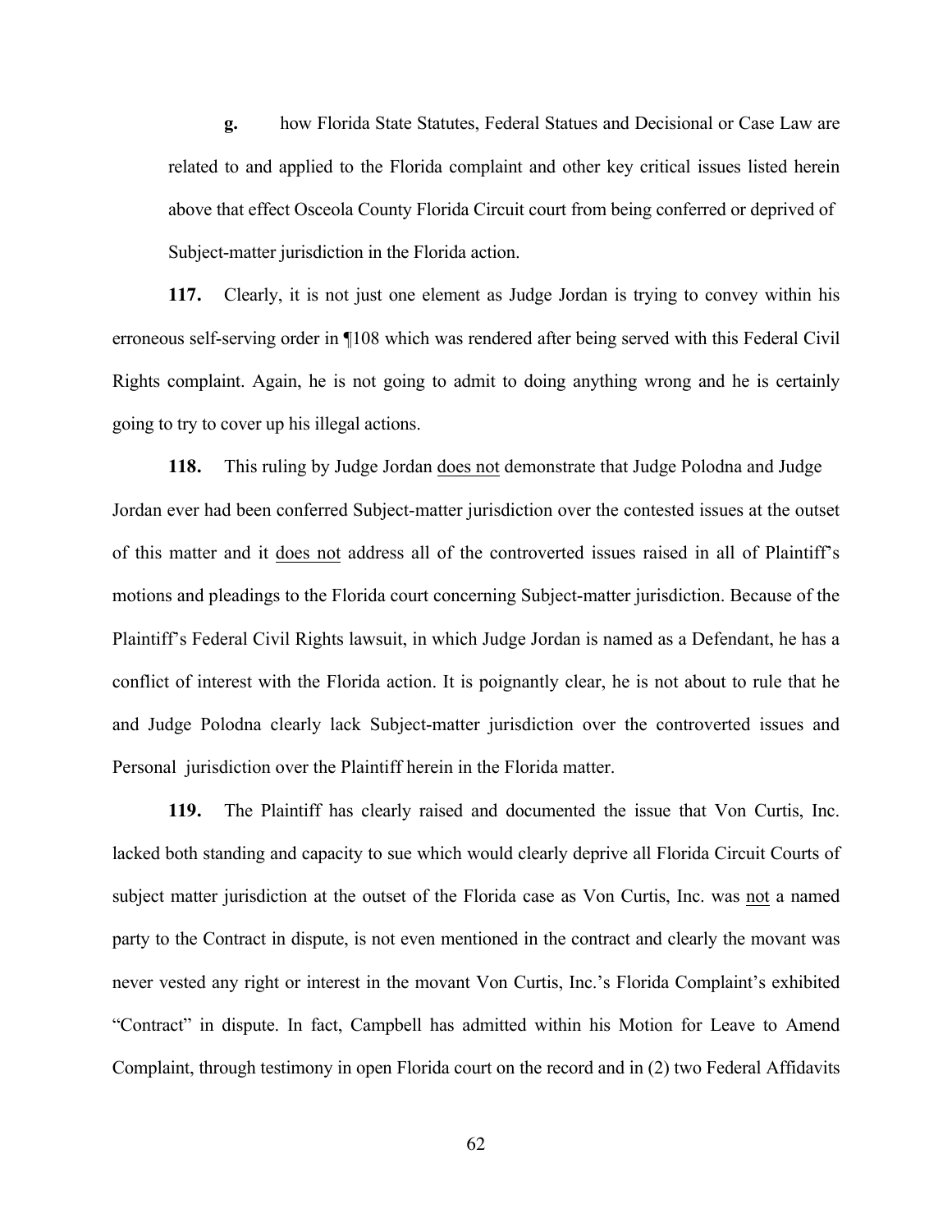**g.** how Florida State Statutes, Federal Statues and Decisional or Case Law are related to and applied to the Florida complaint and other key critical issues listed herein above that effect Osceola County Florida Circuit court from being conferred or deprived of Subject-matter jurisdiction in the Florida action.

**117.** Clearly, it is not just one element as Judge Jordan is trying to convey within his erroneous self-serving order in ¶108 which was rendered after being served with this Federal Civil Rights complaint. Again, he is not going to admit to doing anything wrong and he is certainly going to try to cover up his illegal actions.

**118.** This ruling by Judge Jordan <u>does not</u> demonstrate that Judge Polodna and Judge Jordan ever had been conferred Subject-matter jurisdiction over the contested issues at the outset of this matter and it <u>does not</u> address all of the controverted issues raised in all of Plaintiff's motions and pleadings to the Florida court concerning Subject-matter jurisdiction. Because of the Plaintiff's Federal Civil Rights lawsuit, in which Judge Jordan is named as a Defendant, he has a conflict of interest with the Florida action. It is poignantly clear, he is not about to rule that he and Judge Polodna clearly lack Subject-matter jurisdiction over the controverted issues and Personal jurisdiction over the Plaintiff herein in the Florida matter.

**119.** The Plaintiff has clearly raised and documented the issue that Von Curtis, Inc. lacked both standing and capacity to sue which would clearly deprive all Florida Circuit Courts of subject matter jurisdiction at the outset of the Florida case as Von Curtis, Inc. was <u>not</u> a named party to the Contract in dispute, is not even mentioned in the contract and clearly the movant was never vested any right or interest in the movant Von Curtis, Inc.'s Florida Complaint's exhibited "Contract" in dispute. In fact, Campbell has admitted within his Motion for Leave to Amend Complaint, through testimony in open Florida court on the record and in (2) two Federal Affidavits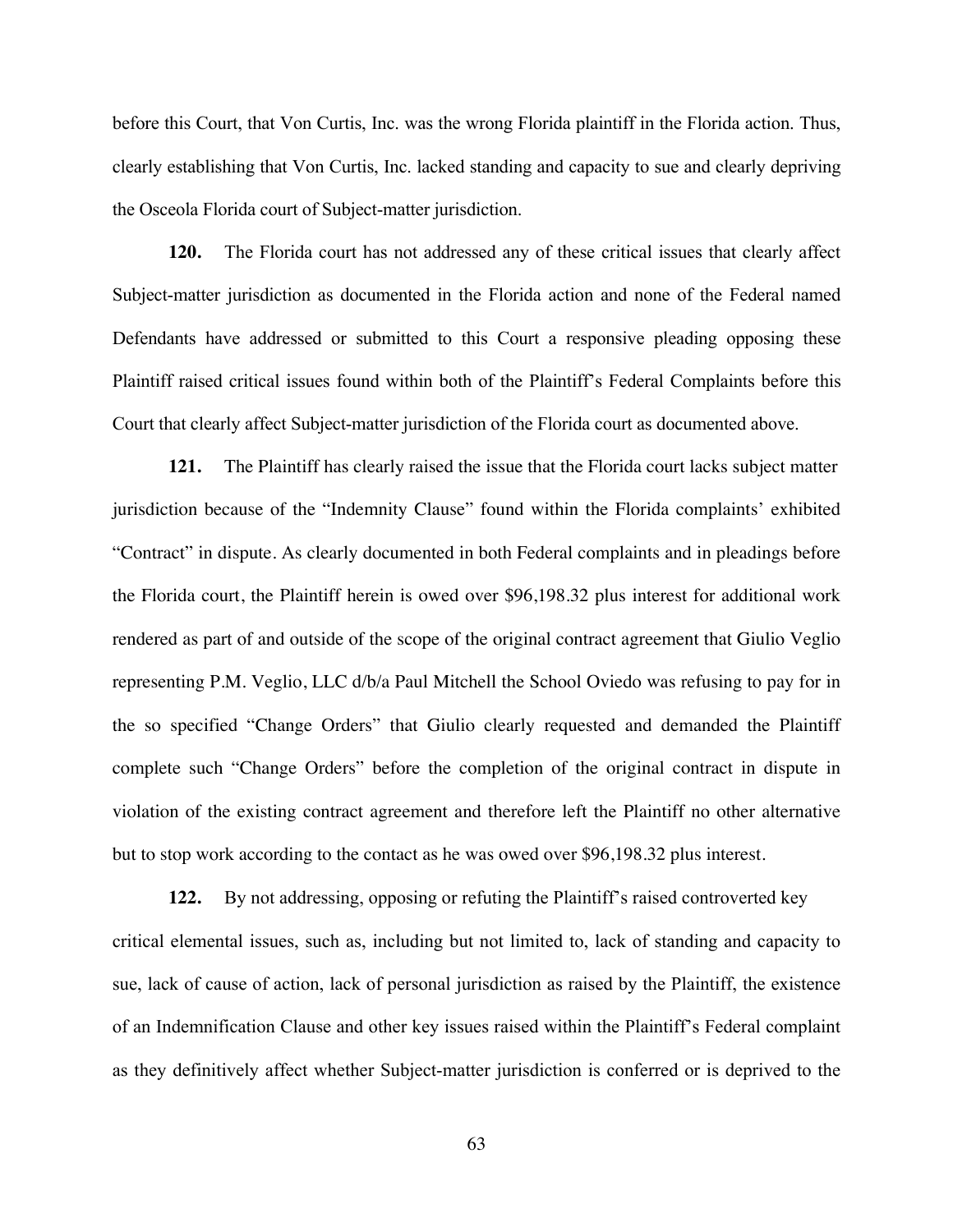before this Court, that Von Curtis, Inc. was the wrong Florida plaintiff in the Florida action. Thus, clearly establishing that Von Curtis, Inc. lacked standing and capacity to sue and clearly depriving the Osceola Florida court of Subject-matter jurisdiction.

**120.** The Florida court has not addressed any of these critical issues that clearly affect Subject-matter jurisdiction as documented in the Florida action and none of the Federal named Defendants have addressed or submitted to this Court a responsive pleading opposing these Plaintiff raised critical issues found within both of the Plaintiff's Federal Complaints before this Court that clearly affect Subject-matter jurisdiction of the Florida court as documented above.

**121.** The Plaintiff has clearly raised the issue that the Florida court lacks subject matter jurisdiction because of the "Indemnity Clause" found within the Florida complaints' exhibited "Contract" in dispute. As clearly documented in both Federal complaints and in pleadings before the Florida court, the Plaintiff herein is owed over $96,198.32 plus interest for additional work rendered as part of and outside of the scope of the original contract agreement that Giulio Veglio representing P.M. Veglio, LLC d/b/a Paul Mitchell the School Oviedo was refusing to pay for in the so specified "Change Orders" that Giulio clearly requested and demanded the Plaintiff complete such "Change Orders" before the completion of the original contract in dispute in violation of the existing contract agreement and therefore left the Plaintiff no other alternative but to stop work according to the contact as he was owed over $96,198.32 plus interest.

**122.** By not addressing, opposing or refuting the Plaintiff's raised controverted key critical elemental issues, such as, including but not limited to, lack of standing and capacity to sue, lack of cause of action, lack of personal jurisdiction as raised by the Plaintiff, the existence of an Indemnification Clause and other key issues raised within the Plaintiff's Federal complaint as they definitively affect whether Subject-matter jurisdiction is conferred or is deprived to the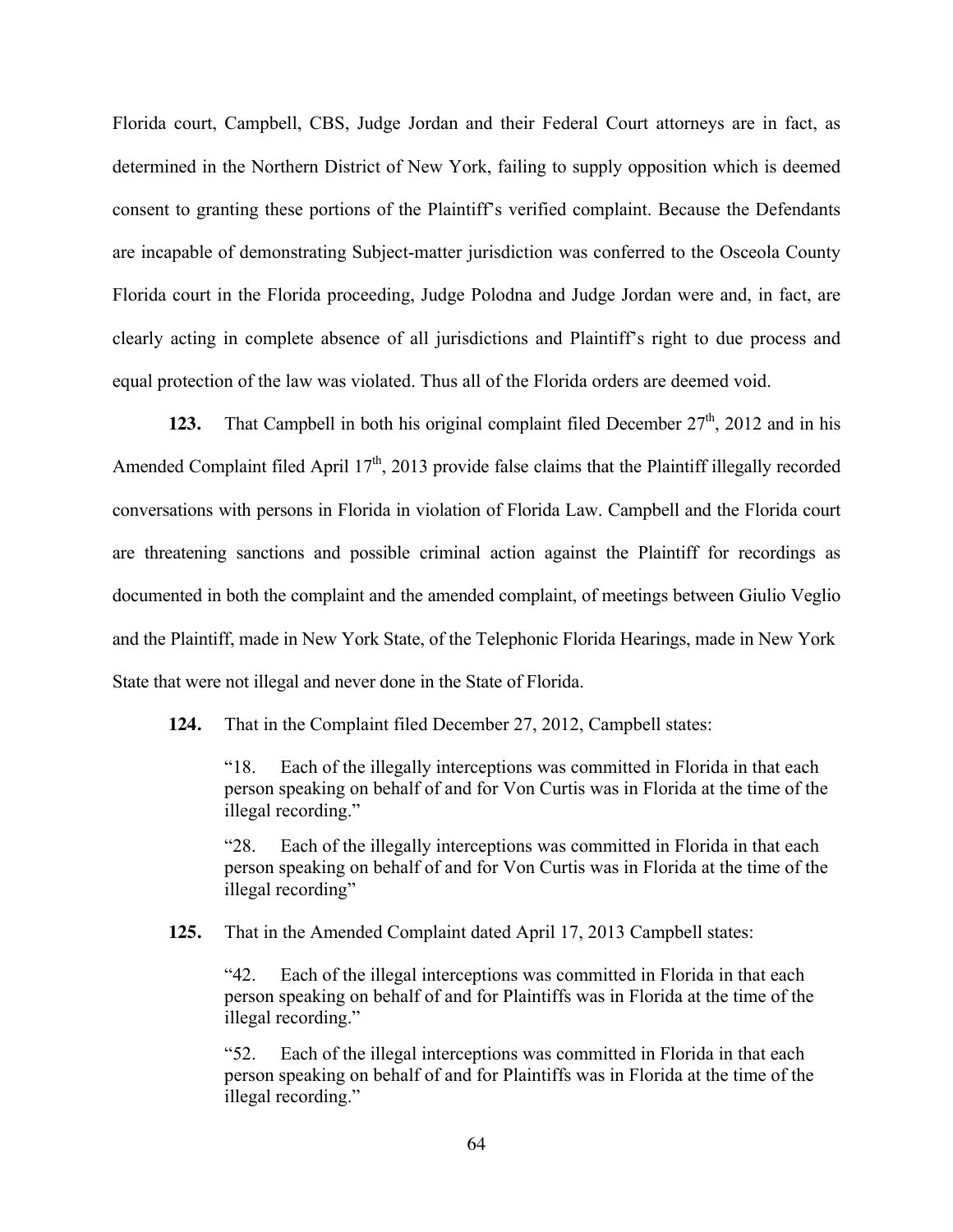Florida court, Campbell, CBS, Judge Jordan and their Federal Court attorneys are in fact, as determined in the Northern District of New York, failing to supply opposition which is deemed consent to granting these portions of the Plaintiff's verified complaint. Because the Defendants are incapable of demonstrating Subject-matter jurisdiction was conferred to the Osceola County Florida court in the Florida proceeding, Judge Polodna and Judge Jordan were and, in fact, are clearly acting in complete absence of all jurisdictions and Plaintiff's right to due process and equal protection of the law was violated. Thus all of the Florida orders are deemed void.

**123.** That Campbell in both his original complaint filed December 27th, 2012 and in his Amended Complaint filed April 17th, 2013 provide false claims that the Plaintiff illegally recorded conversations with persons in Florida in violation of Florida Law. Campbell and the Florida court are threatening sanctions and possible criminal action against the Plaintiff for recordings as documented in both the complaint and the amended complaint, of meetings between Giulio Veglio and the Plaintiff, made in New York State, of the Telephonic Florida Hearings, made in New York State that were not illegal and never done in the State of Florida.

**124.** That in the Complaint filed December 27, 2012, Campbell states:

> "18. Each of the illegally interceptions was committed in Florida in that each person speaking on behalf of and for Von Curtis was in Florida at the time of the illegal recording."
>
> "28. Each of the illegally interceptions was committed in Florida in that each person speaking on behalf of and for Von Curtis was in Florida at the time of the illegal recording"

**125.** That in the Amended Complaint dated April 17, 2013 Campbell states:

> "42. Each of the illegal interceptions was committed in Florida in that each person speaking on behalf of and for Plaintiffs was in Florida at the time of the illegal recording."
>
> "52. Each of the illegal interceptions was committed in Florida in that each person speaking on behalf of and for Plaintiffs was in Florida at the time of the illegal recording."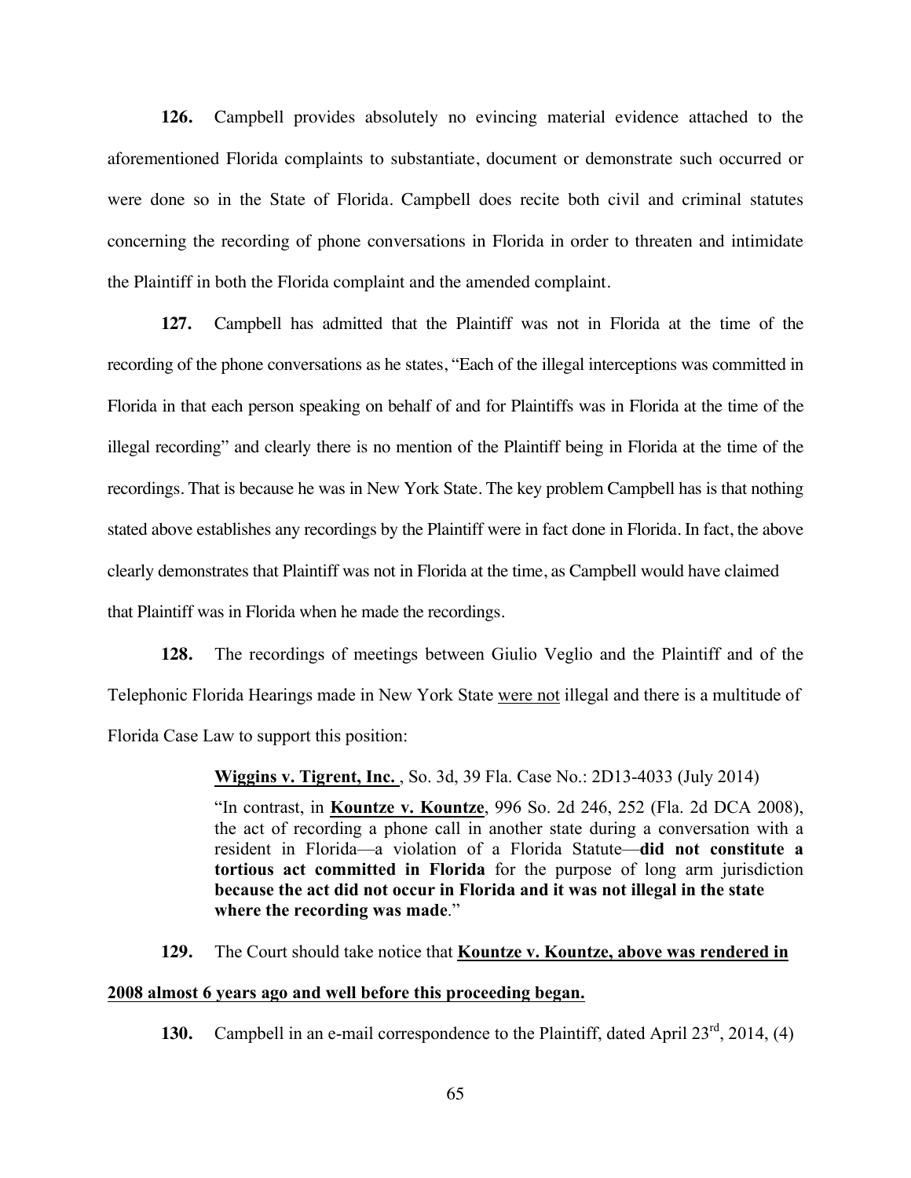**126.** Campbell provides absolutely no evincing material evidence attached to the aforementioned Florida complaints to substantiate, document or demonstrate such occurred or were done so in the State of Florida. Campbell does recite both civil and criminal statutes concerning the recording of phone conversations in Florida in order to threaten and intimidate the Plaintiff in both the Florida complaint and the amended complaint.

**127.** Campbell has admitted that the Plaintiff was not in Florida at the time of the recording of the phone conversations as he states, "Each of the illegal interceptions was committed in Florida in that each person speaking on behalf of and for Plaintiffs was in Florida at the time of the illegal recording" and clearly there is no mention of the Plaintiff being in Florida at the time of the recordings. That is because he was in New York State. The key problem Campbell has is that nothing stated above establishes any recordings by the Plaintiff were in fact done in Florida. In fact, the above clearly demonstrates that Plaintiff was not in Florida at the time, as Campbell would have claimed that Plaintiff was in Florida when he made the recordings.

**128.** The recordings of meetings between Giulio Veglio and the Plaintiff and of the Telephonic Florida Hearings made in New York State <u>were not</u> illegal and there is a multitude of Florida Case Law to support this position:

> **<u>Wiggins v. Tigrent, Inc.</u>** , So. 3d, 39 Fla. Case No.: 2D13-4033 (July 2014)
>
> "In contrast, in **<u>Kountze v. Kountze</u>**, 996 So. 2d 246, 252 (Fla. 2d DCA 2008), the act of recording a phone call in another state during a conversation with a resident in Florida—a violation of a Florida Statute—**did not constitute a tortious act committed in Florida** for the purpose of long arm jurisdiction **because the act did not occur in Florida and it was not illegal in the state where the recording was made**."

**129.** The Court should take notice that **<u>Kountze v. Kountze, above was rendered in 2008 almost 6 years ago and well before this proceeding began.</u>**

**130.** Campbell in an e-mail correspondence to the Plaintiff, dated April 23rd, 2014, (4)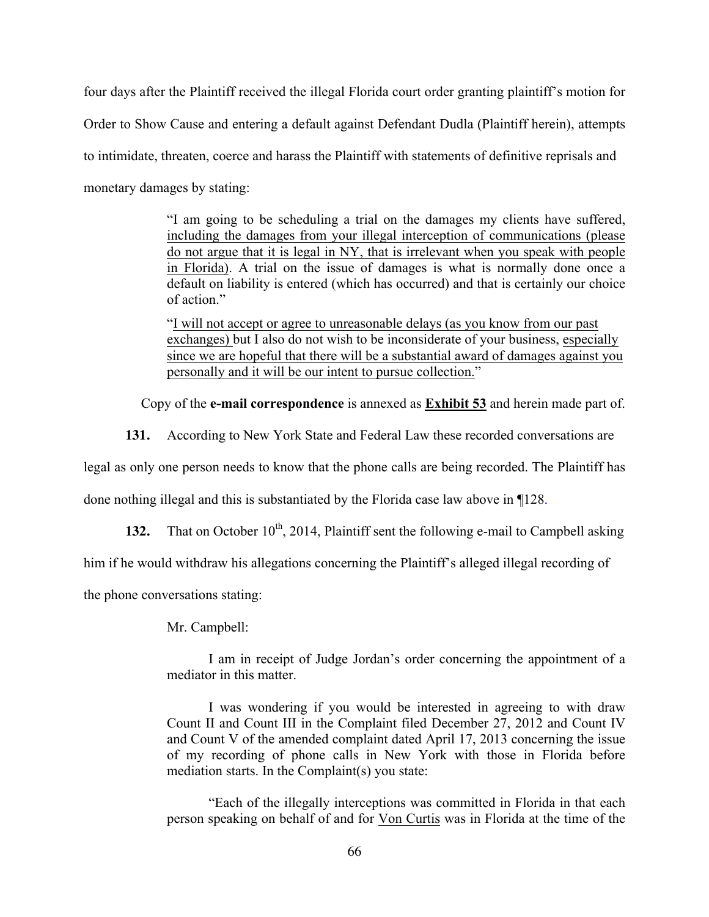four days after the Plaintiff received the illegal Florida court order granting plaintiff's motion for Order to Show Cause and entering a default against Defendant Dudla (Plaintiff herein), attempts to intimidate, threaten, coerce and harass the Plaintiff with statements of definitive reprisals and monetary damages by stating:

> "I am going to be scheduling a trial on the damages my clients have suffered, <u>including the damages from your illegal interception of communications (please do not argue that it is legal in NY, that is irrelevant when you speak with people in Florida)</u>. A trial on the issue of damages is what is normally done once a default on liability is entered (which has occurred) and that is certainly our choice of action."
>
> "<u>I will not accept or agree to unreasonable delays (as you know from our past exchanges)</u> but I also do not wish to be inconsiderate of your business, <u>especially since we are hopeful that there will be a substantial award of damages against you personally and it will be our intent to pursue collection.</u>"

Copy of the **e-mail correspondence** is annexed as **<u>Exhibit 53</u>** and herein made part of.

**131.** According to New York State and Federal Law these recorded conversations are legal as only one person needs to know that the phone calls are being recorded. The Plaintiff has done nothing illegal and this is substantiated by the Florida case law above in ¶128.

**132.** That on October 10th, 2014, Plaintiff sent the following e-mail to Campbell asking him if he would withdraw his allegations concerning the Plaintiff's alleged illegal recording of the phone conversations stating:

> Mr. Campbell:
>
> I am in receipt of Judge Jordan's order concerning the appointment of a mediator in this matter.
>
> I was wondering if you would be interested in agreeing to with draw Count II and Count III in the Complaint filed December 27, 2012 and Count IV and Count V of the amended complaint dated April 17, 2013 concerning the issue of my recording of phone calls in New York with those in Florida before mediation starts. In the Complaint(s) you state:
>
> "Each of the illegally interceptions was committed in Florida in that each person speaking on behalf of and for <u>Von Curtis</u> was in Florida at the time of the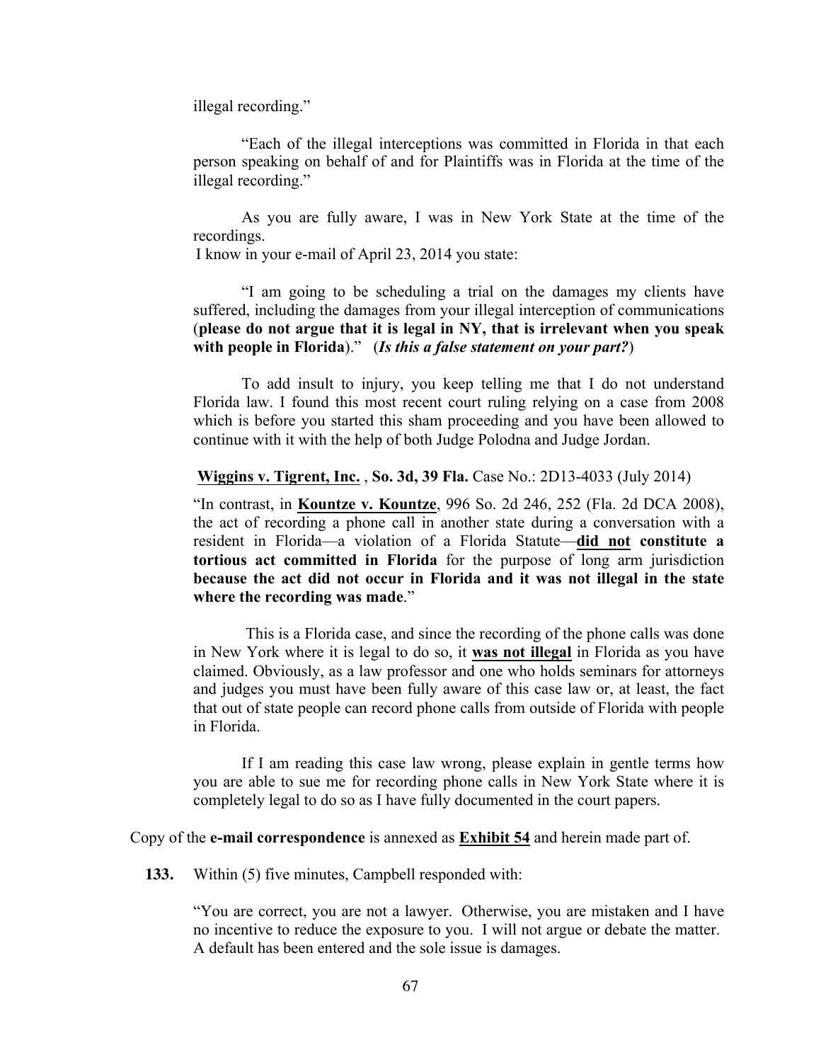illegal recording."

"Each of the illegal interceptions was committed in Florida in that each person speaking on behalf of and for Plaintiffs was in Florida at the time of the illegal recording."

As you are fully aware, I was in New York State at the time of the recordings.

I know in your e-mail of April 23, 2014 you state:

"I am going to be scheduling a trial on the damages my clients have suffered, including the damages from your illegal interception of communications (**please do not argue that it is legal in NY, that is irrelevant when you speak with people in Florida**)." (***Is this a false statement on your part?***)

To add insult to injury, you keep telling me that I do not understand Florida law. I found this most recent court ruling relying on a case from 2008 which is before you started this sham proceeding and you have been allowed to continue with it with the help of both Judge Polodna and Judge Jordan.

**Wiggins v. Tigrent, Inc.** , **So. 3d, 39 Fla.** Case No.: 2D13-4033 (July 2014)

"In contrast, in **Kountze v. Kountze**, 996 So. 2d 246, 252 (Fla. 2d DCA 2008), the act of recording a phone call in another state during a conversation with a resident in Florida—a violation of a Florida Statute—**did not constitute a tortious act committed in Florida** for the purpose of long arm jurisdiction **because the act did not occur in Florida and it was not illegal in the state where the recording was made**."

This is a Florida case, and since the recording of the phone calls was done in New York where it is legal to do so, it **was not illegal** in Florida as you have claimed. Obviously, as a law professor and one who holds seminars for attorneys and judges you must have been fully aware of this case law or, at least, the fact that out of state people can record phone calls from outside of Florida with people in Florida.

If I am reading this case law wrong, please explain in gentle terms how you are able to sue me for recording phone calls in New York State where it is completely legal to do so as I have fully documented in the court papers.

Copy of the **e-mail correspondence** is annexed as **Exhibit 54** and herein made part of.

**133.** Within (5) five minutes, Campbell responded with:

"You are correct, you are not a lawyer. Otherwise, you are mistaken and I have no incentive to reduce the exposure to you. I will not argue or debate the matter. A default has been entered and the sole issue is damages.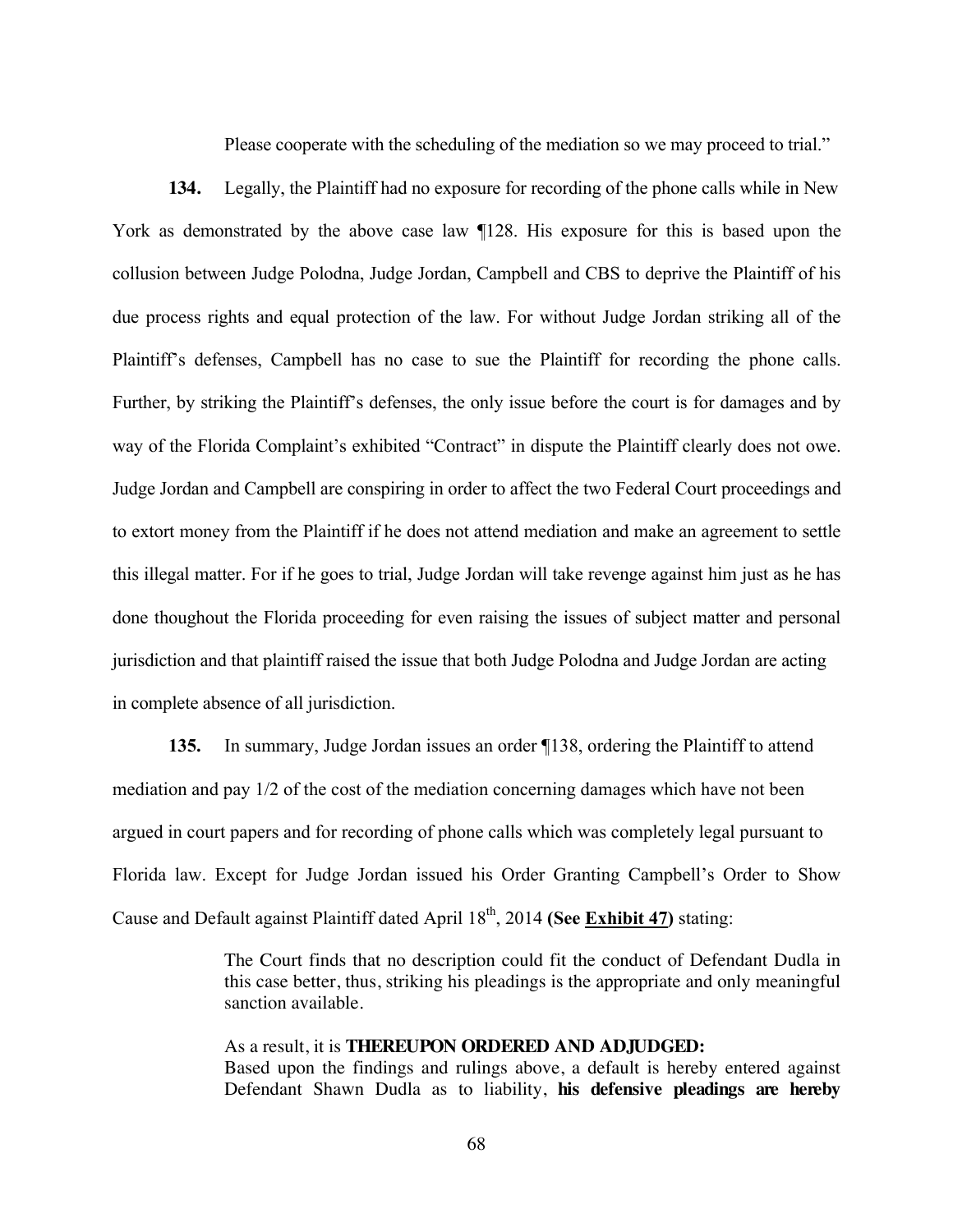Please cooperate with the scheduling of the mediation so we may proceed to trial."

**134.** Legally, the Plaintiff had no exposure for recording of the phone calls while in New York as demonstrated by the above case law ¶128. His exposure for this is based upon the collusion between Judge Polodna, Judge Jordan, Campbell and CBS to deprive the Plaintiff of his due process rights and equal protection of the law. For without Judge Jordan striking all of the Plaintiff's defenses, Campbell has no case to sue the Plaintiff for recording the phone calls. Further, by striking the Plaintiff's defenses, the only issue before the court is for damages and by way of the Florida Complaint's exhibited "Contract" in dispute the Plaintiff clearly does not owe. Judge Jordan and Campbell are conspiring in order to affect the two Federal Court proceedings and to extort money from the Plaintiff if he does not attend mediation and make an agreement to settle this illegal matter. For if he goes to trial, Judge Jordan will take revenge against him just as he has done thoughout the Florida proceeding for even raising the issues of subject matter and personal jurisdiction and that plaintiff raised the issue that both Judge Polodna and Judge Jordan are acting in complete absence of all jurisdiction.

**135.** In summary, Judge Jordan issues an order ¶138, ordering the Plaintiff to attend mediation and pay 1/2 of the cost of the mediation concerning damages which have not been argued in court papers and for recording of phone calls which was completely legal pursuant to Florida law. Except for Judge Jordan issued his Order Granting Campbell's Order to Show Cause and Default against Plaintiff dated April 18th, 2014 **(See Exhibit 47)** stating:

> The Court finds that no description could fit the conduct of Defendant Dudla in this case better, thus, striking his pleadings is the appropriate and only meaningful sanction available.
>
> As a result, it is **THEREUPON ORDERED AND ADJUDGED:**
> Based upon the findings and rulings above, a default is hereby entered against Defendant Shawn Dudla as to liability, **his defensive pleadings are hereby**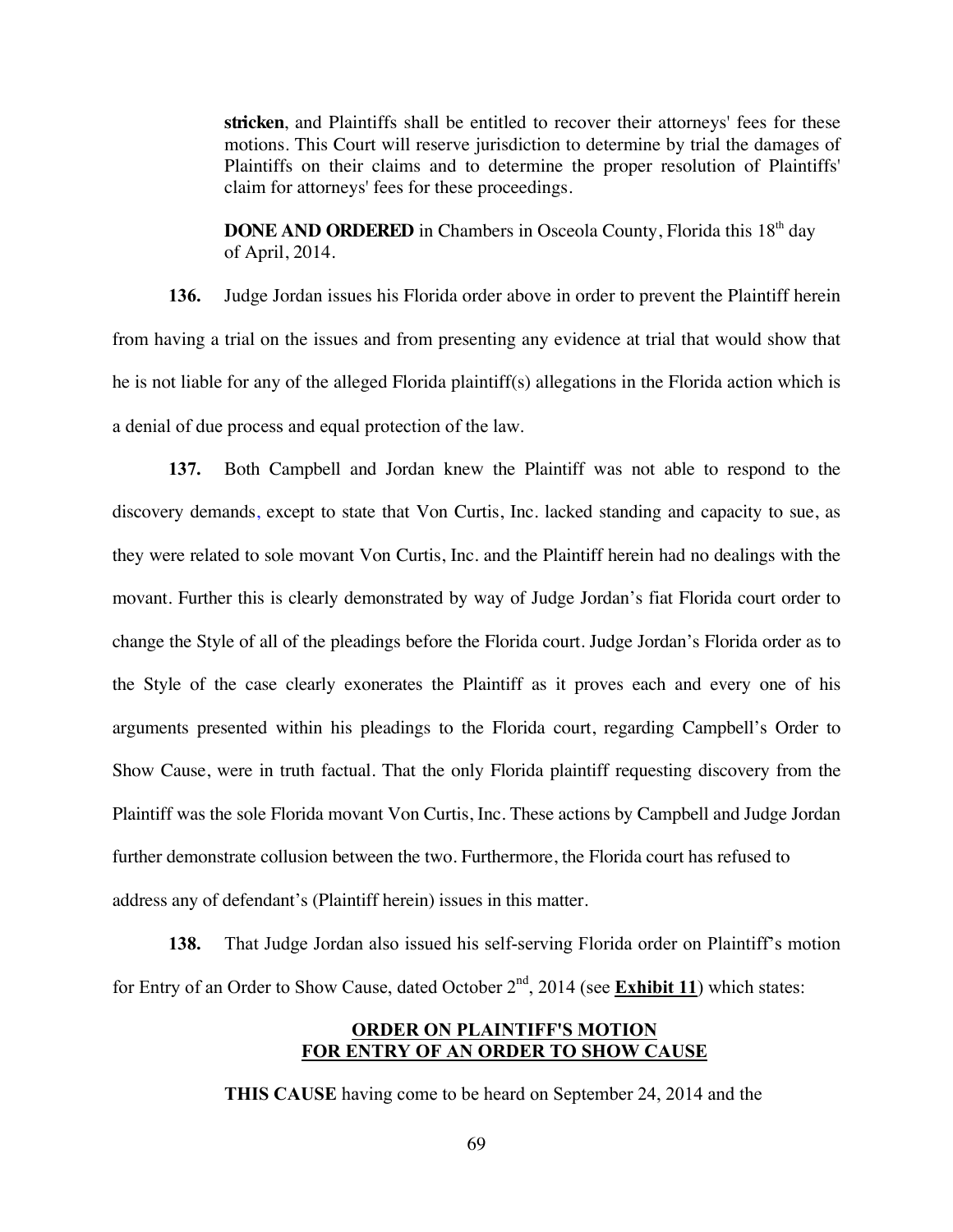> **stricken**, and Plaintiffs shall be entitled to recover their attorneys' fees for these motions. This Court will reserve jurisdiction to determine by trial the damages of Plaintiffs on their claims and to determine the proper resolution of Plaintiffs' claim for attorneys' fees for these proceedings.
>
> **DONE AND ORDERED** in Chambers in Osceola County, Florida this 18th day of April, 2014.

**136.** Judge Jordan issues his Florida order above in order to prevent the Plaintiff herein from having a trial on the issues and from presenting any evidence at trial that would show that he is not liable for any of the alleged Florida plaintiff(s) allegations in the Florida action which is a denial of due process and equal protection of the law.

**137.** Both Campbell and Jordan knew the Plaintiff was not able to respond to the discovery demands, except to state that Von Curtis, Inc. lacked standing and capacity to sue, as they were related to sole movant Von Curtis, Inc. and the Plaintiff herein had no dealings with the movant. Further this is clearly demonstrated by way of Judge Jordan's fiat Florida court order to change the Style of all of the pleadings before the Florida court. Judge Jordan's Florida order as to the Style of the case clearly exonerates the Plaintiff as it proves each and every one of his arguments presented within his pleadings to the Florida court, regarding Campbell's Order to Show Cause, were in truth factual. That the only Florida plaintiff requesting discovery from the Plaintiff was the sole Florida movant Von Curtis, Inc. These actions by Campbell and Judge Jordan further demonstrate collusion between the two. Furthermore, the Florida court has refused to address any of defendant's (Plaintiff herein) issues in this matter.

**138.** That Judge Jordan also issued his self-serving Florida order on Plaintiff's motion for Entry of an Order to Show Cause, dated October 2nd, 2014 (see **<u>Exhibit 11</u>**) which states:

> **<u>ORDER ON PLAINTIFF'S MOTION</u>**
> **<u>FOR ENTRY OF AN ORDER TO SHOW CAUSE</u>**
>
> **THIS CAUSE** having come to be heard on September 24, 2014 and the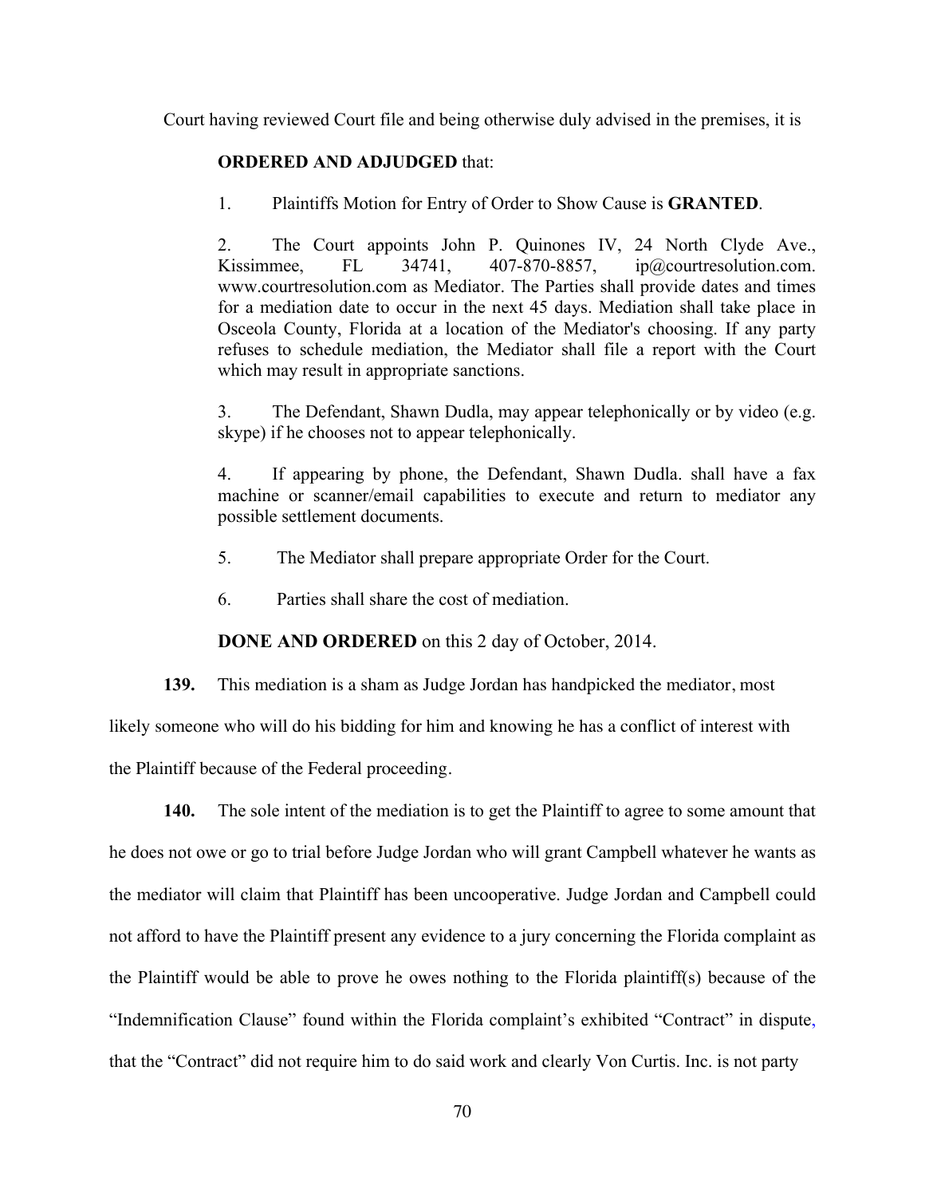Court having reviewed Court file and being otherwise duly advised in the premises, it is

**ORDERED AND ADJUDGED** that:

1. Plaintiffs Motion for Entry of Order to Show Cause is **GRANTED**.

2. The Court appoints John P. Quinones IV, 24 North Clyde Ave., Kissimmee, FL 34741, 407-870-8857, ip@courtresolution.com. www.courtresolution.com as Mediator. The Parties shall provide dates and times for a mediation date to occur in the next 45 days. Mediation shall take place in Osceola County, Florida at a location of the Mediator's choosing. If any party refuses to schedule mediation, the Mediator shall file a report with the Court which may result in appropriate sanctions.

3. The Defendant, Shawn Dudla, may appear telephonically or by video (e.g. skype) if he chooses not to appear telephonically.

4. If appearing by phone, the Defendant, Shawn Dudla. shall have a fax machine or scanner/email capabilities to execute and return to mediator any possible settlement documents.

5. The Mediator shall prepare appropriate Order for the Court.

6. Parties shall share the cost of mediation.

**DONE AND ORDERED** on this 2 day of October, 2014.

**139.** This mediation is a sham as Judge Jordan has handpicked the mediator, most likely someone who will do his bidding for him and knowing he has a conflict of interest with the Plaintiff because of the Federal proceeding.

**140.** The sole intent of the mediation is to get the Plaintiff to agree to some amount that he does not owe or go to trial before Judge Jordan who will grant Campbell whatever he wants as the mediator will claim that Plaintiff has been uncooperative. Judge Jordan and Campbell could not afford to have the Plaintiff present any evidence to a jury concerning the Florida complaint as the Plaintiff would be able to prove he owes nothing to the Florida plaintiff(s) because of the "Indemnification Clause" found within the Florida complaint's exhibited "Contract" in dispute, that the "Contract" did not require him to do said work and clearly Von Curtis. Inc. is not party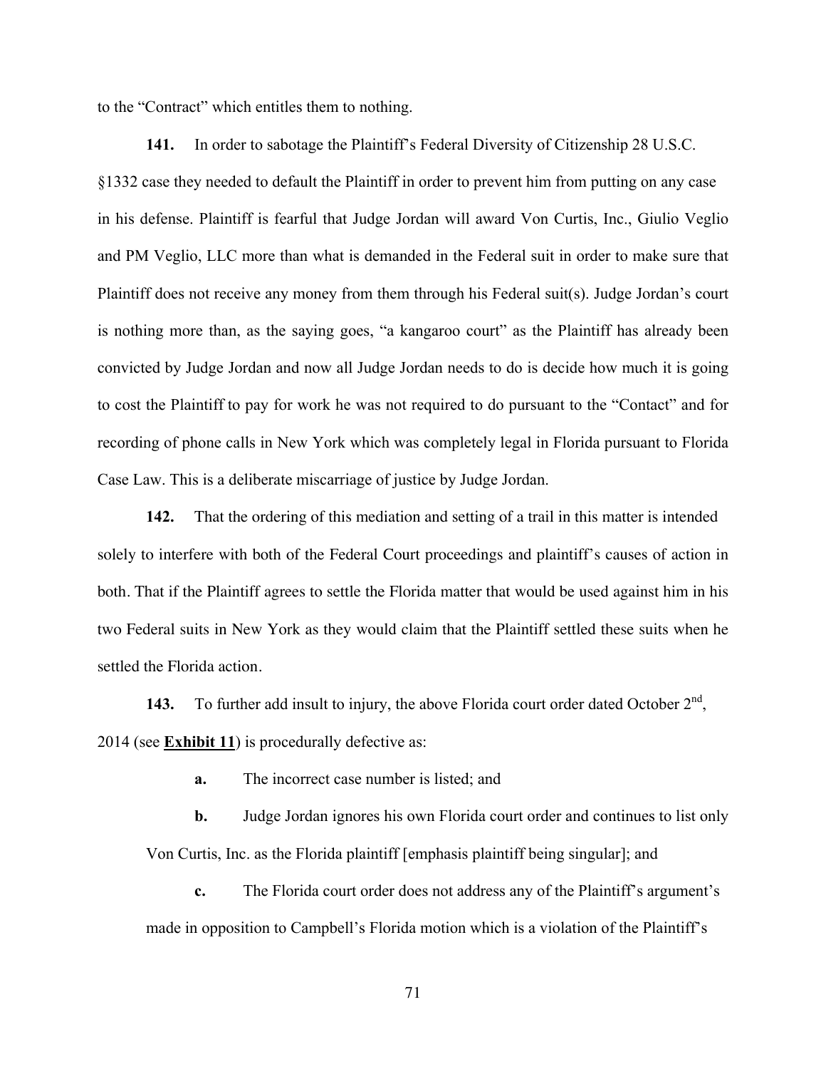to the "Contract" which entitles them to nothing.

**141.** In order to sabotage the Plaintiff's Federal Diversity of Citizenship 28 U.S.C. §1332 case they needed to default the Plaintiff in order to prevent him from putting on any case in his defense. Plaintiff is fearful that Judge Jordan will award Von Curtis, Inc., Giulio Veglio and PM Veglio, LLC more than what is demanded in the Federal suit in order to make sure that Plaintiff does not receive any money from them through his Federal suit(s). Judge Jordan's court is nothing more than, as the saying goes, "a kangaroo court" as the Plaintiff has already been convicted by Judge Jordan and now all Judge Jordan needs to do is decide how much it is going to cost the Plaintiff to pay for work he was not required to do pursuant to the "Contact" and for recording of phone calls in New York which was completely legal in Florida pursuant to Florida Case Law. This is a deliberate miscarriage of justice by Judge Jordan.

**142.** That the ordering of this mediation and setting of a trail in this matter is intended solely to interfere with both of the Federal Court proceedings and plaintiff's causes of action in both. That if the Plaintiff agrees to settle the Florida matter that would be used against him in his two Federal suits in New York as they would claim that the Plaintiff settled these suits when he settled the Florida action.

**143.** To further add insult to injury, the above Florida court order dated October 2nd, 2014 (see **<u>Exhibit 11</u>**) is procedurally defective as:

> **a.** The incorrect case number is listed; and
>
> **b.** Judge Jordan ignores his own Florida court order and continues to list only Von Curtis, Inc. as the Florida plaintiff [emphasis plaintiff being singular]; and
>
> **c.** The Florida court order does not address any of the Plaintiff's argument's made in opposition to Campbell's Florida motion which is a violation of the Plaintiff's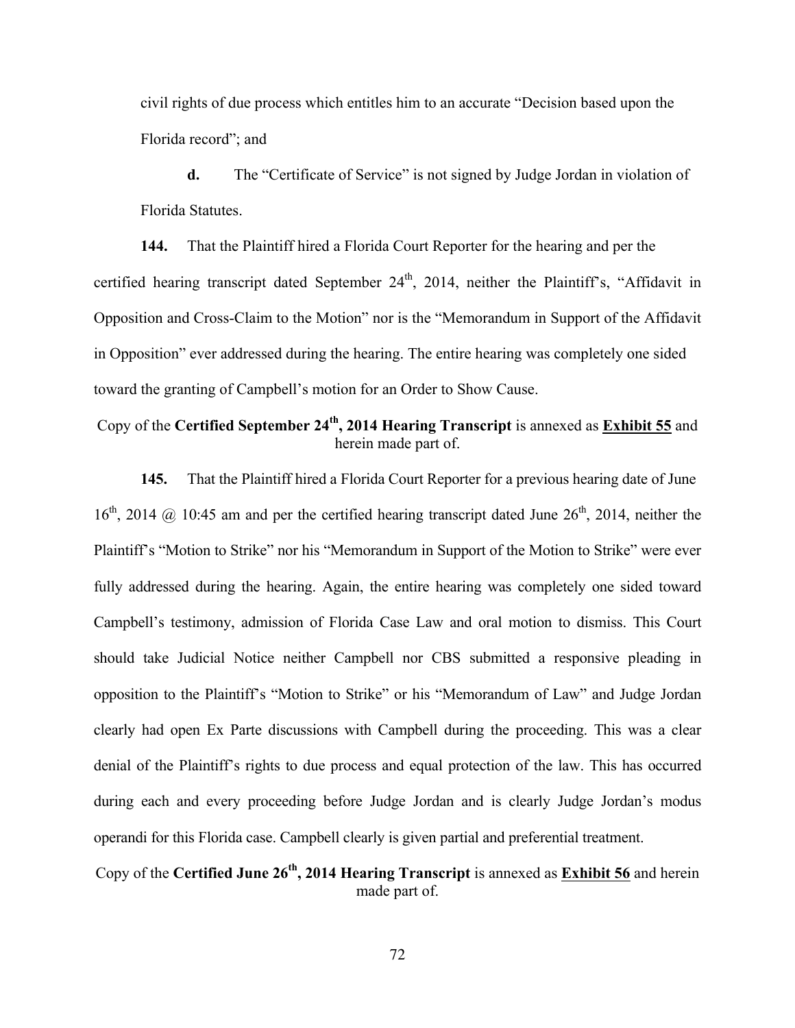civil rights of due process which entitles him to an accurate "Decision based upon the Florida record"; and

**d.** The "Certificate of Service" is not signed by Judge Jordan in violation of Florida Statutes.

**144.** That the Plaintiff hired a Florida Court Reporter for the hearing and per the certified hearing transcript dated September 24th, 2014, neither the Plaintiff's, "Affidavit in Opposition and Cross-Claim to the Motion" nor is the "Memorandum in Support of the Affidavit in Opposition" ever addressed during the hearing. The entire hearing was completely one sided toward the granting of Campbell's motion for an Order to Show Cause.

Copy of the **Certified September 24th, 2014 Hearing Transcript** is annexed as **Exhibit 55** and herein made part of.

**145.** That the Plaintiff hired a Florida Court Reporter for a previous hearing date of June 16th, 2014 @ 10:45 am and per the certified hearing transcript dated June 26th, 2014, neither the Plaintiff's "Motion to Strike" nor his "Memorandum in Support of the Motion to Strike" were ever fully addressed during the hearing. Again, the entire hearing was completely one sided toward Campbell's testimony, admission of Florida Case Law and oral motion to dismiss. This Court should take Judicial Notice neither Campbell nor CBS submitted a responsive pleading in opposition to the Plaintiff's "Motion to Strike" or his "Memorandum of Law" and Judge Jordan clearly had open Ex Parte discussions with Campbell during the proceeding. This was a clear denial of the Plaintiff's rights to due process and equal protection of the law. This has occurred during each and every proceeding before Judge Jordan and is clearly Judge Jordan's modus operandi for this Florida case. Campbell clearly is given partial and preferential treatment.

Copy of the **Certified June 26th, 2014 Hearing Transcript** is annexed as **Exhibit 56** and herein made part of.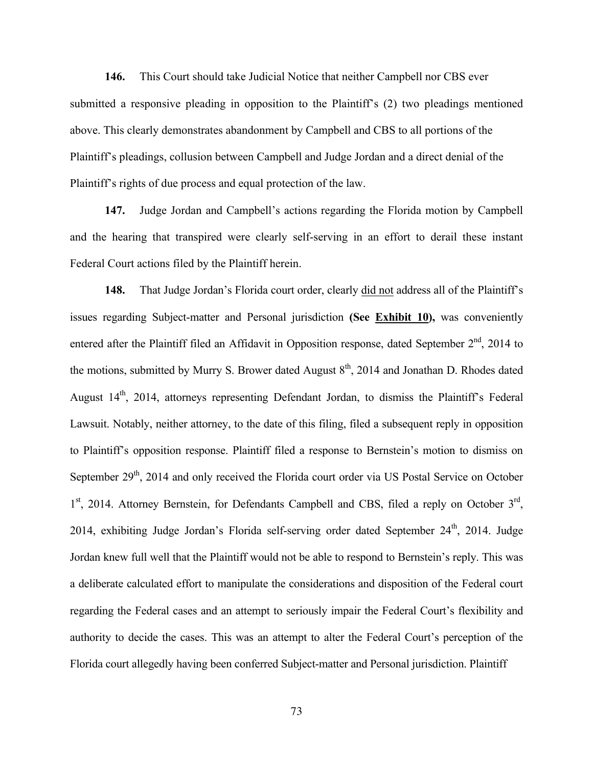**146.** This Court should take Judicial Notice that neither Campbell nor CBS ever submitted a responsive pleading in opposition to the Plaintiff's (2) two pleadings mentioned above. This clearly demonstrates abandonment by Campbell and CBS to all portions of the Plaintiff's pleadings, collusion between Campbell and Judge Jordan and a direct denial of the Plaintiff's rights of due process and equal protection of the law.

**147.** Judge Jordan and Campbell's actions regarding the Florida motion by Campbell and the hearing that transpired were clearly self-serving in an effort to derail these instant Federal Court actions filed by the Plaintiff herein.

**148.** That Judge Jordan's Florida court order, clearly did not address all of the Plaintiff's issues regarding Subject-matter and Personal jurisdiction **(See Exhibit 10),** was conveniently entered after the Plaintiff filed an Affidavit in Opposition response, dated September 2nd, 2014 to the motions, submitted by Murry S. Brower dated August 8th, 2014 and Jonathan D. Rhodes dated August 14th, 2014, attorneys representing Defendant Jordan, to dismiss the Plaintiff's Federal Lawsuit. Notably, neither attorney, to the date of this filing, filed a subsequent reply in opposition to Plaintiff's opposition response. Plaintiff filed a response to Bernstein's motion to dismiss on September 29th, 2014 and only received the Florida court order via US Postal Service on October 1st, 2014. Attorney Bernstein, for Defendants Campbell and CBS, filed a reply on October 3rd, 2014, exhibiting Judge Jordan's Florida self-serving order dated September 24th, 2014. Judge Jordan knew full well that the Plaintiff would not be able to respond to Bernstein's reply. This was a deliberate calculated effort to manipulate the considerations and disposition of the Federal court regarding the Federal cases and an attempt to seriously impair the Federal Court's flexibility and authority to decide the cases. This was an attempt to alter the Federal Court's perception of the Florida court allegedly having been conferred Subject-matter and Personal jurisdiction. Plaintiff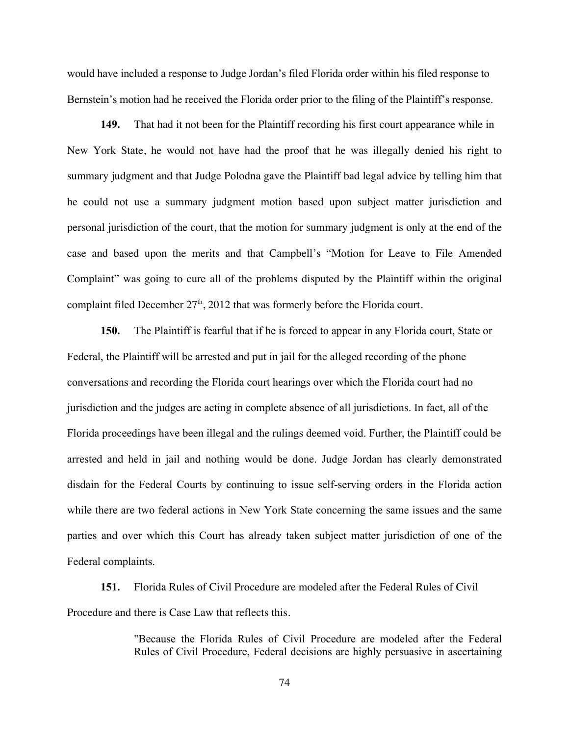would have included a response to Judge Jordan's filed Florida order within his filed response to Bernstein's motion had he received the Florida order prior to the filing of the Plaintiff's response.

**149.** That had it not been for the Plaintiff recording his first court appearance while in New York State, he would not have had the proof that he was illegally denied his right to summary judgment and that Judge Polodna gave the Plaintiff bad legal advice by telling him that he could not use a summary judgment motion based upon subject matter jurisdiction and personal jurisdiction of the court, that the motion for summary judgment is only at the end of the case and based upon the merits and that Campbell's "Motion for Leave to File Amended Complaint" was going to cure all of the problems disputed by the Plaintiff within the original complaint filed December 27th, 2012 that was formerly before the Florida court.

**150.** The Plaintiff is fearful that if he is forced to appear in any Florida court, State or Federal, the Plaintiff will be arrested and put in jail for the alleged recording of the phone conversations and recording the Florida court hearings over which the Florida court had no jurisdiction and the judges are acting in complete absence of all jurisdictions. In fact, all of the Florida proceedings have been illegal and the rulings deemed void. Further, the Plaintiff could be arrested and held in jail and nothing would be done. Judge Jordan has clearly demonstrated disdain for the Federal Courts by continuing to issue self-serving orders in the Florida action while there are two federal actions in New York State concerning the same issues and the same parties and over which this Court has already taken subject matter jurisdiction of one of the Federal complaints.

**151.** Florida Rules of Civil Procedure are modeled after the Federal Rules of Civil Procedure and there is Case Law that reflects this.

> "Because the Florida Rules of Civil Procedure are modeled after the Federal Rules of Civil Procedure, Federal decisions are highly persuasive in ascertaining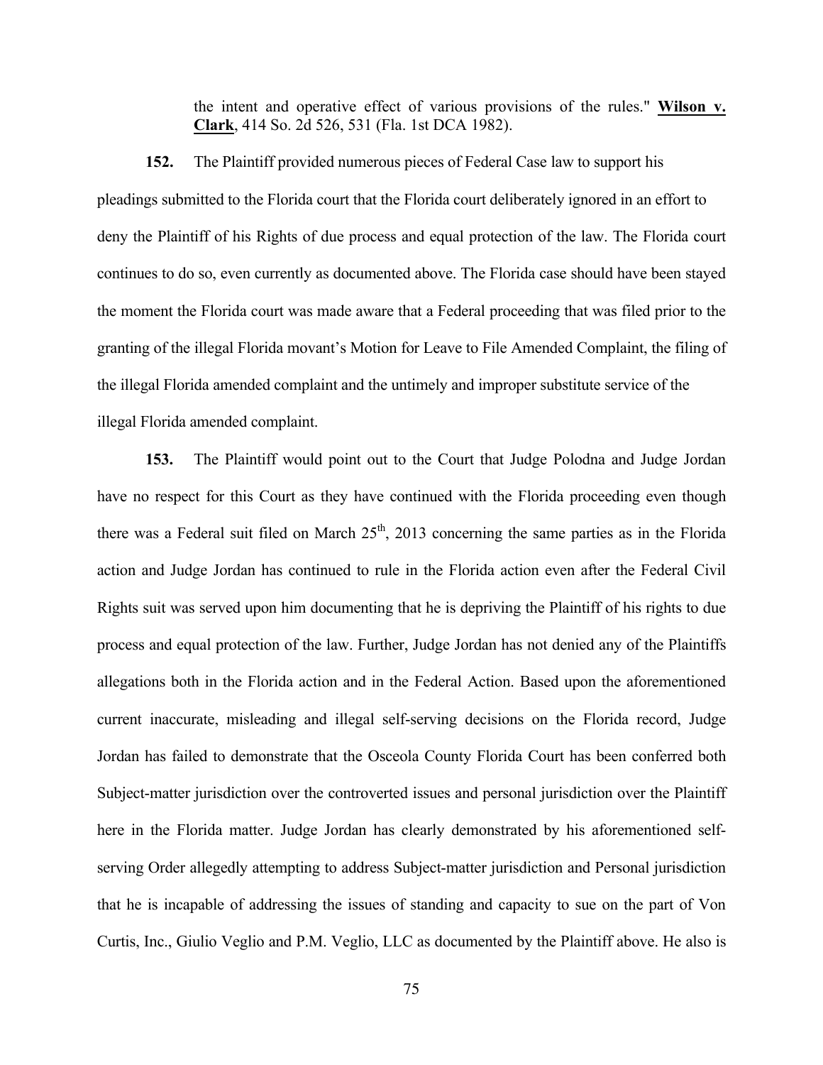> the intent and operative effect of various provisions of the rules." **Wilson v. Clark**, 414 So. 2d 526, 531 (Fla. 1st DCA 1982).

**152.** The Plaintiff provided numerous pieces of Federal Case law to support his pleadings submitted to the Florida court that the Florida court deliberately ignored in an effort to deny the Plaintiff of his Rights of due process and equal protection of the law. The Florida court continues to do so, even currently as documented above. The Florida case should have been stayed the moment the Florida court was made aware that a Federal proceeding that was filed prior to the granting of the illegal Florida movant's Motion for Leave to File Amended Complaint, the filing of the illegal Florida amended complaint and the untimely and improper substitute service of the illegal Florida amended complaint.

**153.** The Plaintiff would point out to the Court that Judge Polodna and Judge Jordan have no respect for this Court as they have continued with the Florida proceeding even though there was a Federal suit filed on March 25th, 2013 concerning the same parties as in the Florida action and Judge Jordan has continued to rule in the Florida action even after the Federal Civil Rights suit was served upon him documenting that he is depriving the Plaintiff of his rights to due process and equal protection of the law. Further, Judge Jordan has not denied any of the Plaintiffs allegations both in the Florida action and in the Federal Action. Based upon the aforementioned current inaccurate, misleading and illegal self-serving decisions on the Florida record, Judge Jordan has failed to demonstrate that the Osceola County Florida Court has been conferred both Subject-matter jurisdiction over the controverted issues and personal jurisdiction over the Plaintiff here in the Florida matter. Judge Jordan has clearly demonstrated by his aforementioned self-serving Order allegedly attempting to address Subject-matter jurisdiction and Personal jurisdiction that he is incapable of addressing the issues of standing and capacity to sue on the part of Von Curtis, Inc., Giulio Veglio and P.M. Veglio, LLC as documented by the Plaintiff above. He also is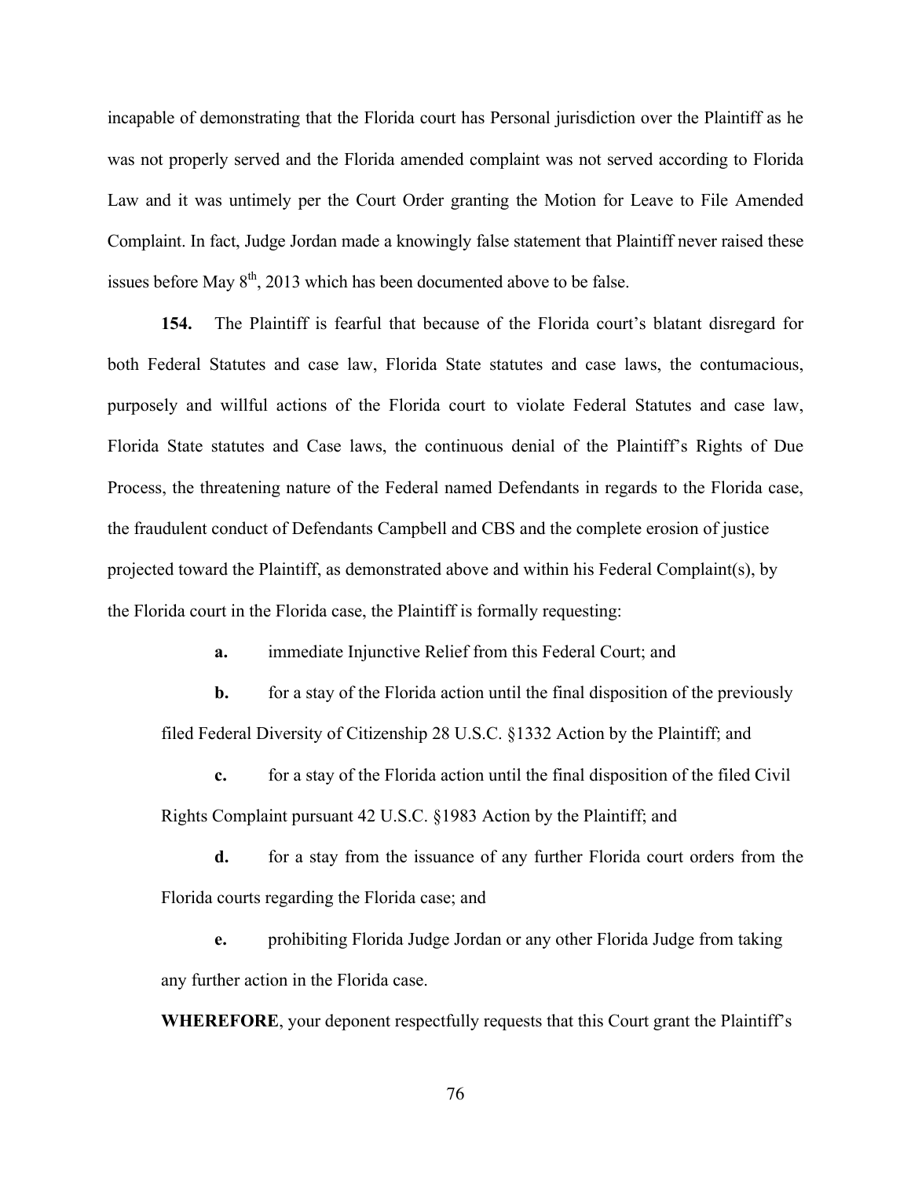incapable of demonstrating that the Florida court has Personal jurisdiction over the Plaintiff as he was not properly served and the Florida amended complaint was not served according to Florida Law and it was untimely per the Court Order granting the Motion for Leave to File Amended Complaint. In fact, Judge Jordan made a knowingly false statement that Plaintiff never raised these issues before May 8th, 2013 which has been documented above to be false.

**154.** The Plaintiff is fearful that because of the Florida court's blatant disregard for both Federal Statutes and case law, Florida State statutes and case laws, the contumacious, purposely and willful actions of the Florida court to violate Federal Statutes and case law, Florida State statutes and Case laws, the continuous denial of the Plaintiff's Rights of Due Process, the threatening nature of the Federal named Defendants in regards to the Florida case, the fraudulent conduct of Defendants Campbell and CBS and the complete erosion of justice projected toward the Plaintiff, as demonstrated above and within his Federal Complaint(s), by the Florida court in the Florida case, the Plaintiff is formally requesting:

**a.** immediate Injunctive Relief from this Federal Court; and

**b.** for a stay of the Florida action until the final disposition of the previously filed Federal Diversity of Citizenship 28 U.S.C. §1332 Action by the Plaintiff; and

**c.** for a stay of the Florida action until the final disposition of the filed Civil Rights Complaint pursuant 42 U.S.C. §1983 Action by the Plaintiff; and

**d.** for a stay from the issuance of any further Florida court orders from the Florida courts regarding the Florida case; and

**e.** prohibiting Florida Judge Jordan or any other Florida Judge from taking any further action in the Florida case.

**WHEREFORE**, your deponent respectfully requests that this Court grant the Plaintiff's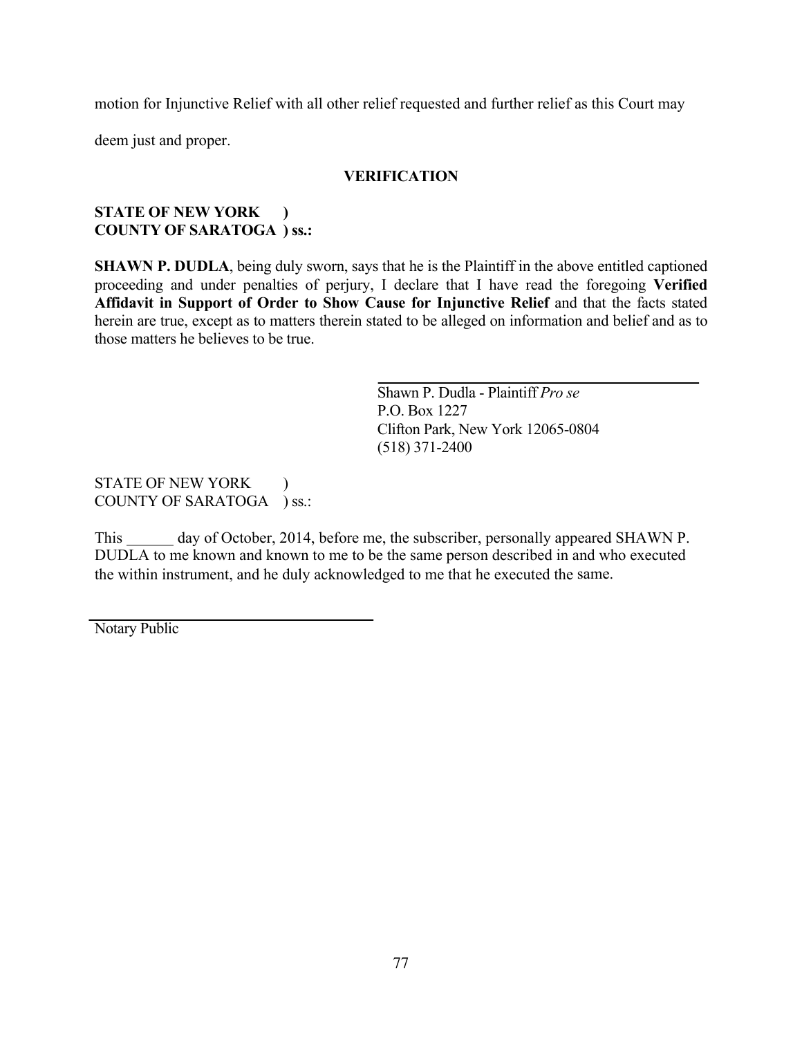motion for Injunctive Relief with all other relief requested and further relief as this Court may deem just and proper.

## VERIFICATION

**STATE OF NEW YORK )**
**COUNTY OF SARATOGA ) ss.:**

**SHAWN P. DUDLA**, being duly sworn, says that he is the Plaintiff in the above entitled captioned proceeding and under penalties of perjury, I declare that I have read the foregoing **Verified Affidavit in Support of Order to Show Cause for Injunctive Relief** and that the facts stated herein are true, except as to matters therein stated to be alleged on information and belief and as to those matters he believes to be true.

\_\_\_\_\_\_\_\_\_\_\_\_\_\_\_\_\_\_\_\_\_\_\_\_\_\_\_\_\_\_\_\_\_\_\_\_
Shawn P. Dudla - Plaintiff *Pro se*
P.O. Box 1227
Clifton Park, New York 12065-0804
(518) 371-2400

STATE OF NEW YORK )
COUNTY OF SARATOGA ) ss.:

This ______ day of October, 2014, before me, the subscriber, personally appeared SHAWN P. DUDLA to me known and known to me to be the same person described in and who executed the within instrument, and he duly acknowledged to me that he executed the same.

\_\_\_\_\_\_\_\_\_\_\_\_\_\_\_\_\_\_\_\_\_\_\_\_\_\_\_\_\_\_\_\_\_\_\_\_
Notary Public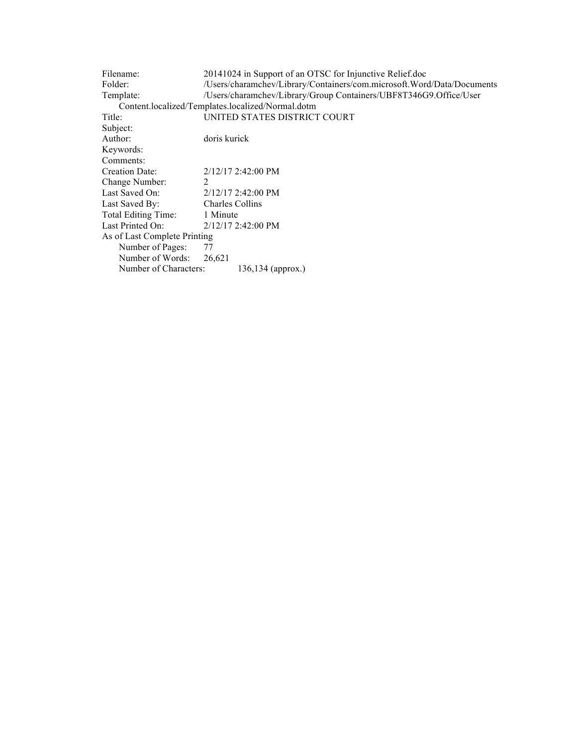Filename: 20141024 in Support of an OTSC for Injunctive Relief.doc
Folder: /Users/charamchev/Library/Containers/com.microsoft.Word/Data/Documents
Template: /Users/charamchev/Library/Group Containers/UBF8T346G9.Office/User Content.localized/Templates.localized/Normal.dotm
Title: UNITED STATES DISTRICT COURT
Subject:
Author: doris kurick
Keywords:
Comments:
Creation Date: 2/12/17 2:42:00 PM
Change Number: 2
Last Saved On: 2/12/17 2:42:00 PM
Last Saved By: Charles Collins
Total Editing Time: 1 Minute
Last Printed On: 2/12/17 2:42:00 PM
As of Last Complete Printing
Number of Pages: 77
Number of Words: 26,621
Number of Characters: 136,134 (approx.)